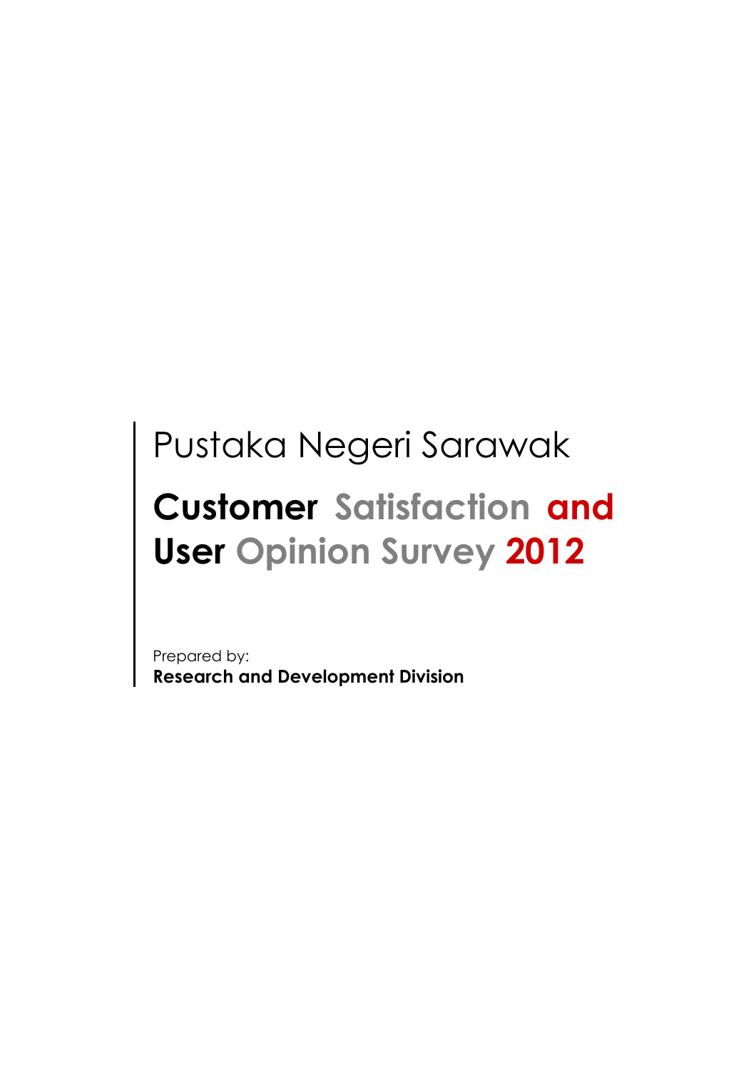Pustaka Negeri Sarawak

# Customer Satisfaction and User Opinion Survey 2012

Prepared by:
**Research and Development Division**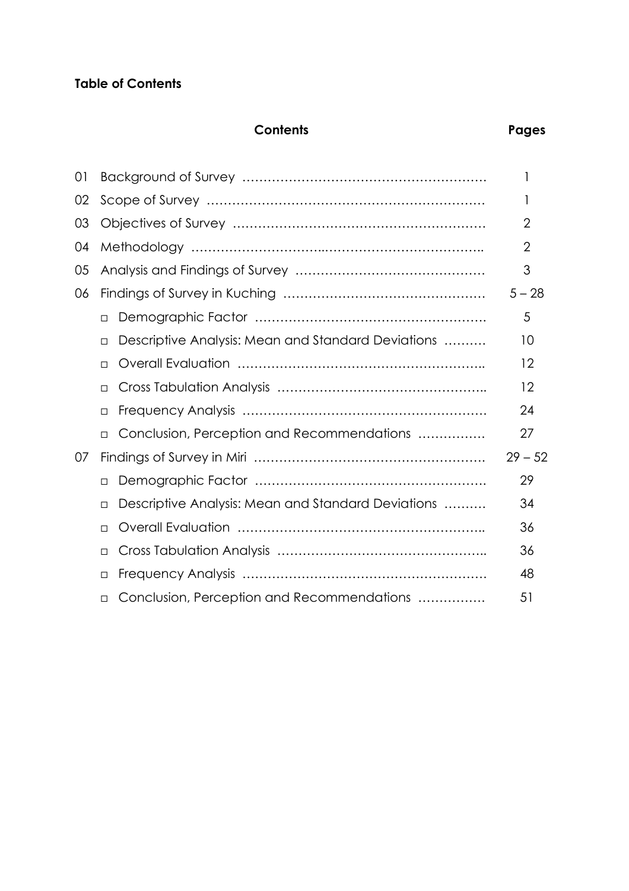**Table of Contents**

| | Contents | Pages |
|---|---|---|
| 01 | Background of Survey | 1 |
| 02 | Scope of Survey | 1 |
| 03 | Objectives of Survey | 2 |
| 04 | Methodology | 2 |
| 05 | Analysis and Findings of Survey | 3 |
| 06 | Findings of Survey in Kuching | 5 – 28 |
| | □ Demographic Factor | 5 |
| | □ Descriptive Analysis: Mean and Standard Deviations | 10 |
| | □ Overall Evaluation | 12 |
| | □ Cross Tabulation Analysis | 12 |
| | □ Frequency Analysis | 24 |
| | □ Conclusion, Perception and Recommendations | 27 |
| 07 | Findings of Survey in Miri | 29 – 52 |
| | □ Demographic Factor | 29 |
| | □ Descriptive Analysis: Mean and Standard Deviations | 34 |
| | □ Overall Evaluation | 36 |
| | □ Cross Tabulation Analysis | 36 |
| | □ Frequency Analysis | 48 |
| | □ Conclusion, Perception and Recommendations | 51 |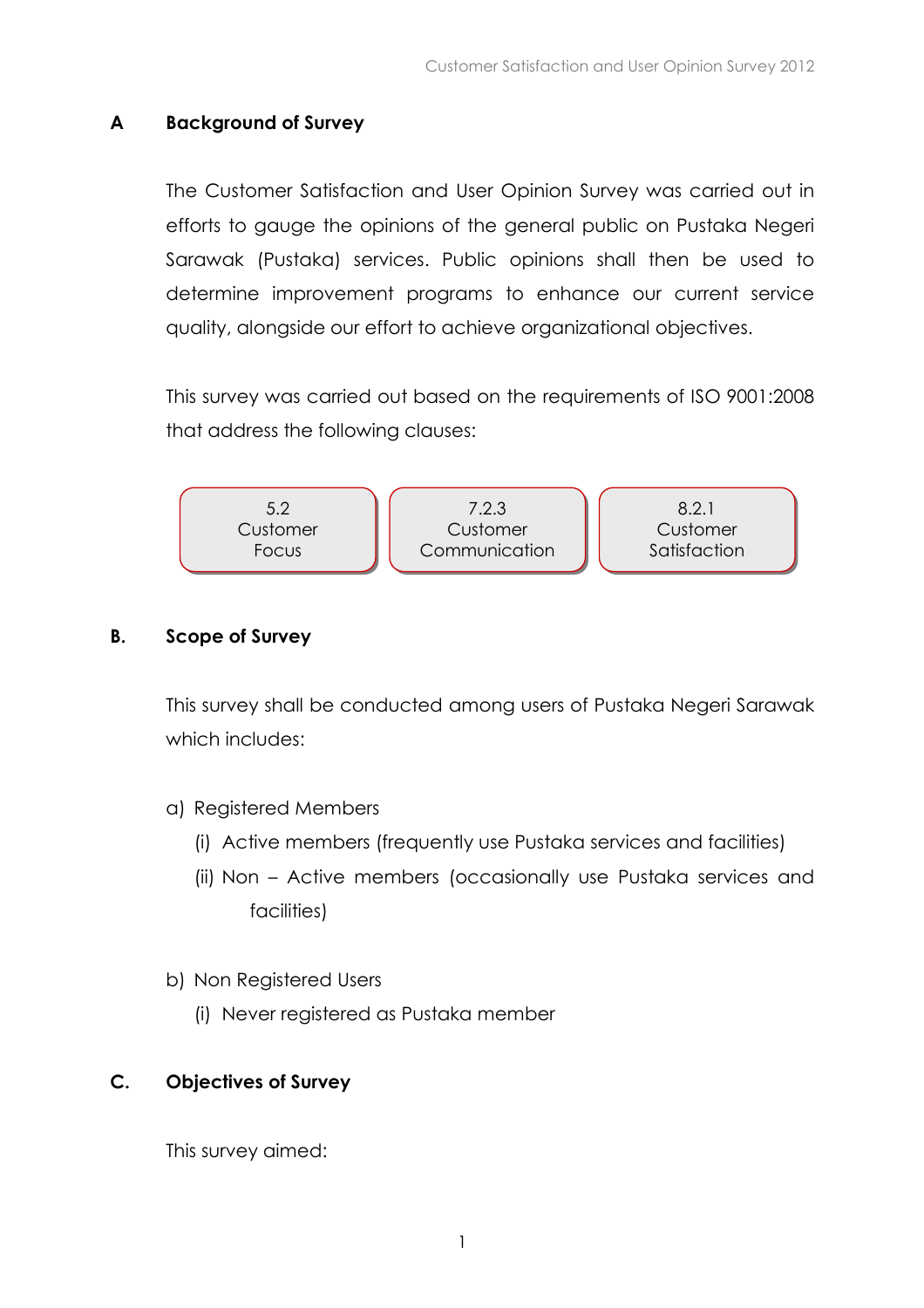## A Background of Survey

The Customer Satisfaction and User Opinion Survey was carried out in efforts to gauge the opinions of the general public on Pustaka Negeri Sarawak (Pustaka) services. Public opinions shall then be used to determine improvement programs to enhance our current service quality, alongside our effort to achieve organizational objectives.

This survey was carried out based on the requirements of ISO 9001:2008 that address the following clauses:

| 5.2 Customer Focus | 7.2.3 Customer Communication | 8.2.1 Customer Satisfaction |
|---|---|---|

## B. Scope of Survey

This survey shall be conducted among users of Pustaka Negeri Sarawak which includes:

a) Registered Members
   - (i) Active members (frequently use Pustaka services and facilities)
   - (ii) Non – Active members (occasionally use Pustaka services and facilities)

b) Non Registered Users
   - (i) Never registered as Pustaka member

## C. Objectives of Survey

This survey aimed: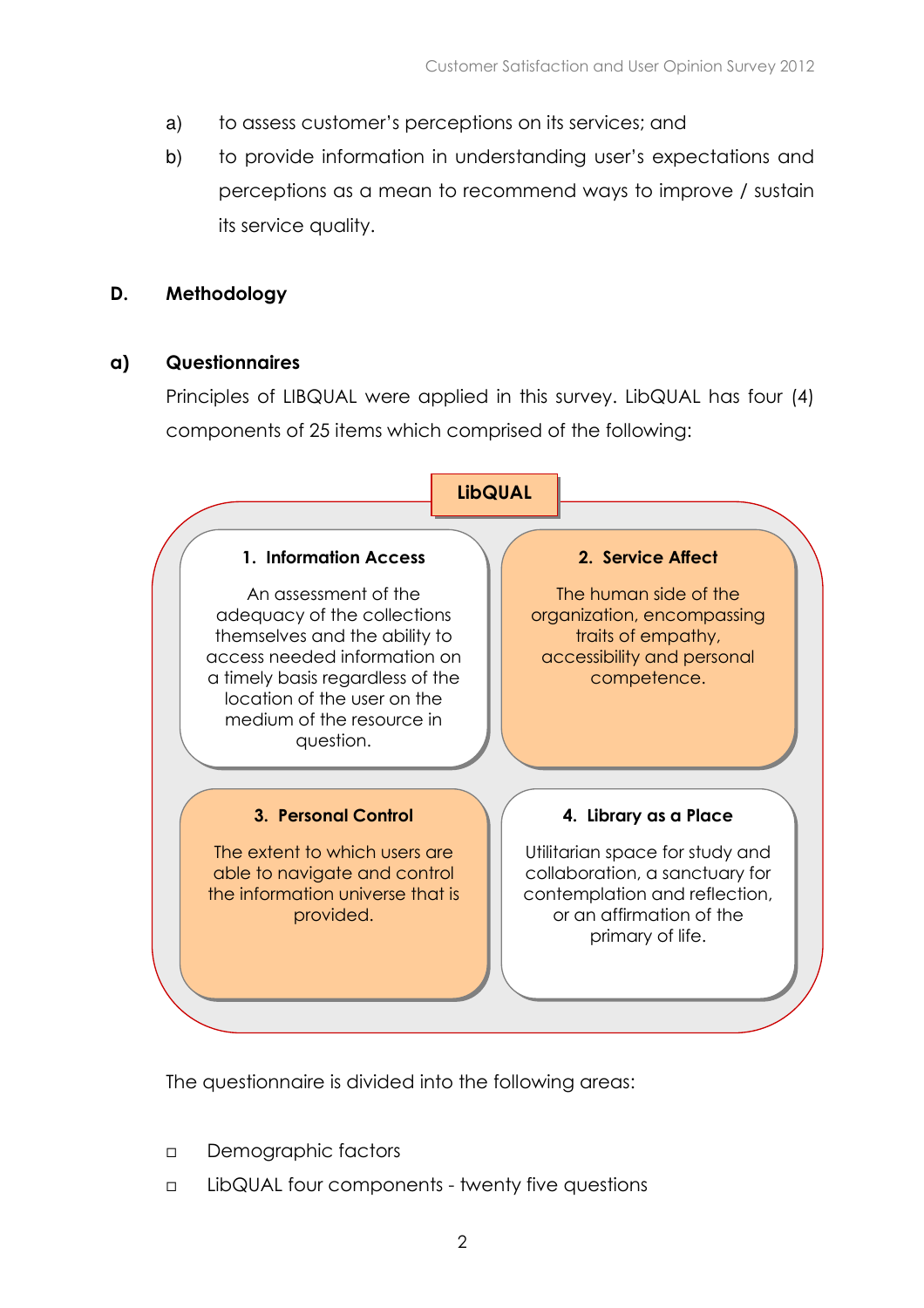a) to assess customer's perceptions on its services; and

b) to provide information in understanding user's expectations and perceptions as a mean to recommend ways to improve / sustain its service quality.

## D. Methodology

### a) Questionnaires

Principles of LIBQUAL were applied in this survey. LibQUAL has four (4) components of 25 items which comprised of the following:

**LibQUAL**

**1. Information Access**

An assessment of the adequacy of the collections themselves and the ability to access needed information on a timely basis regardless of the location of the user on the medium of the resource in question.

**2. Service Affect**

The human side of the organization, encompassing traits of empathy, accessibility and personal competence.

**3. Personal Control**

The extent to which users are able to navigate and control the information universe that is provided.

**4. Library as a Place**

Utilitarian space for study and collaboration, a sanctuary for contemplation and reflection, or an affirmation of the primary of life.

The questionnaire is divided into the following areas:

- Demographic factors
- LibQUAL four components - twenty five questions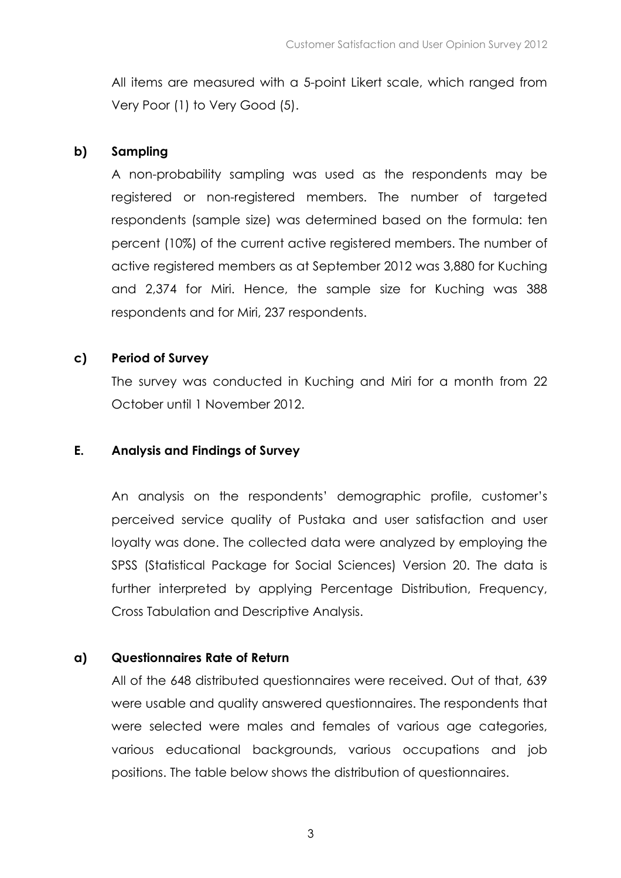All items are measured with a 5-point Likert scale, which ranged from Very Poor (1) to Very Good (5).

### b) Sampling

A non-probability sampling was used as the respondents may be registered or non-registered members. The number of targeted respondents (sample size) was determined based on the formula: ten percent (10%) of the current active registered members. The number of active registered members as at September 2012 was 3,880 for Kuching and 2,374 for Miri. Hence, the sample size for Kuching was 388 respondents and for Miri, 237 respondents.

### c) Period of Survey

The survey was conducted in Kuching and Miri for a month from 22 October until 1 November 2012.

## E. Analysis and Findings of Survey

An analysis on the respondents' demographic profile, customer's perceived service quality of Pustaka and user satisfaction and user loyalty was done. The collected data were analyzed by employing the SPSS (Statistical Package for Social Sciences) Version 20. The data is further interpreted by applying Percentage Distribution, Frequency, Cross Tabulation and Descriptive Analysis.

### a) Questionnaires Rate of Return

All of the 648 distributed questionnaires were received. Out of that, 639 were usable and quality answered questionnaires. The respondents that were selected were males and females of various age categories, various educational backgrounds, various occupations and job positions. The table below shows the distribution of questionnaires.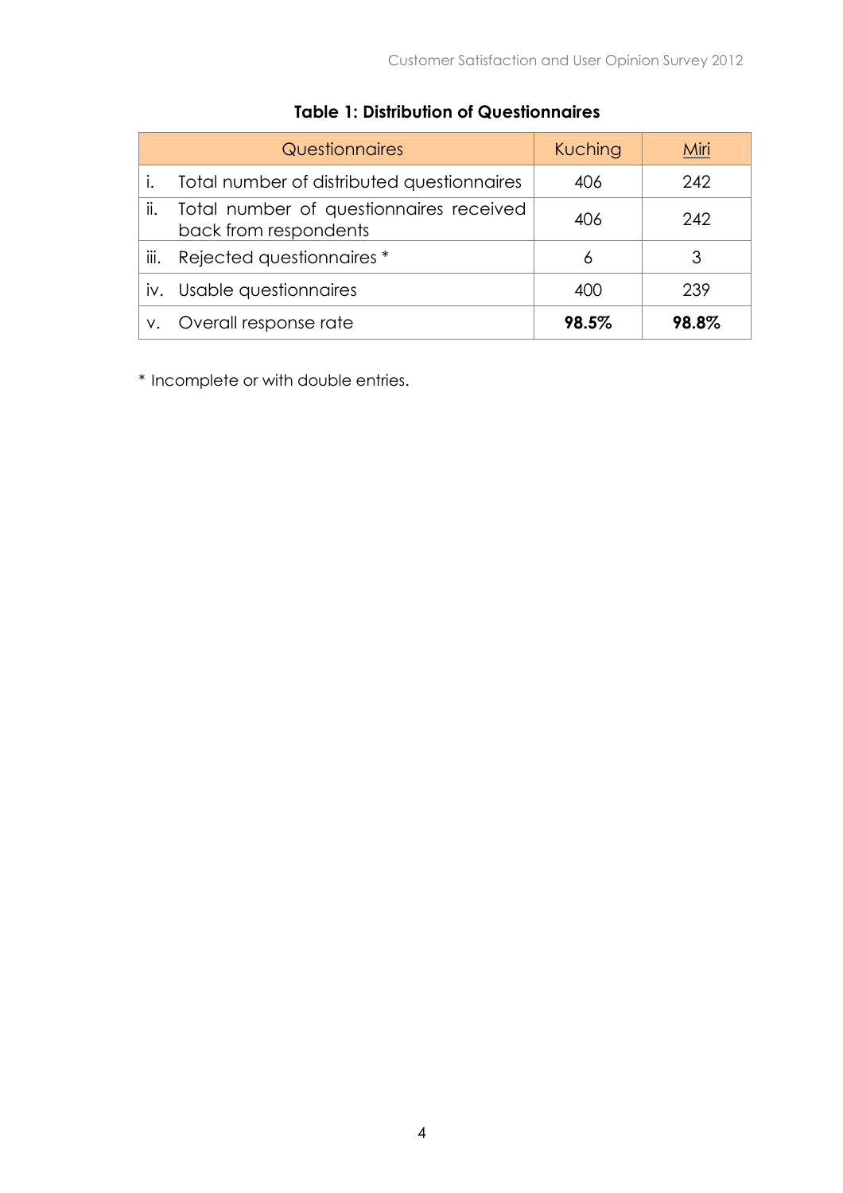**Table 1: Distribution of Questionnaires**

| Questionnaires | Kuching | Miri |
|---|---|---|
| i. Total number of distributed questionnaires | 406 | 242 |
| ii. Total number of questionnaires received back from respondents | 406 | 242 |
| iii. Rejected questionnaires * | 6 | 3 |
| iv. Usable questionnaires | 400 | 239 |
| v. Overall response rate | **98.5%** | **98.8%** |

* Incomplete or with double entries.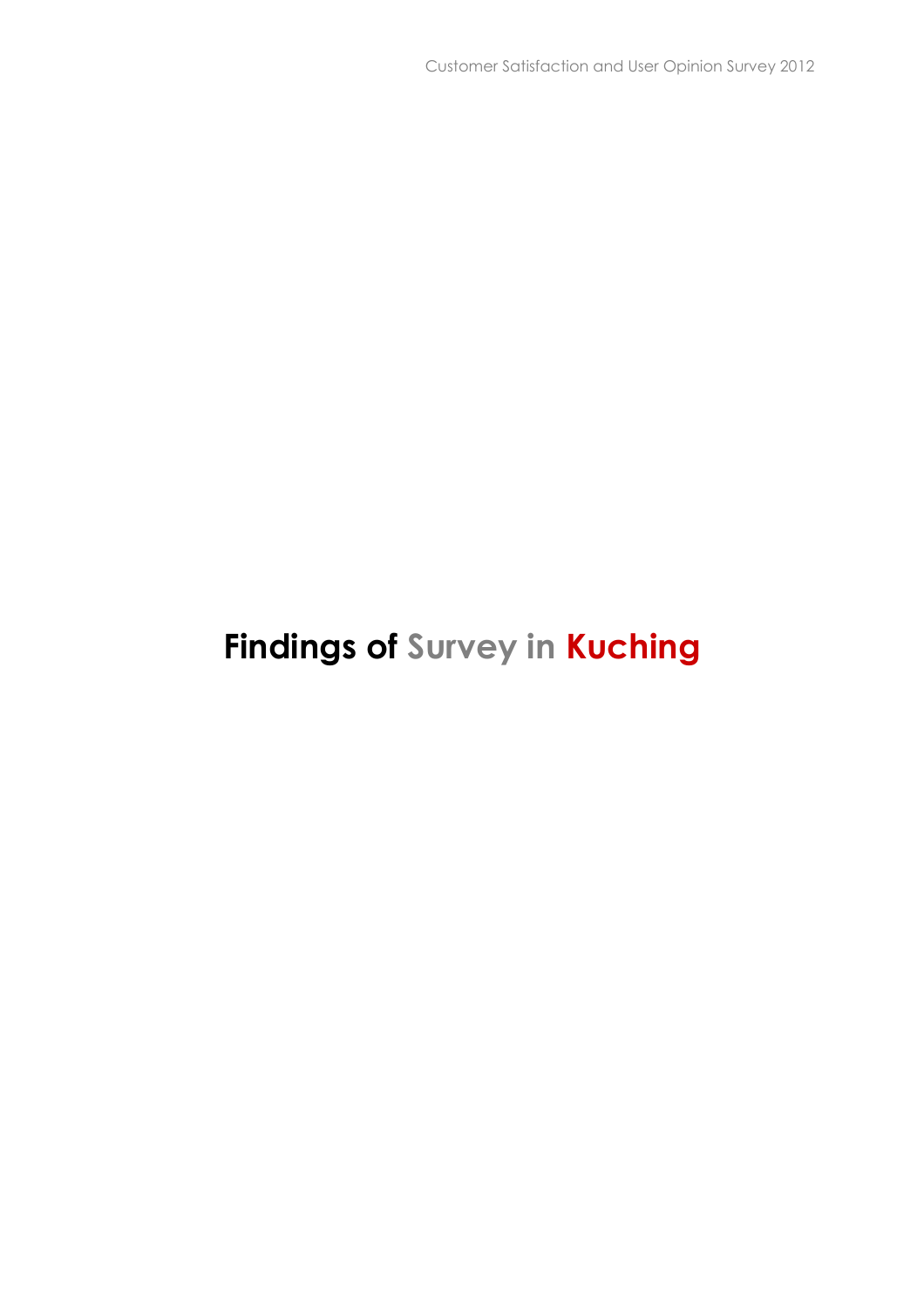# Findings of Survey in Kuching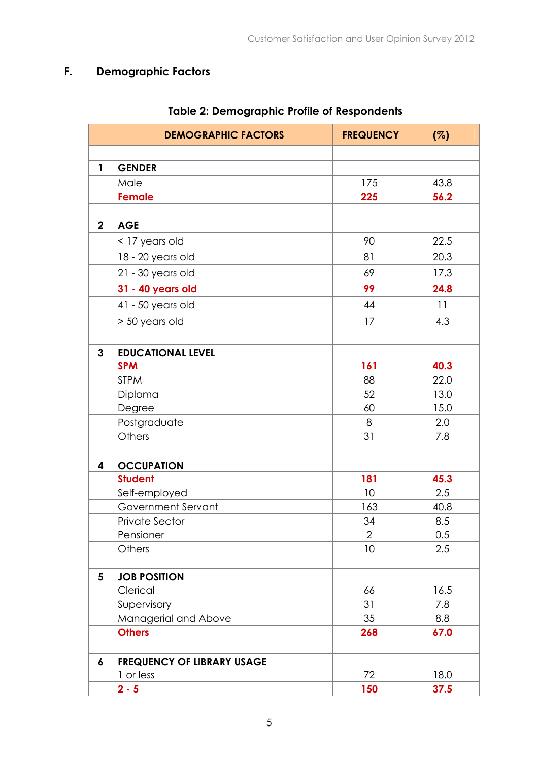## F. Demographic Factors

**Table 2: Demographic Profile of Respondents**

| | DEMOGRAPHIC FACTORS | FREQUENCY | (%) |
|---|---|---|---|
| | | | |
| **1** | **GENDER** | | |
| | Male | 175 | 43.8 |
| | **Female** | **225** | **56.2** |
| | | | |
| **2** | **AGE** | | |
| | < 17 years old | 90 | 22.5 |
| | 18 - 20 years old | 81 | 20.3 |
| | 21 - 30 years old | 69 | 17.3 |
| | **31 - 40 years old** | **99** | **24.8** |
| | 41 - 50 years old | 44 | 11 |
| | > 50 years old | 17 | 4.3 |
| | | | |
| **3** | **EDUCATIONAL LEVEL** | | |
| | **SPM** | **161** | **40.3** |
| | STPM | 88 | 22.0 |
| | Diploma | 52 | 13.0 |
| | Degree | 60 | 15.0 |
| | Postgraduate | 8 | 2.0 |
| | Others | 31 | 7.8 |
| | | | |
| **4** | **OCCUPATION** | | |
| | **Student** | **181** | **45.3** |
| | Self-employed | 10 | 2.5 |
| | Government Servant | 163 | 40.8 |
| | Private Sector | 34 | 8.5 |
| | Pensioner | 2 | 0.5 |
| | Others | 10 | 2.5 |
| | | | |
| **5** | **JOB POSITION** | | |
| | Clerical | 66 | 16.5 |
| | Supervisory | 31 | 7.8 |
| | Managerial and Above | 35 | 8.8 |
| | **Others** | **268** | **67.0** |
| | | | |
| **6** | **FREQUENCY OF LIBRARY USAGE** | | |
| | 1 or less | 72 | 18.0 |
| | **2 - 5** | **150** | **37.5** |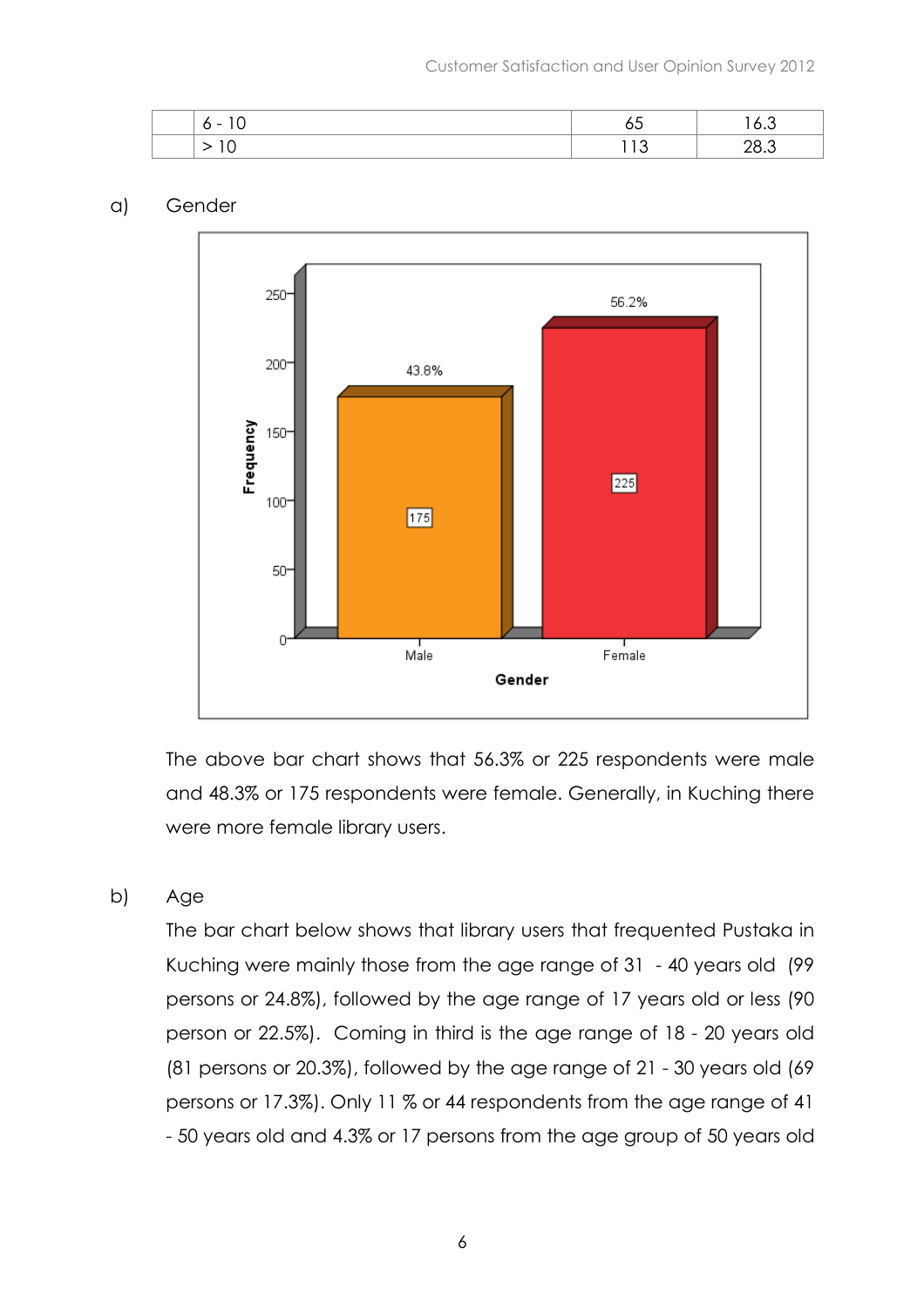|  | 6 - 10 | 65 | 16.3 |
|---|---|---|---|
|  | > 10 | 113 | 28.3 |

a) Gender

The above bar chart shows that 56.3% or 225 respondents were male and 48.3% or 175 respondents were female. Generally, in Kuching there were more female library users.

b) Age

The bar chart below shows that library users that frequented Pustaka in Kuching were mainly those from the age range of 31 - 40 years old (99 persons or 24.8%), followed by the age range of 17 years old or less (90 person or 22.5%). Coming in third is the age range of 18 - 20 years old (81 persons or 20.3%), followed by the age range of 21 - 30 years old (69 persons or 17.3%). Only 11 % or 44 respondents from the age range of 41 - 50 years old and 4.3% or 17 persons from the age group of 50 years old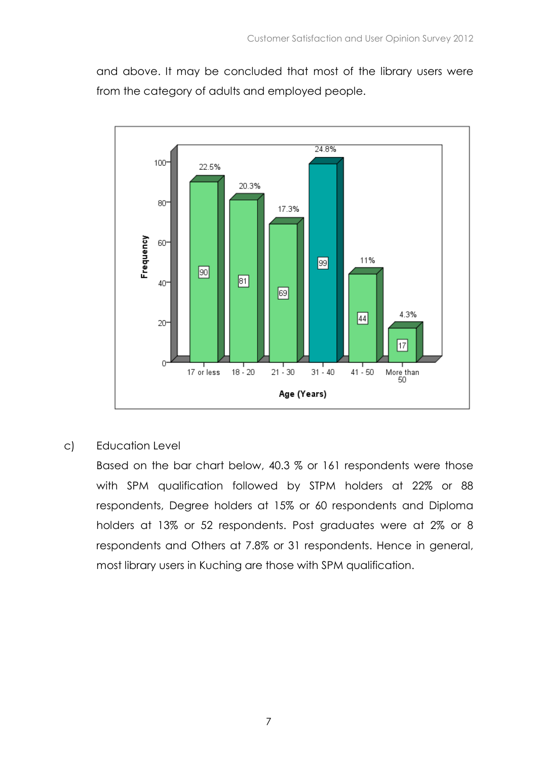and above. It may be concluded that most of the library users were from the category of adults and employed people.

| Age (Years) | Frequency | Percentage |
|---|---|---|
| 17 or less | 90 | 22.5% |
| 18 - 20 | 81 | 20.3% |
| 21 - 30 | 69 | 17.3% |
| 31 - 40 | 99 | 24.8% |
| 41 - 50 | 44 | 11% |
| More than 50 | 17 | 4.3% |

c) Education Level

Based on the bar chart below, 40.3 % or 161 respondents were those with SPM qualification followed by STPM holders at 22% or 88 respondents, Degree holders at 15% or 60 respondents and Diploma holders at 13% or 52 respondents. Post graduates were at 2% or 8 respondents and Others at 7.8% or 31 respondents. Hence in general, most library users in Kuching are those with SPM qualification.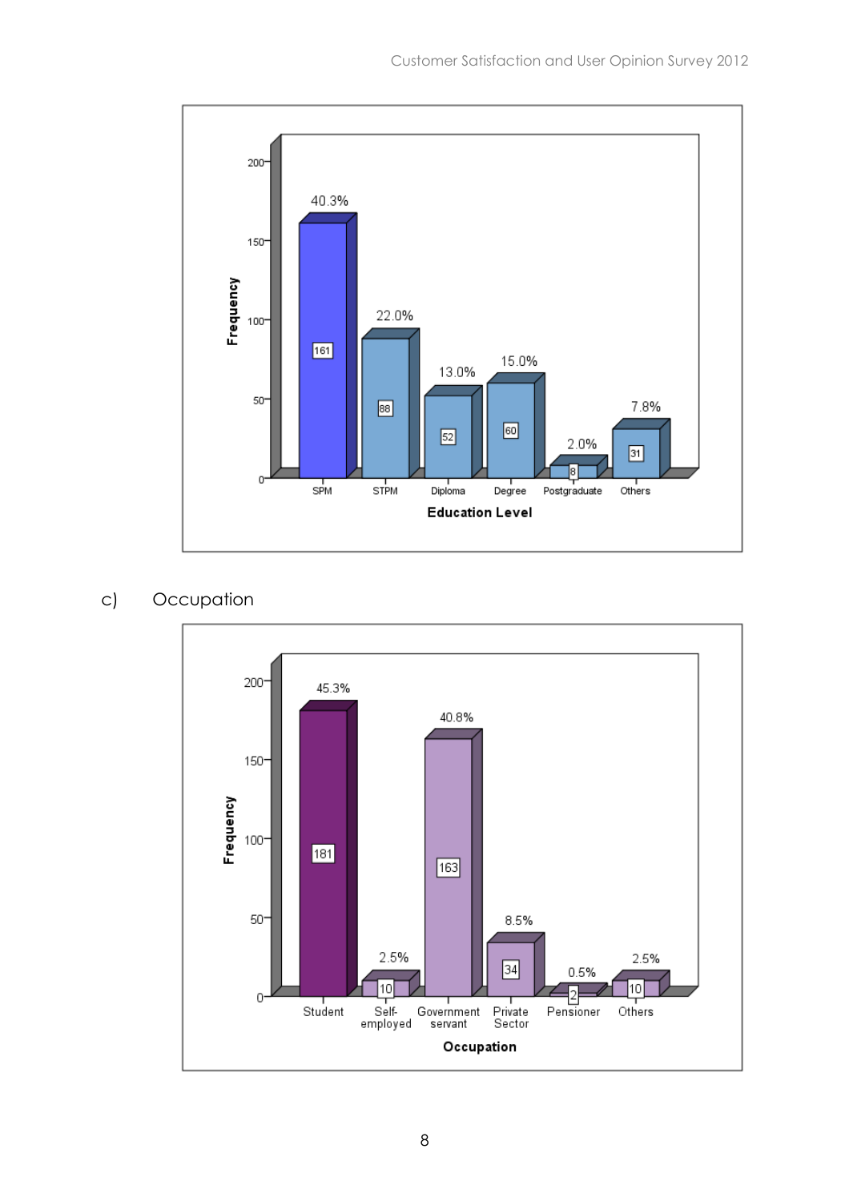| Education Level | Frequency | Percentage |
|---|---|---|
| SPM | 161 | 40.3% |
| STPM | 88 | 22.0% |
| Diploma | 52 | 13.0% |
| Degree | 60 | 15.0% |
| Postgraduate | 8 | 2.0% |
| Others | 31 | 7.8% |

c) Occupation

| Occupation | Frequency | Percentage |
|---|---|---|
| Student | 181 | 45.3% |
| Self-employed | 10 | 2.5% |
| Government servant | 163 | 40.8% |
| Private Sector | 34 | 8.5% |
| Pensioner | 2 | 0.5% |
| Others | 10 | 2.5% |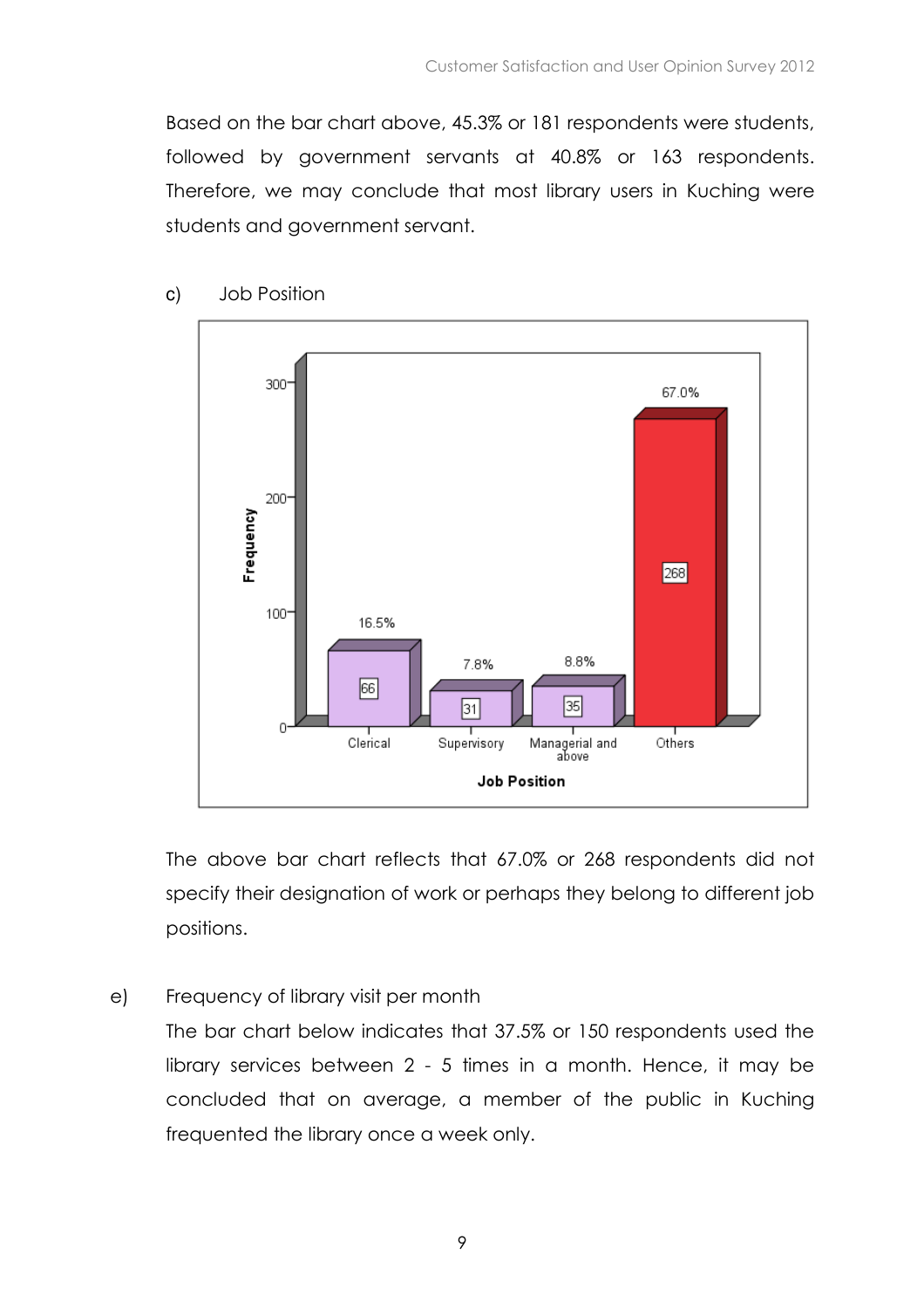Based on the bar chart above, 45.3% or 181 respondents were students, followed by government servants at 40.8% or 163 respondents. Therefore, we may conclude that most library users in Kuching were students and government servant.

c) Job Position

The above bar chart reflects that 67.0% or 268 respondents did not specify their designation of work or perhaps they belong to different job positions.

e) Frequency of library visit per month

The bar chart below indicates that 37.5% or 150 respondents used the library services between 2 - 5 times in a month. Hence, it may be concluded that on average, a member of the public in Kuching frequented the library once a week only.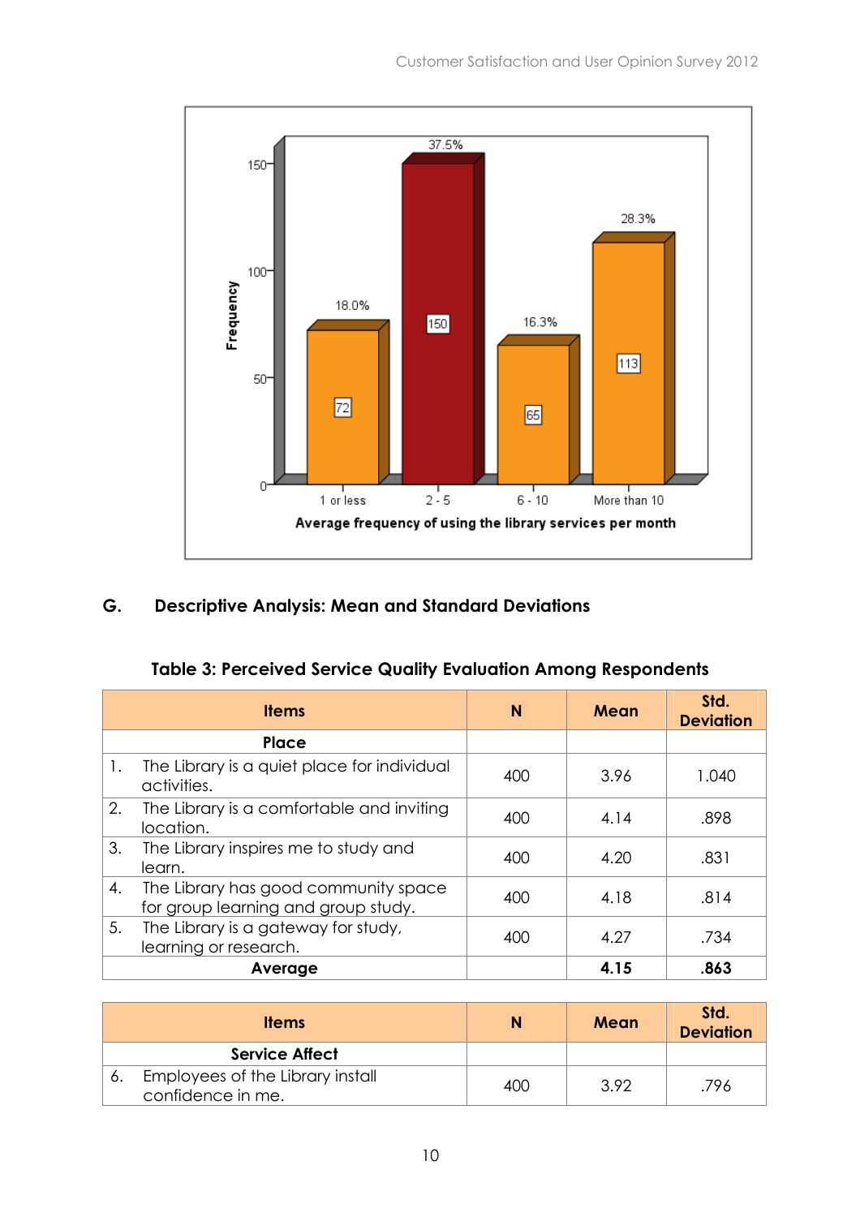Frequency

| Average frequency of using the library services per month | Frequency | Percent |
|---|---|---|
| 1 or less | 72 | 18.0% |
| 2 - 5 | 150 | 37.5% |
| 6 - 10 | 65 | 16.3% |
| More than 10 | 113 | 28.3% |

**Average frequency of using the library services per month**

## G. Descriptive Analysis: Mean and Standard Deviations

**Table 3: Perceived Service Quality Evaluation Among Respondents**

| Items | N | Mean | Std. Deviation |
|---|---|---|---|
| **Place** | | | |
| 1. The Library is a quiet place for individual activities. | 400 | 3.96 | 1.040 |
| 2. The Library is a comfortable and inviting location. | 400 | 4.14 | .898 |
| 3. The Library inspires me to study and learn. | 400 | 4.20 | .831 |
| 4. The Library has good community space for group learning and group study. | 400 | 4.18 | .814 |
| 5. The Library is a gateway for study, learning or research. | 400 | 4.27 | .734 |
| **Average** | | **4.15** | **.863** |

| Items | N | Mean | Std. Deviation |
|---|---|---|---|
| **Service Affect** | | | |
| 6. Employees of the Library install confidence in me. | 400 | 3.92 | .796 |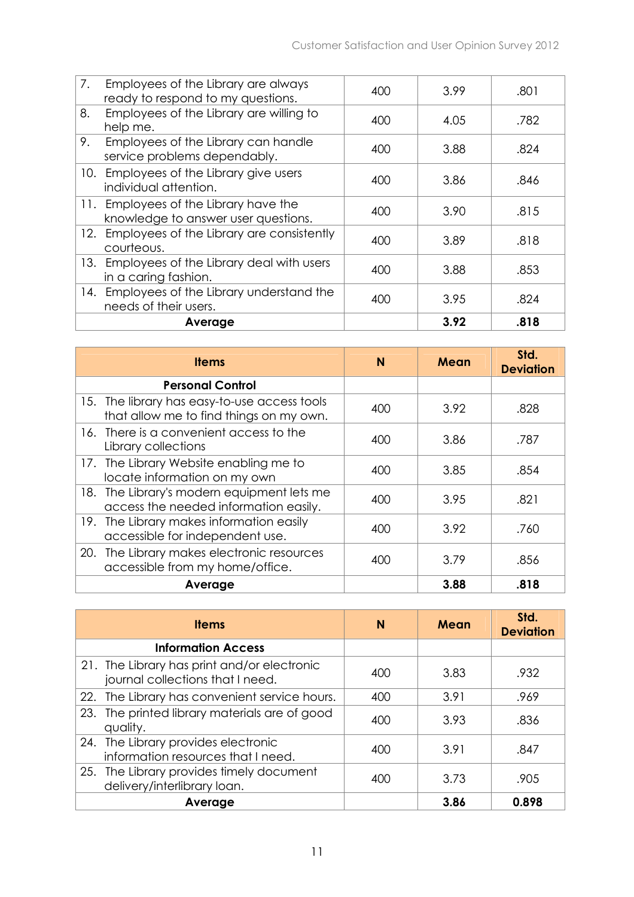| | | | |
|---|---|---|---|
| 7. Employees of the Library are always ready to respond to my questions. | 400 | 3.99 | .801 |
| 8. Employees of the Library are willing to help me. | 400 | 4.05 | .782 |
| 9. Employees of the Library can handle service problems dependably. | 400 | 3.88 | .824 |
| 10. Employees of the Library give users individual attention. | 400 | 3.86 | .846 |
| 11. Employees of the Library have the knowledge to answer user questions. | 400 | 3.90 | .815 |
| 12. Employees of the Library are consistently courteous. | 400 | 3.89 | .818 |
| 13. Employees of the Library deal with users in a caring fashion. | 400 | 3.88 | .853 |
| 14. Employees of the Library understand the needs of their users. | 400 | 3.95 | .824 |
| **Average** | | **3.92** | **.818** |

| Items | N | Mean | Std. Deviation |
|---|---|---|---|
| **Personal Control** | | | |
| 15. The library has easy-to-use access tools that allow me to find things on my own. | 400 | 3.92 | .828 |
| 16. There is a convenient access to the Library collections | 400 | 3.86 | .787 |
| 17. The Library Website enabling me to locate information on my own | 400 | 3.85 | .854 |
| 18. The Library's modern equipment lets me access the needed information easily. | 400 | 3.95 | .821 |
| 19. The Library makes information easily accessible for independent use. | 400 | 3.92 | .760 |
| 20. The Library makes electronic resources accessible from my home/office. | 400 | 3.79 | .856 |
| **Average** | | **3.88** | **.818** |

| Items | N | Mean | Std. Deviation |
|---|---|---|---|
| **Information Access** | | | |
| 21. The Library has print and/or electronic journal collections that I need. | 400 | 3.83 | .932 |
| 22. The Library has convenient service hours. | 400 | 3.91 | .969 |
| 23. The printed library materials are of good quality. | 400 | 3.93 | .836 |
| 24. The Library provides electronic information resources that I need. | 400 | 3.91 | .847 |
| 25. The Library provides timely document delivery/interlibrary loan. | 400 | 3.73 | .905 |
| **Average** | | **3.86** | **0.898** |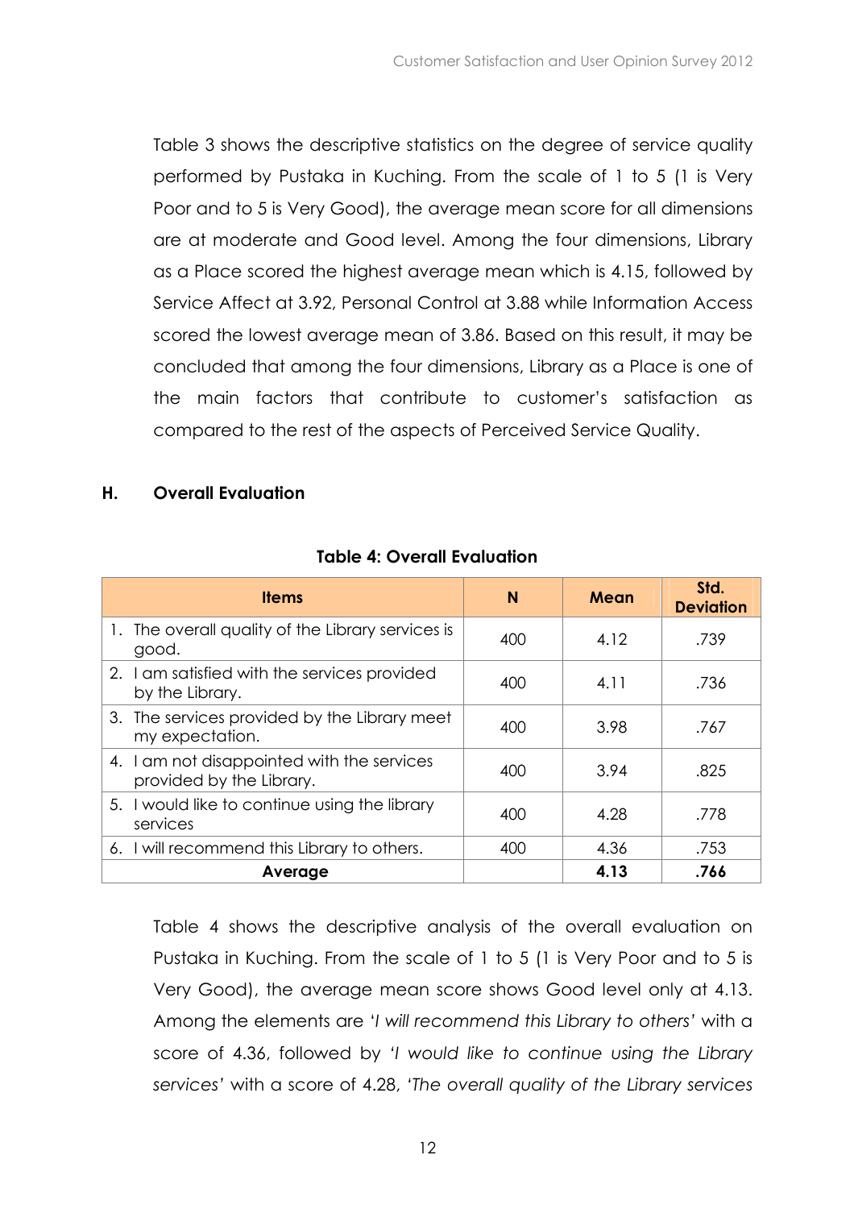Table 3 shows the descriptive statistics on the degree of service quality performed by Pustaka in Kuching. From the scale of 1 to 5 (1 is Very Poor and to 5 is Very Good), the average mean score for all dimensions are at moderate and Good level. Among the four dimensions, Library as a Place scored the highest average mean which is 4.15, followed by Service Affect at 3.92, Personal Control at 3.88 while Information Access scored the lowest average mean of 3.86. Based on this result, it may be concluded that among the four dimensions, Library as a Place is one of the main factors that contribute to customer's satisfaction as compared to the rest of the aspects of Perceived Service Quality.

## H. Overall Evaluation

**Table 4: Overall Evaluation**

| Items | N | Mean | Std. Deviation |
|---|---|---|---|
| 1. The overall quality of the Library services is good. | 400 | 4.12 | .739 |
| 2. I am satisfied with the services provided by the Library. | 400 | 4.11 | .736 |
| 3. The services provided by the Library meet my expectation. | 400 | 3.98 | .767 |
| 4. I am not disappointed with the services provided by the Library. | 400 | 3.94 | .825 |
| 5. I would like to continue using the library services | 400 | 4.28 | .778 |
| 6. I will recommend this Library to others. | 400 | 4.36 | .753 |
| **Average** | | **4.13** | **.766** |

Table 4 shows the descriptive analysis of the overall evaluation on Pustaka in Kuching. From the scale of 1 to 5 (1 is Very Poor and to 5 is Very Good), the average mean score shows Good level only at 4.13. Among the elements are '*I will recommend this Library to others*' with a score of 4.36, followed by '*I would like to continue using the Library services*' with a score of 4.28, '*The overall quality of the Library services*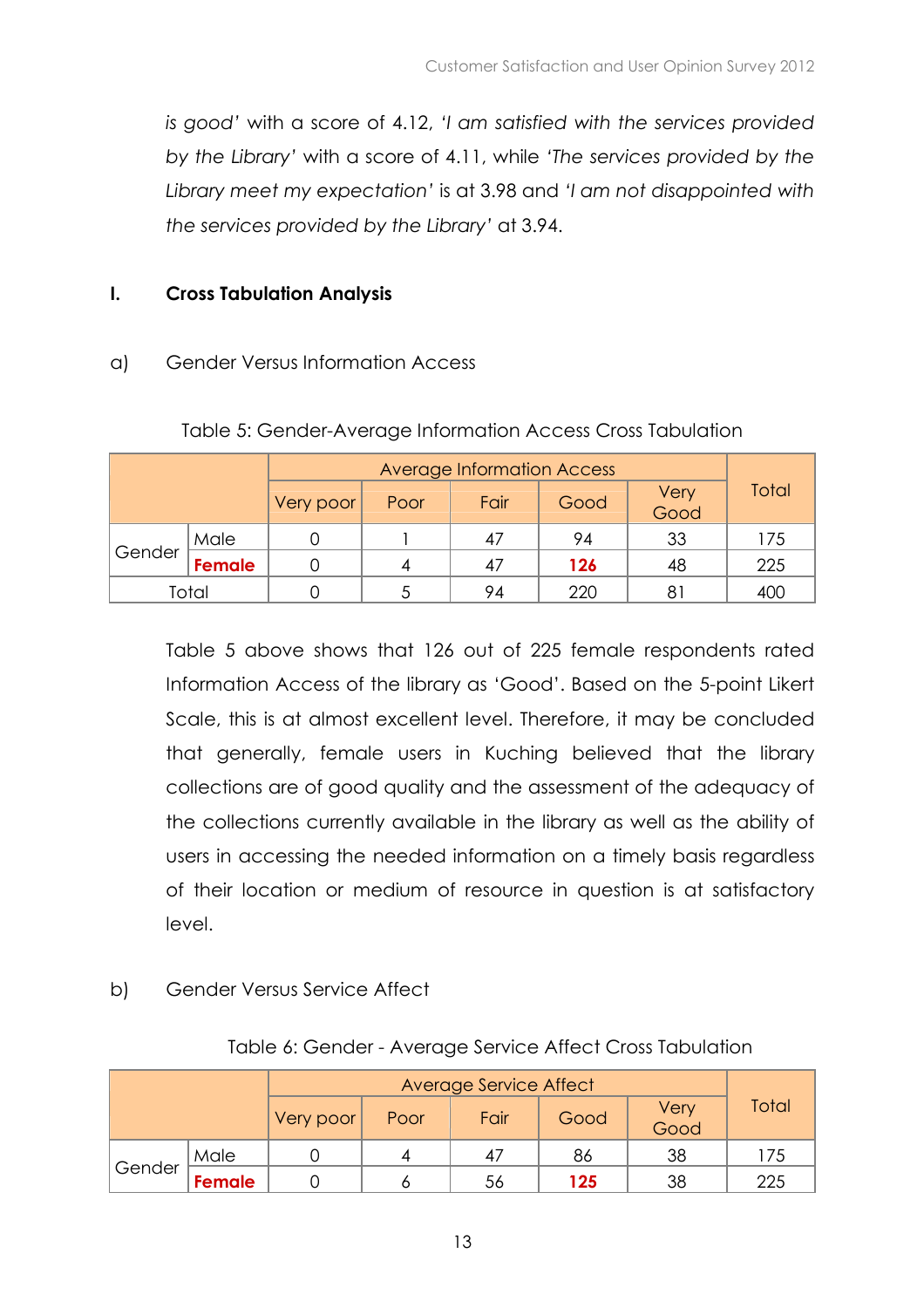*is good'* with a score of 4.12, *'I am satisfied with the services provided by the Library'* with a score of 4.11, while *'The services provided by the Library meet my expectation'* is at 3.98 and *'I am not disappointed with the services provided by the Library'* at 3.94.

## I. Cross Tabulation Analysis

### a) Gender Versus Information Access

Table 5: Gender-Average Information Access Cross Tabulation

| | | Average Information Access | | | | | Total |
|---|---|---|---|---|---|---|---|
| | | Very poor | Poor | Fair | Good | Very Good | |
| Gender | Male | 0 | 1 | 47 | 94 | 33 | 175 |
| | **Female** | 0 | 4 | 47 | **126** | 48 | 225 |
| Total | | 0 | 5 | 94 | 220 | 81 | 400 |

Table 5 above shows that 126 out of 225 female respondents rated Information Access of the library as 'Good'. Based on the 5-point Likert Scale, this is at almost excellent level. Therefore, it may be concluded that generally, female users in Kuching believed that the library collections are of good quality and the assessment of the adequacy of the collections currently available in the library as well as the ability of users in accessing the needed information on a timely basis regardless of their location or medium of resource in question is at satisfactory level.

### b) Gender Versus Service Affect

Table 6: Gender - Average Service Affect Cross Tabulation

| | | Average Service Affect | | | | | Total |
|---|---|---|---|---|---|---|---|
| | | Very poor | Poor | Fair | Good | Very Good | |
| Gender | Male | 0 | 4 | 47 | 86 | 38 | 175 |
| | **Female** | 0 | 6 | 56 | **125** | 38 | 225 |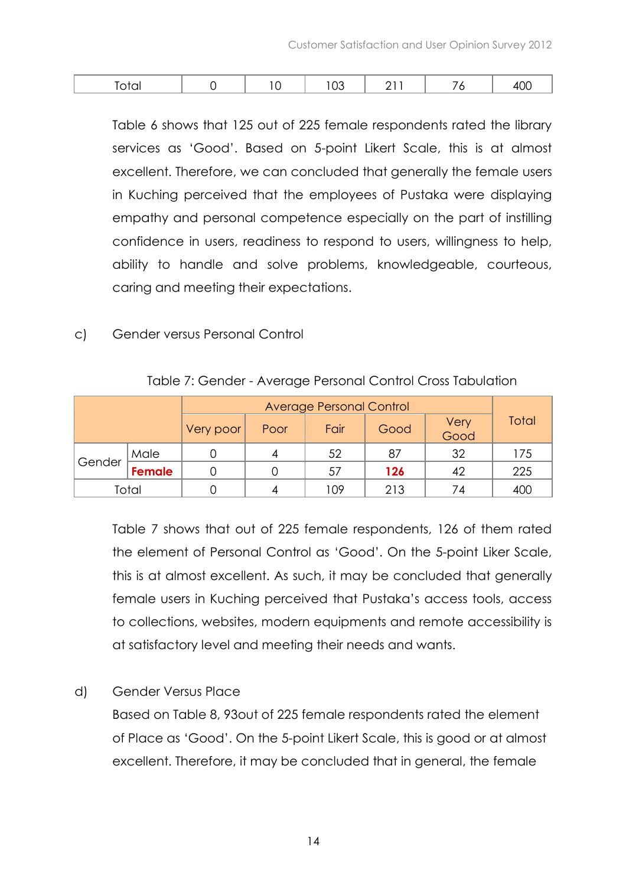| Total | 0 | 10 | 103 | 211 | 76 | 400 |
|---|---|---|---|---|---|---|

Table 6 shows that 125 out of 225 female respondents rated the library services as 'Good'. Based on 5-point Likert Scale, this is at almost excellent. Therefore, we can concluded that generally the female users in Kuching perceived that the employees of Pustaka were displaying empathy and personal competence especially on the part of instilling confidence in users, readiness to respond to users, willingness to help, ability to handle and solve problems, knowledgeable, courteous, caring and meeting their expectations.

c) Gender versus Personal Control

Table 7: Gender - Average Personal Control Cross Tabulation

| | | Average Personal Control | | | | | Total |
|---|---|---|---|---|---|---|---|
| | | Very poor | Poor | Fair | Good | Very Good | |
| Gender | Male | 0 | 4 | 52 | 87 | 32 | 175 |
| | **Female** | 0 | 0 | 57 | **126** | 42 | 225 |
| Total | | 0 | 4 | 109 | 213 | 74 | 400 |

Table 7 shows that out of 225 female respondents, 126 of them rated the element of Personal Control as 'Good'. On the 5-point Liker Scale, this is at almost excellent. As such, it may be concluded that generally female users in Kuching perceived that Pustaka's access tools, access to collections, websites, modern equipments and remote accessibility is at satisfactory level and meeting their needs and wants.

d) Gender Versus Place

Based on Table 8, 93out of 225 female respondents rated the element of Place as 'Good'. On the 5-point Likert Scale, this is good or at almost excellent. Therefore, it may be concluded that in general, the female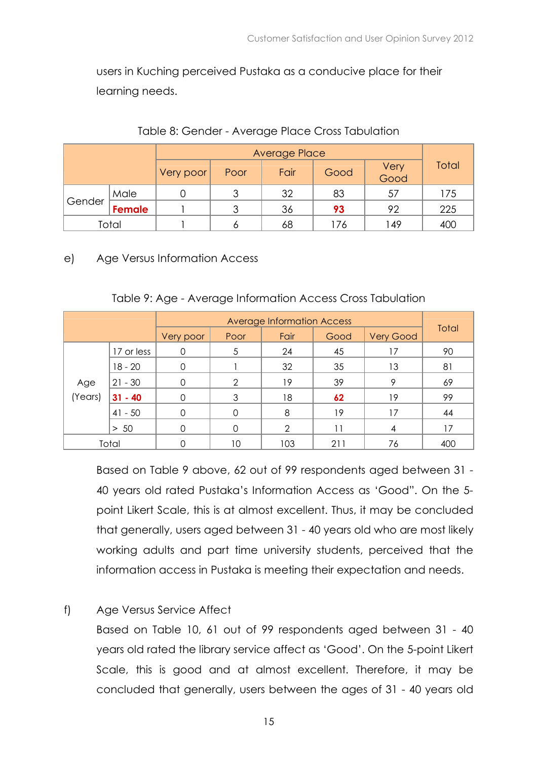users in Kuching perceived Pustaka as a conducive place for their learning needs.

Table 8: Gender - Average Place Cross Tabulation

| | | Average Place | | | | | Total |
|---|---|---|---|---|---|---|---|
| | | Very poor | Poor | Fair | Good | Very Good | |
| Gender | Male | 0 | 3 | 32 | 83 | 57 | 175 |
| | **Female** | 1 | 3 | 36 | **93** | 92 | 225 |
| Total | | 1 | 6 | 68 | 176 | 149 | 400 |

e) Age Versus Information Access

Table 9: Age - Average Information Access Cross Tabulation

| | | Average Information Access | | | | | Total |
|---|---|---|---|---|---|---|---|
| | | Very poor | Poor | Fair | Good | Very Good | |
| Age (Years) | 17 or less | 0 | 5 | 24 | 45 | 17 | 90 |
| | 18 - 20 | 0 | 1 | 32 | 35 | 13 | 81 |
| | 21 - 30 | 0 | 2 | 19 | 39 | 9 | 69 |
| | **31 - 40** | 0 | 3 | 18 | **62** | 19 | 99 |
| | 41 - 50 | 0 | 0 | 8 | 19 | 17 | 44 |
| | > 50 | 0 | 0 | 2 | 11 | 4 | 17 |
| Total | | 0 | 10 | 103 | 211 | 76 | 400 |

Based on Table 9 above, 62 out of 99 respondents aged between 31 - 40 years old rated Pustaka's Information Access as 'Good". On the 5-point Likert Scale, this is at almost excellent. Thus, it may be concluded that generally, users aged between 31 - 40 years old who are most likely working adults and part time university students, perceived that the information access in Pustaka is meeting their expectation and needs.

f) Age Versus Service Affect

Based on Table 10, 61 out of 99 respondents aged between 31 - 40 years old rated the library service affect as 'Good'. On the 5-point Likert Scale, this is good and at almost excellent. Therefore, it may be concluded that generally, users between the ages of 31 - 40 years old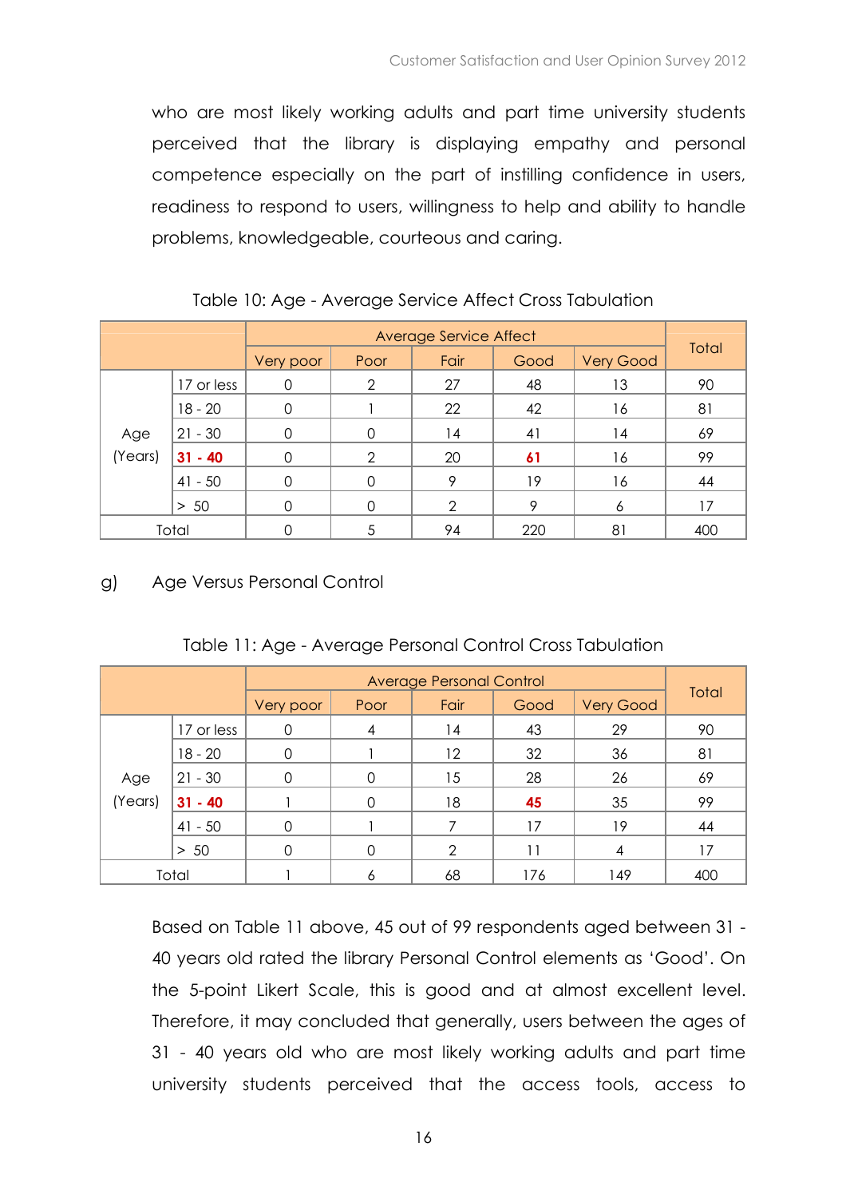who are most likely working adults and part time university students perceived that the library is displaying empathy and personal competence especially on the part of instilling confidence in users, readiness to respond to users, willingness to help and ability to handle problems, knowledgeable, courteous and caring.

Table 10: Age - Average Service Affect Cross Tabulation

| | | Average Service Affect | | | | | Total |
|---|---|---|---|---|---|---|---|
| | | Very poor | Poor | Fair | Good | Very Good | |
| Age (Years) | 17 or less | 0 | 2 | 27 | 48 | 13 | 90 |
| | 18 - 20 | 0 | 1 | 22 | 42 | 16 | 81 |
| | 21 - 30 | 0 | 0 | 14 | 41 | 14 | 69 |
| | **31 - 40** | 0 | 2 | 20 | **61** | 16 | 99 |
| | 41 - 50 | 0 | 0 | 9 | 19 | 16 | 44 |
| | > 50 | 0 | 0 | 2 | 9 | 6 | 17 |
| Total | | 0 | 5 | 94 | 220 | 81 | 400 |

g) Age Versus Personal Control

Table 11: Age - Average Personal Control Cross Tabulation

| | | Average Personal Control | | | | | Total |
|---|---|---|---|---|---|---|---|
| | | Very poor | Poor | Fair | Good | Very Good | |
| Age (Years) | 17 or less | 0 | 4 | 14 | 43 | 29 | 90 |
| | 18 - 20 | 0 | 1 | 12 | 32 | 36 | 81 |
| | 21 - 30 | 0 | 0 | 15 | 28 | 26 | 69 |
| | **31 - 40** | 1 | 0 | 18 | **45** | 35 | 99 |
| | 41 - 50 | 0 | 1 | 7 | 17 | 19 | 44 |
| | > 50 | 0 | 0 | 2 | 11 | 4 | 17 |
| Total | | 1 | 6 | 68 | 176 | 149 | 400 |

Based on Table 11 above, 45 out of 99 respondents aged between 31 - 40 years old rated the library Personal Control elements as 'Good'. On the 5-point Likert Scale, this is good and at almost excellent level. Therefore, it may concluded that generally, users between the ages of 31 - 40 years old who are most likely working adults and part time university students perceived that the access tools, access to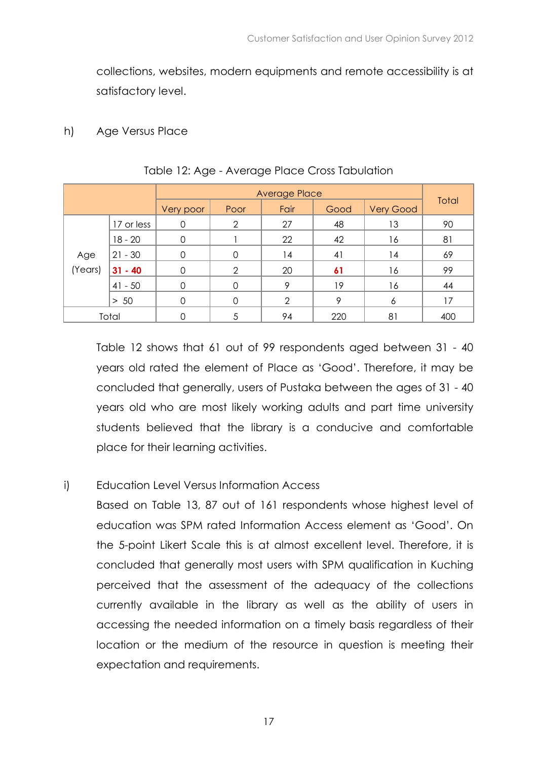collections, websites, modern equipments and remote accessibility is at satisfactory level.

h) Age Versus Place

Table 12: Age - Average Place Cross Tabulation

| | | Average Place | | | | | Total |
|---|---|---|---|---|---|---|---|
| | | Very poor | Poor | Fair | Good | Very Good | |
| Age (Years) | 17 or less | 0 | 2 | 27 | 48 | 13 | 90 |
| | 18 - 20 | 0 | 1 | 22 | 42 | 16 | 81 |
| | 21 - 30 | 0 | 0 | 14 | 41 | 14 | 69 |
| | **31 - 40** | 0 | 2 | 20 | **61** | 16 | 99 |
| | 41 - 50 | 0 | 0 | 9 | 19 | 16 | 44 |
| | > 50 | 0 | 0 | 2 | 9 | 6 | 17 |
| Total | | 0 | 5 | 94 | 220 | 81 | 400 |

Table 12 shows that 61 out of 99 respondents aged between 31 - 40 years old rated the element of Place as 'Good'. Therefore, it may be concluded that generally, users of Pustaka between the ages of 31 - 40 years old who are most likely working adults and part time university students believed that the library is a conducive and comfortable place for their learning activities.

i) Education Level Versus Information Access

Based on Table 13, 87 out of 161 respondents whose highest level of education was SPM rated Information Access element as 'Good'. On the 5-point Likert Scale this is at almost excellent level. Therefore, it is concluded that generally most users with SPM qualification in Kuching perceived that the assessment of the adequacy of the collections currently available in the library as well as the ability of users in accessing the needed information on a timely basis regardless of their location or the medium of the resource in question is meeting their expectation and requirements.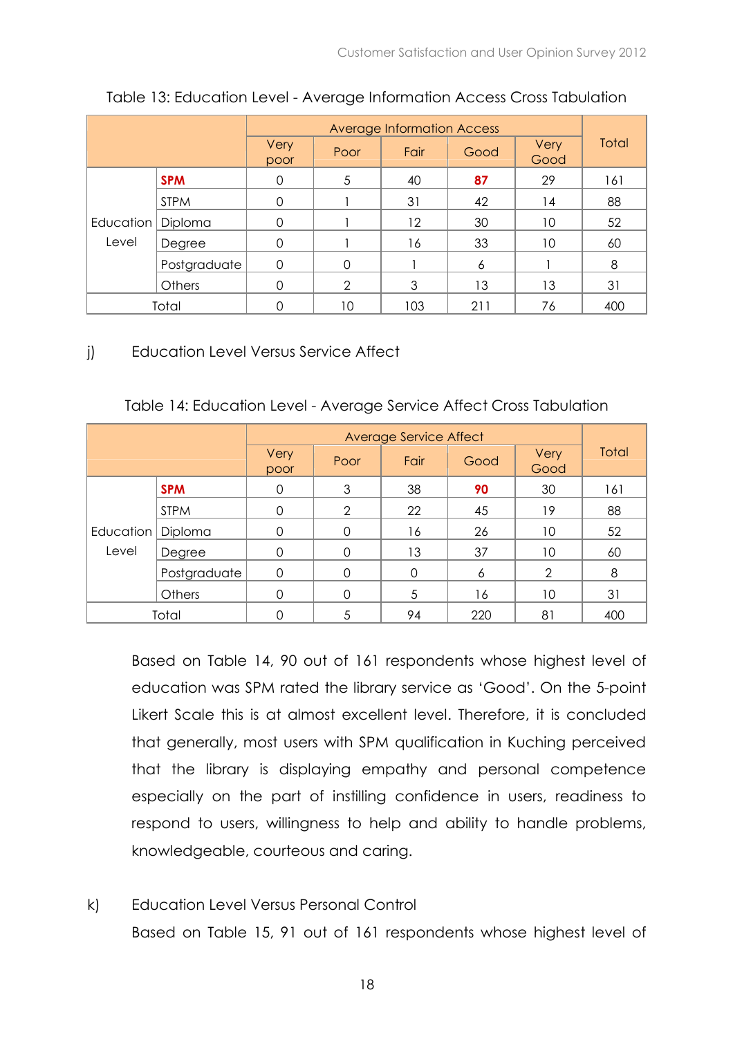Table 13: Education Level - Average Information Access Cross Tabulation

| | | Average Information Access | | | | | Total |
|---|---|---|---|---|---|---|---|
| | | Very poor | Poor | Fair | Good | Very Good | |
| Education Level | **SPM** | 0 | 5 | 40 | **87** | 29 | 161 |
| | STPM | 0 | 1 | 31 | 42 | 14 | 88 |
| | Diploma | 0 | 1 | 12 | 30 | 10 | 52 |
| | Degree | 0 | 1 | 16 | 33 | 10 | 60 |
| | Postgraduate | 0 | 0 | 1 | 6 | 1 | 8 |
| | Others | 0 | 2 | 3 | 13 | 13 | 31 |
| Total | | 0 | 10 | 103 | 211 | 76 | 400 |

j) Education Level Versus Service Affect

Table 14: Education Level - Average Service Affect Cross Tabulation

| | | Average Service Affect | | | | | Total |
|---|---|---|---|---|---|---|---|
| | | Very poor | Poor | Fair | Good | Very Good | |
| Education Level | **SPM** | 0 | 3 | 38 | **90** | 30 | 161 |
| | STPM | 0 | 2 | 22 | 45 | 19 | 88 |
| | Diploma | 0 | 0 | 16 | 26 | 10 | 52 |
| | Degree | 0 | 0 | 13 | 37 | 10 | 60 |
| | Postgraduate | 0 | 0 | 0 | 6 | 2 | 8 |
| | Others | 0 | 0 | 5 | 16 | 10 | 31 |
| Total | | 0 | 5 | 94 | 220 | 81 | 400 |

Based on Table 14, 90 out of 161 respondents whose highest level of education was SPM rated the library service as 'Good'. On the 5-point Likert Scale this is at almost excellent level. Therefore, it is concluded that generally, most users with SPM qualification in Kuching perceived that the library is displaying empathy and personal competence especially on the part of instilling confidence in users, readiness to respond to users, willingness to help and ability to handle problems, knowledgeable, courteous and caring.

k) Education Level Versus Personal Control

Based on Table 15, 91 out of 161 respondents whose highest level of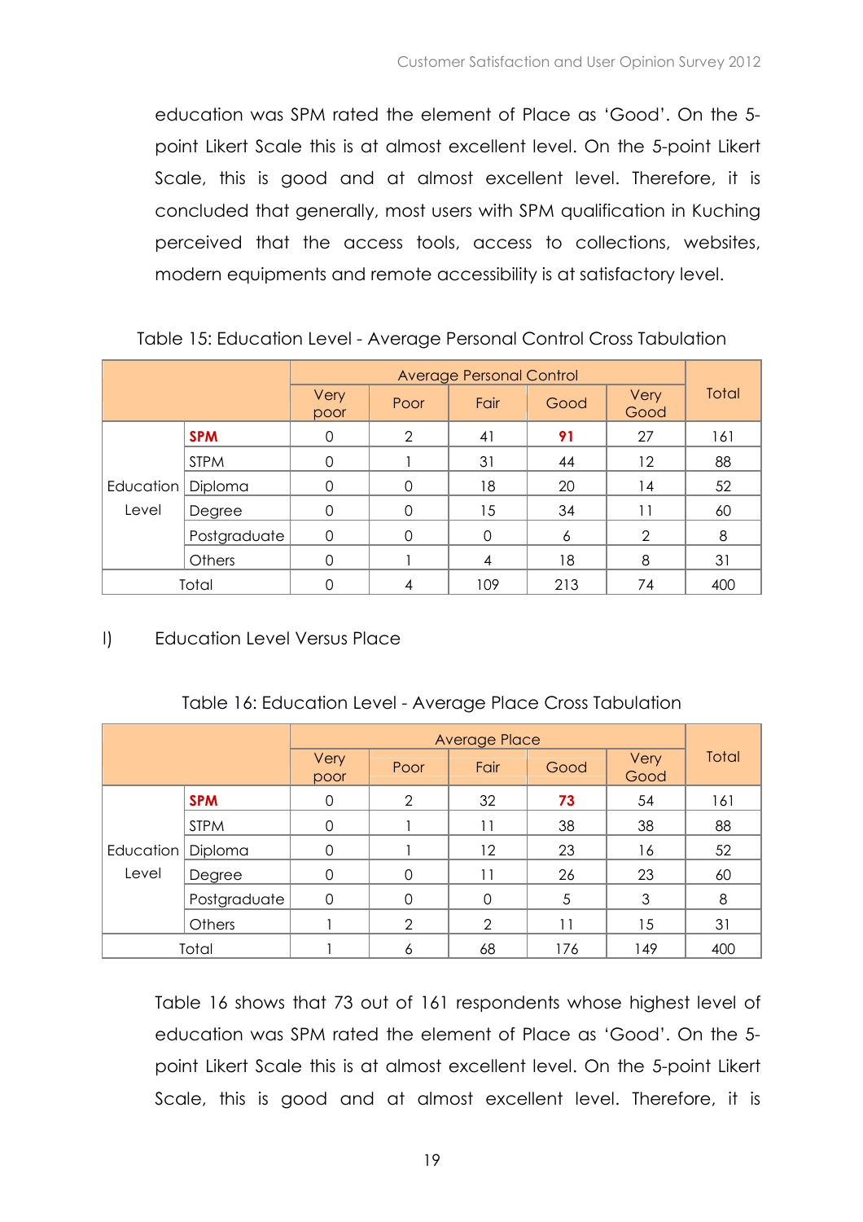education was SPM rated the element of Place as 'Good'. On the 5-point Likert Scale this is at almost excellent level. On the 5-point Likert Scale, this is good and at almost excellent level. Therefore, it is concluded that generally, most users with SPM qualification in Kuching perceived that the access tools, access to collections, websites, modern equipments and remote accessibility is at satisfactory level.

Table 15: Education Level - Average Personal Control Cross Tabulation

| | | Average Personal Control | | | | | Total |
|---|---|---|---|---|---|---|---|
| | | Very poor | Poor | Fair | Good | Very Good | |
| Education Level | **SPM** | 0 | 2 | 41 | **91** | 27 | 161 |
| | STPM | 0 | 1 | 31 | 44 | 12 | 88 |
| | Diploma | 0 | 0 | 18 | 20 | 14 | 52 |
| | Degree | 0 | 0 | 15 | 34 | 11 | 60 |
| | Postgraduate | 0 | 0 | 0 | 6 | 2 | 8 |
| | Others | 0 | 1 | 4 | 18 | 8 | 31 |
| Total | | 0 | 4 | 109 | 213 | 74 | 400 |

l) Education Level Versus Place

Table 16: Education Level - Average Place Cross Tabulation

| | | Average Place | | | | | Total |
|---|---|---|---|---|---|---|---|
| | | Very poor | Poor | Fair | Good | Very Good | |
| Education Level | **SPM** | 0 | 2 | 32 | **73** | 54 | 161 |
| | STPM | 0 | 1 | 11 | 38 | 38 | 88 |
| | Diploma | 0 | 1 | 12 | 23 | 16 | 52 |
| | Degree | 0 | 0 | 11 | 26 | 23 | 60 |
| | Postgraduate | 0 | 0 | 0 | 5 | 3 | 8 |
| | Others | 1 | 2 | 2 | 11 | 15 | 31 |
| Total | | 1 | 6 | 68 | 176 | 149 | 400 |

Table 16 shows that 73 out of 161 respondents whose highest level of education was SPM rated the element of Place as 'Good'. On the 5-point Likert Scale this is at almost excellent level. On the 5-point Likert Scale, this is good and at almost excellent level. Therefore, it is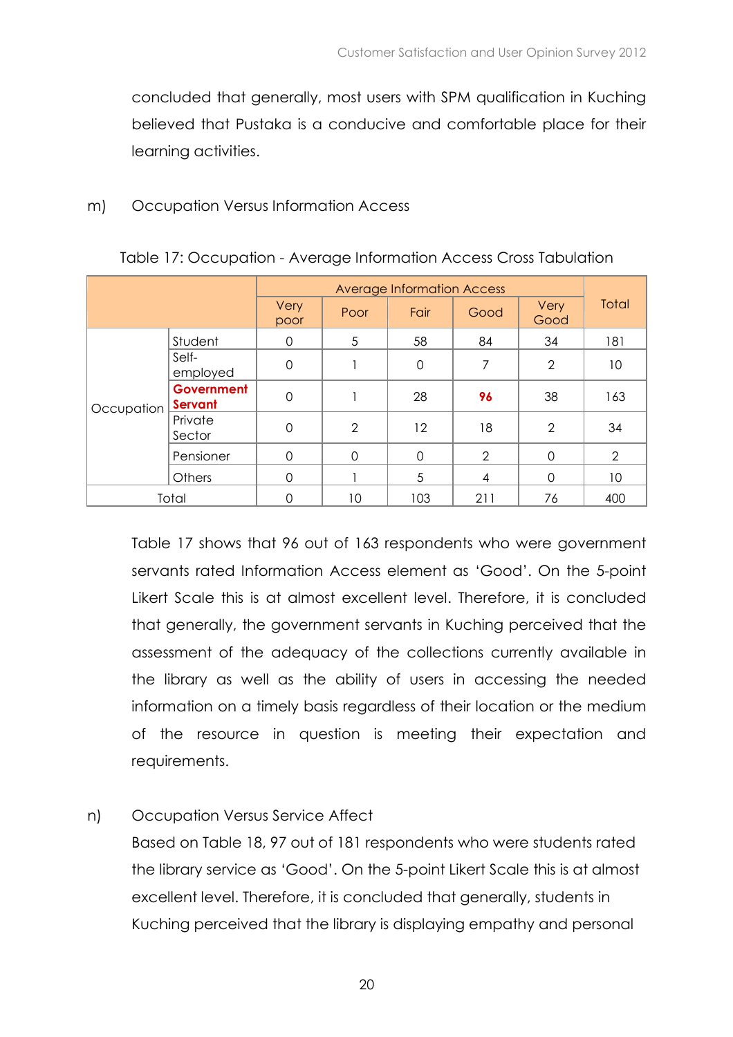concluded that generally, most users with SPM qualification in Kuching believed that Pustaka is a conducive and comfortable place for their learning activities.

m) Occupation Versus Information Access

Table 17: Occupation - Average Information Access Cross Tabulation

| | | Average Information Access | | | | | Total |
|---|---|---|---|---|---|---|---|
| | | Very poor | Poor | Fair | Good | Very Good | |
| Occupation | Student | 0 | 5 | 58 | 84 | 34 | 181 |
| | Self-employed | 0 | 1 | 0 | 7 | 2 | 10 |
| | **Government Servant** | 0 | 1 | 28 | **96** | 38 | 163 |
| | Private Sector | 0 | 2 | 12 | 18 | 2 | 34 |
| | Pensioner | 0 | 0 | 0 | 2 | 0 | 2 |
| | Others | 0 | 1 | 5 | 4 | 0 | 10 |
| Total | | 0 | 10 | 103 | 211 | 76 | 400 |

Table 17 shows that 96 out of 163 respondents who were government servants rated Information Access element as 'Good'. On the 5-point Likert Scale this is at almost excellent level. Therefore, it is concluded that generally, the government servants in Kuching perceived that the assessment of the adequacy of the collections currently available in the library as well as the ability of users in accessing the needed information on a timely basis regardless of their location or the medium of the resource in question is meeting their expectation and requirements.

n) Occupation Versus Service Affect

Based on Table 18, 97 out of 181 respondents who were students rated the library service as 'Good'. On the 5-point Likert Scale this is at almost excellent level. Therefore, it is concluded that generally, students in Kuching perceived that the library is displaying empathy and personal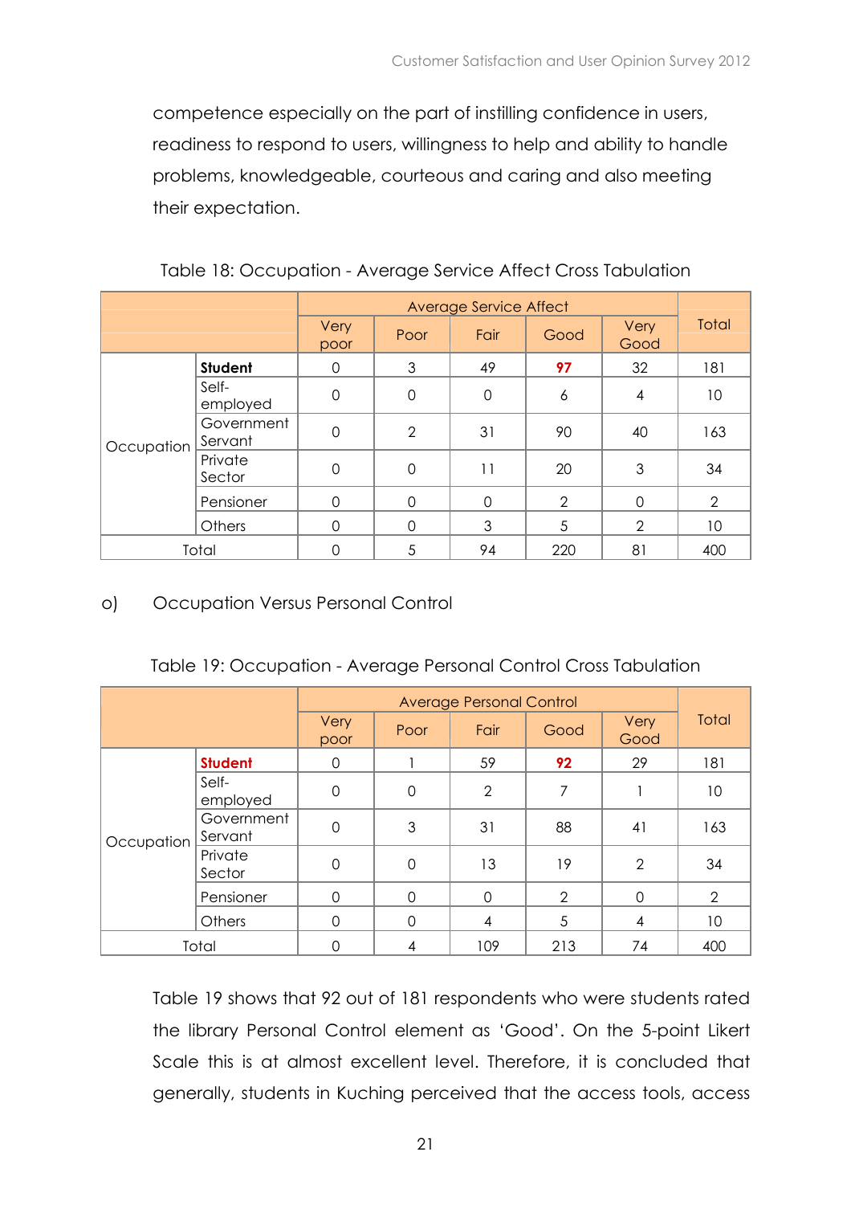competence especially on the part of instilling confidence in users, readiness to respond to users, willingness to help and ability to handle problems, knowledgeable, courteous and caring and also meeting their expectation.

Table 18: Occupation - Average Service Affect Cross Tabulation

| | | Average Service Affect | | | | | Total |
|---|---|---|---|---|---|---|---|
| | | Very poor | Poor | Fair | Good | Very Good | |
| Occupation | **Student** | 0 | 3 | 49 | **97** | 32 | 181 |
| | Self-employed | 0 | 0 | 0 | 6 | 4 | 10 |
| | Government Servant | 0 | 2 | 31 | 90 | 40 | 163 |
| | Private Sector | 0 | 0 | 11 | 20 | 3 | 34 |
| | Pensioner | 0 | 0 | 0 | 2 | 0 | 2 |
| | Others | 0 | 0 | 3 | 5 | 2 | 10 |
| Total | | 0 | 5 | 94 | 220 | 81 | 400 |

o) Occupation Versus Personal Control

Table 19: Occupation - Average Personal Control Cross Tabulation

| | | Average Personal Control | | | | | Total |
|---|---|---|---|---|---|---|---|
| | | Very poor | Poor | Fair | Good | Very Good | |
| Occupation | **Student** | 0 | 1 | 59 | **92** | 29 | 181 |
| | Self-employed | 0 | 0 | 2 | 7 | 1 | 10 |
| | Government Servant | 0 | 3 | 31 | 88 | 41 | 163 |
| | Private Sector | 0 | 0 | 13 | 19 | 2 | 34 |
| | Pensioner | 0 | 0 | 0 | 2 | 0 | 2 |
| | Others | 0 | 0 | 4 | 5 | 4 | 10 |
| Total | | 0 | 4 | 109 | 213 | 74 | 400 |

Table 19 shows that 92 out of 181 respondents who were students rated the library Personal Control element as 'Good'. On the 5-point Likert Scale this is at almost excellent level. Therefore, it is concluded that generally, students in Kuching perceived that the access tools, access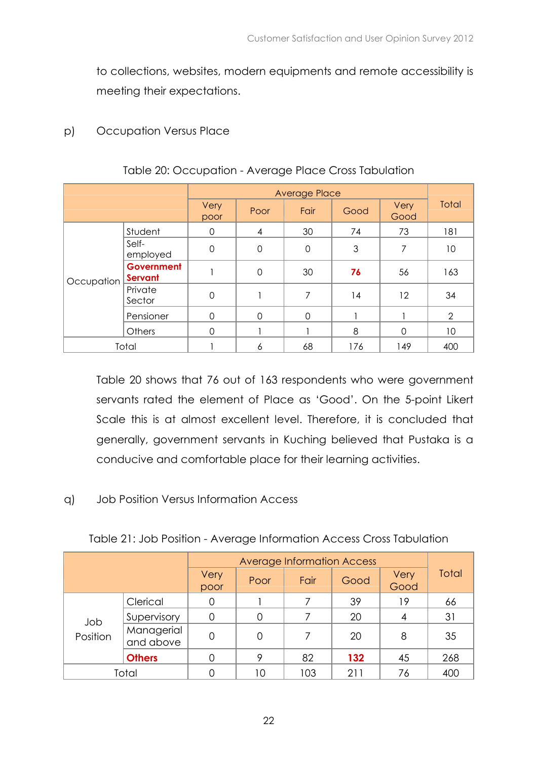to collections, websites, modern equipments and remote accessibility is meeting their expectations.

p) Occupation Versus Place

Table 20: Occupation - Average Place Cross Tabulation

| | | Average Place | | | | | Total |
|---|---|---|---|---|---|---|---|
| | | Very poor | Poor | Fair | Good | Very Good | |
| Occupation | Student | 0 | 4 | 30 | 74 | 73 | 181 |
| | Self-employed | 0 | 0 | 0 | 3 | 7 | 10 |
| | **Government Servant** | 1 | 0 | 30 | **76** | 56 | 163 |
| | Private Sector | 0 | 1 | 7 | 14 | 12 | 34 |
| | Pensioner | 0 | 0 | 0 | 1 | 1 | 2 |
| | Others | 0 | 1 | 1 | 8 | 0 | 10 |
| Total | | 1 | 6 | 68 | 176 | 149 | 400 |

Table 20 shows that 76 out of 163 respondents who were government servants rated the element of Place as 'Good'. On the 5-point Likert Scale this is at almost excellent level. Therefore, it is concluded that generally, government servants in Kuching believed that Pustaka is a conducive and comfortable place for their learning activities.

q) Job Position Versus Information Access

Table 21: Job Position - Average Information Access Cross Tabulation

| | | Average Information Access | | | | | Total |
|---|---|---|---|---|---|---|---|
| | | Very poor | Poor | Fair | Good | Very Good | |
| Job Position | Clerical | 0 | 1 | 7 | 39 | 19 | 66 |
| | Supervisory | 0 | 0 | 7 | 20 | 4 | 31 |
| | Managerial and above | 0 | 0 | 7 | 20 | 8 | 35 |
| | **Others** | 0 | 9 | 82 | **132** | 45 | 268 |
| Total | | 0 | 10 | 103 | 211 | 76 | 400 |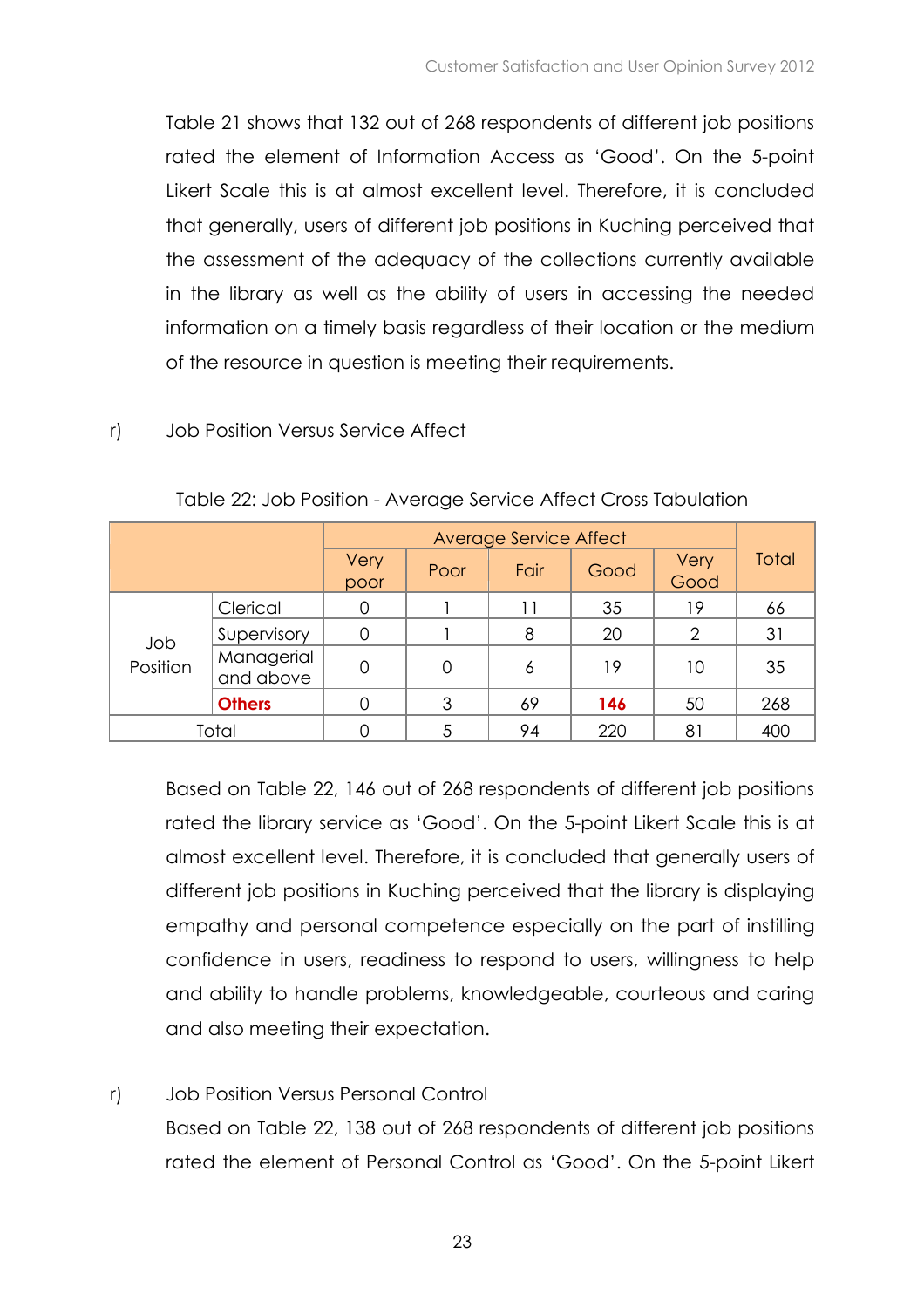Table 21 shows that 132 out of 268 respondents of different job positions rated the element of Information Access as 'Good'. On the 5-point Likert Scale this is at almost excellent level. Therefore, it is concluded that generally, users of different job positions in Kuching perceived that the assessment of the adequacy of the collections currently available in the library as well as the ability of users in accessing the needed information on a timely basis regardless of their location or the medium of the resource in question is meeting their requirements.

r) Job Position Versus Service Affect

Table 22: Job Position - Average Service Affect Cross Tabulation

| | | Average Service Affect | | | | | Total |
|---|---|---|---|---|---|---|---|
| | | Very poor | Poor | Fair | Good | Very Good | |
| Job Position | Clerical | 0 | 1 | 11 | 35 | 19 | 66 |
| | Supervisory | 0 | 1 | 8 | 20 | 2 | 31 |
| | Managerial and above | 0 | 0 | 6 | 19 | 10 | 35 |
| | **Others** | 0 | 3 | 69 | **146** | 50 | 268 |
| Total | | 0 | 5 | 94 | 220 | 81 | 400 |

Based on Table 22, 146 out of 268 respondents of different job positions rated the library service as 'Good'. On the 5-point Likert Scale this is at almost excellent level. Therefore, it is concluded that generally users of different job positions in Kuching perceived that the library is displaying empathy and personal competence especially on the part of instilling confidence in users, readiness to respond to users, willingness to help and ability to handle problems, knowledgeable, courteous and caring and also meeting their expectation.

r) Job Position Versus Personal Control

Based on Table 22, 138 out of 268 respondents of different job positions rated the element of Personal Control as 'Good'. On the 5-point Likert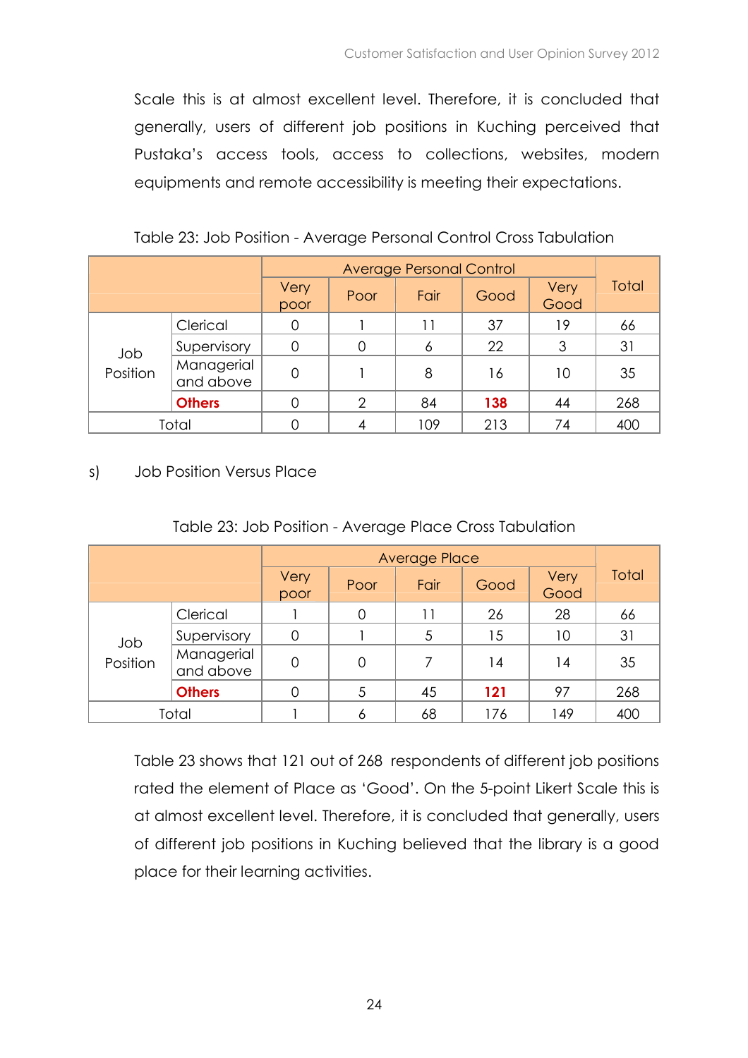Scale this is at almost excellent level. Therefore, it is concluded that generally, users of different job positions in Kuching perceived that Pustaka's access tools, access to collections, websites, modern equipments and remote accessibility is meeting their expectations.

Table 23: Job Position - Average Personal Control Cross Tabulation

| | | Average Personal Control | | | | | Total |
|---|---|---|---|---|---|---|---|
| | | Very poor | Poor | Fair | Good | Very Good | |
| Job Position | Clerical | 0 | 1 | 11 | 37 | 19 | 66 |
| | Supervisory | 0 | 0 | 6 | 22 | 3 | 31 |
| | Managerial and above | 0 | 1 | 8 | 16 | 10 | 35 |
| | **Others** | 0 | 2 | 84 | **138** | 44 | 268 |
| Total | | 0 | 4 | 109 | 213 | 74 | 400 |

s) Job Position Versus Place

Table 23: Job Position - Average Place Cross Tabulation

| | | Average Place | | | | | Total |
|---|---|---|---|---|---|---|---|
| | | Very poor | Poor | Fair | Good | Very Good | |
| Job Position | Clerical | 1 | 0 | 11 | 26 | 28 | 66 |
| | Supervisory | 0 | 1 | 5 | 15 | 10 | 31 |
| | Managerial and above | 0 | 0 | 7 | 14 | 14 | 35 |
| | **Others** | 0 | 5 | 45 | **121** | 97 | 268 |
| Total | | 1 | 6 | 68 | 176 | 149 | 400 |

Table 23 shows that 121 out of 268 respondents of different job positions rated the element of Place as 'Good'. On the 5-point Likert Scale this is at almost excellent level. Therefore, it is concluded that generally, users of different job positions in Kuching believed that the library is a good place for their learning activities.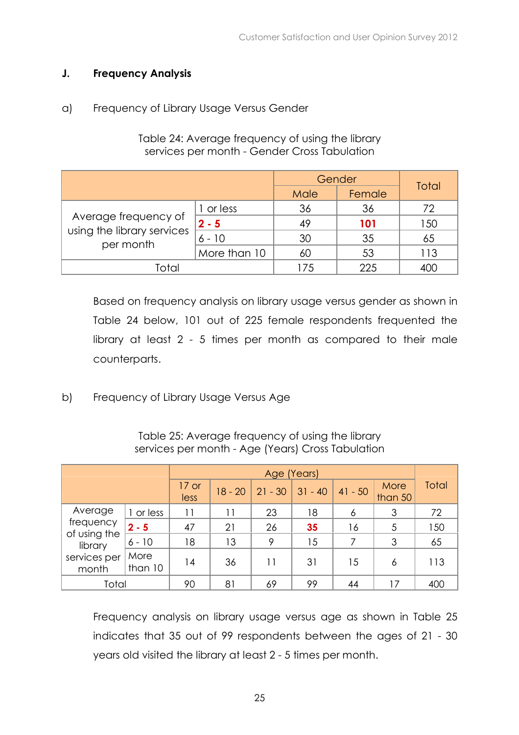## J. Frequency Analysis

### a) Frequency of Library Usage Versus Gender

Table 24: Average frequency of using the library services per month - Gender Cross Tabulation

| | | Gender | | Total |
|---|---|---|---|---|
| | | Male | Female | |
| Average frequency of using the library services per month | 1 or less | 36 | 36 | 72 |
| | **2 - 5** | 49 | **101** | 150 |
| | 6 - 10 | 30 | 35 | 65 |
| | More than 10 | 60 | 53 | 113 |
| Total | | 175 | 225 | 400 |

Based on frequency analysis on library usage versus gender as shown in Table 24 below, 101 out of 225 female respondents frequented the library at least 2 - 5 times per month as compared to their male counterparts.

### b) Frequency of Library Usage Versus Age

Table 25: Average frequency of using the library services per month - Age (Years) Cross Tabulation

| | | Age (Years) | | | | | | Total |
|---|---|---|---|---|---|---|---|---|
| | | 17 or less | 18 - 20 | 21 - 30 | 31 - 40 | 41 - 50 | More than 50 | |
| Average frequency of using the library services per month | 1 or less | 11 | 11 | 23 | 18 | 6 | 3 | 72 |
| | **2 - 5** | 47 | 21 | 26 | **35** | 16 | 5 | 150 |
| | 6 - 10 | 18 | 13 | 9 | 15 | 7 | 3 | 65 |
| | More than 10 | 14 | 36 | 11 | 31 | 15 | 6 | 113 |
| Total | | 90 | 81 | 69 | 99 | 44 | 17 | 400 |

Frequency analysis on library usage versus age as shown in Table 25 indicates that 35 out of 99 respondents between the ages of 21 - 30 years old visited the library at least 2 - 5 times per month.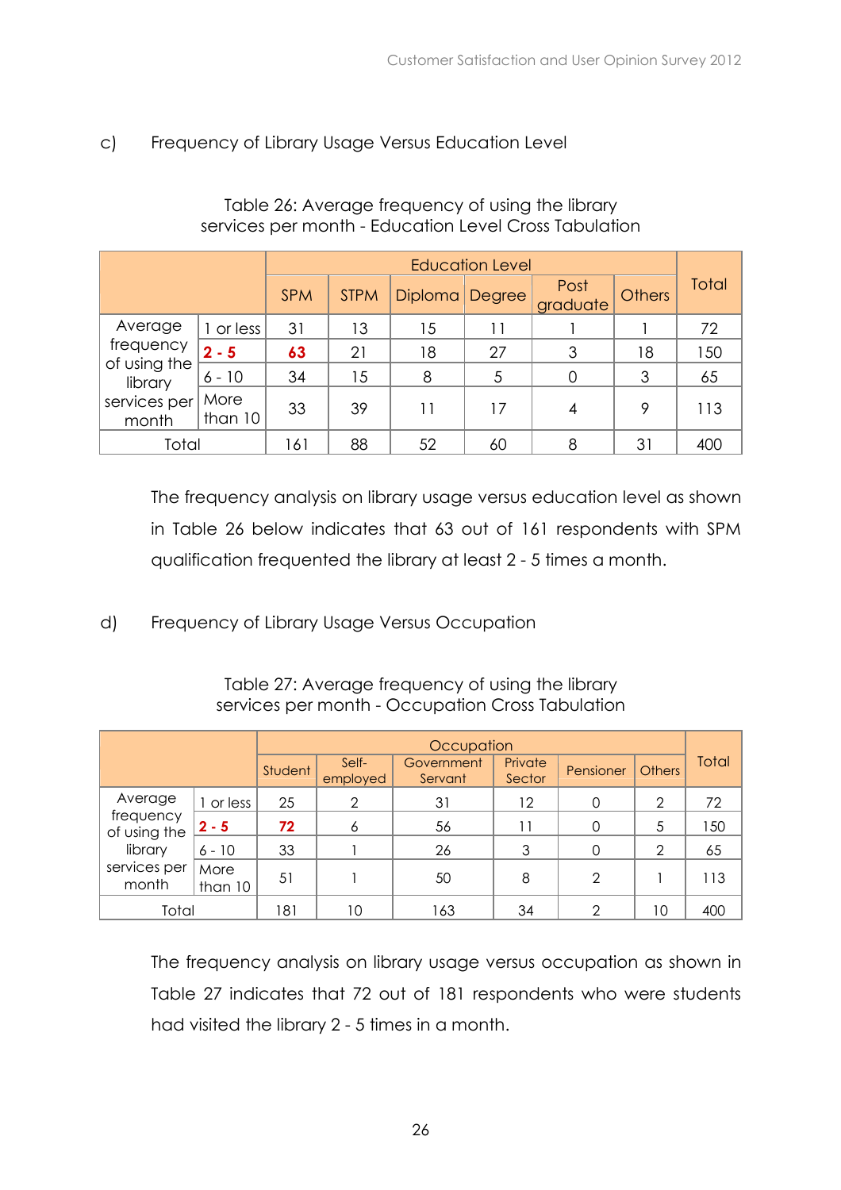c) Frequency of Library Usage Versus Education Level

Table 26: Average frequency of using the library services per month - Education Level Cross Tabulation

| | | Education Level | | | | | | Total |
|---|---|---|---|---|---|---|---|---|
| | | SPM | STPM | Diploma | Degree | Post graduate | Others | |
| Average frequency of using the library services per month | 1 or less | 31 | 13 | 15 | 11 | 1 | 1 | 72 |
| | **2 - 5** | **63** | 21 | 18 | 27 | 3 | 18 | 150 |
| | 6 - 10 | 34 | 15 | 8 | 5 | 0 | 3 | 65 |
| | More than 10 | 33 | 39 | 11 | 17 | 4 | 9 | 113 |
| Total | | 161 | 88 | 52 | 60 | 8 | 31 | 400 |

The frequency analysis on library usage versus education level as shown in Table 26 below indicates that 63 out of 161 respondents with SPM qualification frequented the library at least 2 - 5 times a month.

d) Frequency of Library Usage Versus Occupation

Table 27: Average frequency of using the library services per month - Occupation Cross Tabulation

| | | Occupation | | | | | | Total |
|---|---|---|---|---|---|---|---|---|
| | | Student | Self-employed | Government Servant | Private Sector | Pensioner | Others | |
| Average frequency of using the library services per month | 1 or less | 25 | 2 | 31 | 12 | 0 | 2 | 72 |
| | **2 - 5** | **72** | 6 | 56 | 11 | 0 | 5 | 150 |
| | 6 - 10 | 33 | 1 | 26 | 3 | 0 | 2 | 65 |
| | More than 10 | 51 | 1 | 50 | 8 | 2 | 1 | 113 |
| Total | | 181 | 10 | 163 | 34 | 2 | 10 | 400 |

The frequency analysis on library usage versus occupation as shown in Table 27 indicates that 72 out of 181 respondents who were students had visited the library 2 - 5 times in a month.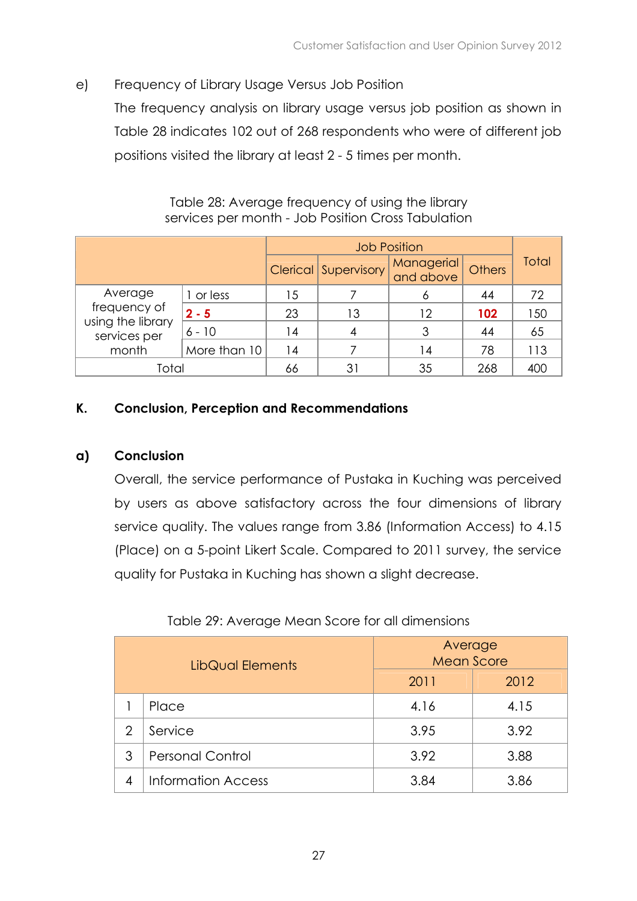e) Frequency of Library Usage Versus Job Position

The frequency analysis on library usage versus job position as shown in Table 28 indicates 102 out of 268 respondents who were of different job positions visited the library at least 2 - 5 times per month.

Table 28: Average frequency of using the library services per month - Job Position Cross Tabulation

| | | Job Position | | | | Total |
|---|---|---|---|---|---|---|
| | | Clerical | Supervisory | Managerial and above | Others | |
| Average frequency of using the library services per month | 1 or less | 15 | 7 | 6 | 44 | 72 |
| | **2 - 5** | 23 | 13 | 12 | **102** | 150 |
| | 6 - 10 | 14 | 4 | 3 | 44 | 65 |
| | More than 10 | 14 | 7 | 14 | 78 | 113 |
| Total | | 66 | 31 | 35 | 268 | 400 |

## K. Conclusion, Perception and Recommendations

### a) Conclusion

Overall, the service performance of Pustaka in Kuching was perceived by users as above satisfactory across the four dimensions of library service quality. The values range from 3.86 (Information Access) to 4.15 (Place) on a 5-point Likert Scale. Compared to 2011 survey, the service quality for Pustaka in Kuching has shown a slight decrease.

Table 29: Average Mean Score for all dimensions

| LibQual Elements | | Average Mean Score | |
|---|---|---|---|
| | | 2011 | 2012 |
| 1 | Place | 4.16 | 4.15 |
| 2 | Service | 3.95 | 3.92 |
| 3 | Personal Control | 3.92 | 3.88 |
| 4 | Information Access | 3.84 | 3.86 |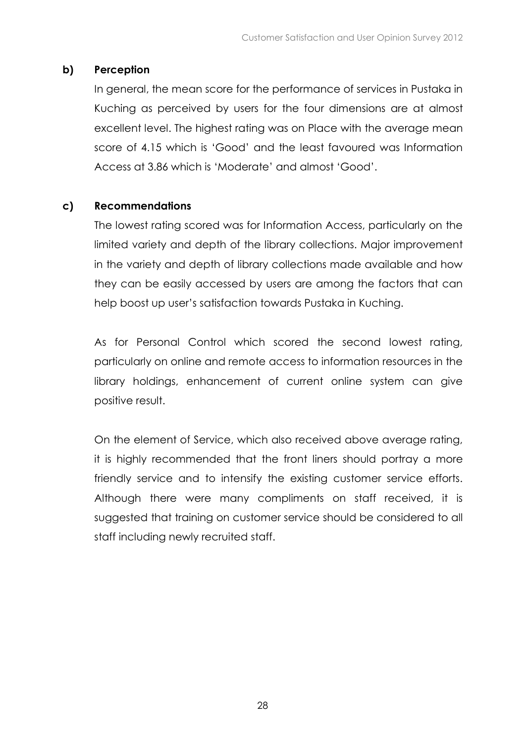**b) Perception**

In general, the mean score for the performance of services in Pustaka in Kuching as perceived by users for the four dimensions are at almost excellent level. The highest rating was on Place with the average mean score of 4.15 which is 'Good' and the least favoured was Information Access at 3.86 which is 'Moderate' and almost 'Good'.

**c) Recommendations**

The lowest rating scored was for Information Access, particularly on the limited variety and depth of the library collections. Major improvement in the variety and depth of library collections made available and how they can be easily accessed by users are among the factors that can help boost up user's satisfaction towards Pustaka in Kuching.

As for Personal Control which scored the second lowest rating, particularly on online and remote access to information resources in the library holdings, enhancement of current online system can give positive result.

On the element of Service, which also received above average rating, it is highly recommended that the front liners should portray a more friendly service and to intensify the existing customer service efforts. Although there were many compliments on staff received, it is suggested that training on customer service should be considered to all staff including newly recruited staff.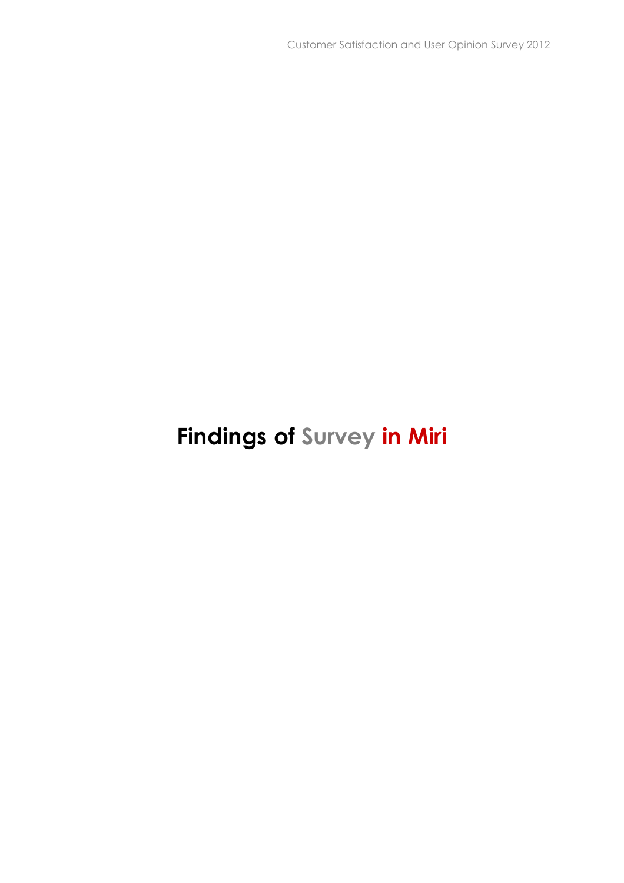# Findings of Survey in Miri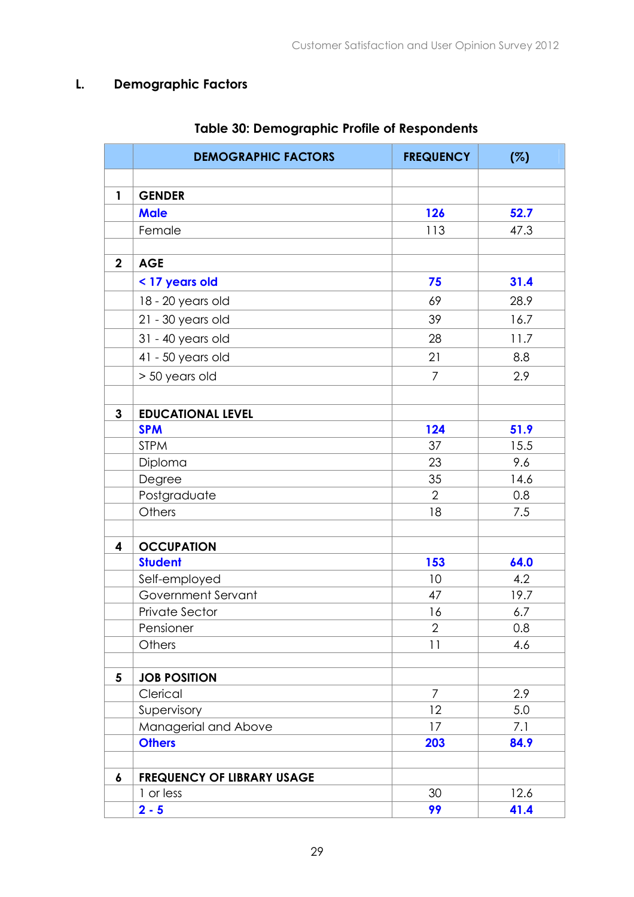## L. Demographic Factors

**Table 30: Demographic Profile of Respondents**

| | DEMOGRAPHIC FACTORS | FREQUENCY | (%) |
|---|---|---|---|
| | | | |
| **1** | **GENDER** | | |
| | **Male** | **126** | **52.7** |
| | Female | 113 | 47.3 |
| | | | |
| **2** | **AGE** | | |
| | **< 17 years old** | **75** | **31.4** |
| | 18 - 20 years old | 69 | 28.9 |
| | 21 - 30 years old | 39 | 16.7 |
| | 31 - 40 years old | 28 | 11.7 |
| | 41 - 50 years old | 21 | 8.8 |
| | > 50 years old | 7 | 2.9 |
| | | | |
| **3** | **EDUCATIONAL LEVEL** | | |
| | **SPM** | **124** | **51.9** |
| | STPM | 37 | 15.5 |
| | Diploma | 23 | 9.6 |
| | Degree | 35 | 14.6 |
| | Postgraduate | 2 | 0.8 |
| | Others | 18 | 7.5 |
| | | | |
| **4** | **OCCUPATION** | | |
| | **Student** | **153** | **64.0** |
| | Self-employed | 10 | 4.2 |
| | Government Servant | 47 | 19.7 |
| | Private Sector | 16 | 6.7 |
| | Pensioner | 2 | 0.8 |
| | Others | 11 | 4.6 |
| | | | |
| **5** | **JOB POSITION** | | |
| | Clerical | 7 | 2.9 |
| | Supervisory | 12 | 5.0 |
| | Managerial and Above | 17 | 7.1 |
| | **Others** | **203** | **84.9** |
| | | | |
| **6** | **FREQUENCY OF LIBRARY USAGE** | | |
| | 1 or less | 30 | 12.6 |
| | **2 - 5** | **99** | **41.4** |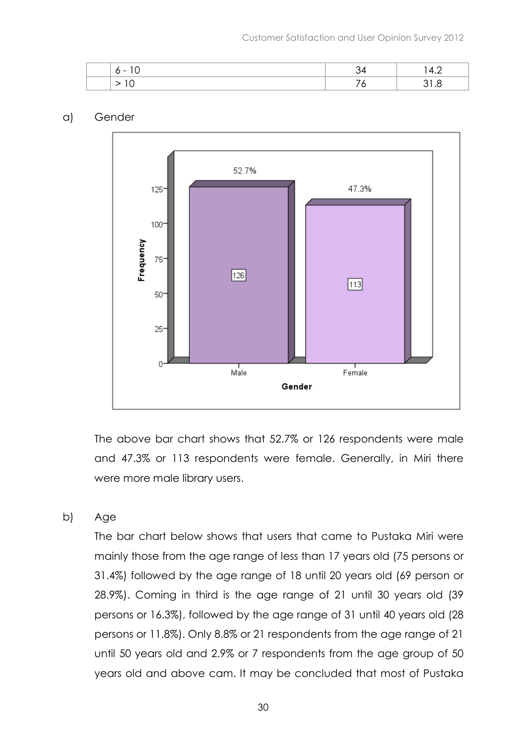|  | 6 - 10 | 34 | 14.2 |
|---|---|---|---|
|  | > 10 | 76 | 31.8 |

a) Gender

The above bar chart shows that 52.7% or 126 respondents were male and 47.3% or 113 respondents were female. Generally, in Miri there were more male library users.

b) Age

The bar chart below shows that users that came to Pustaka Miri were mainly those from the age range of less than 17 years old (75 persons or 31.4%) followed by the age range of 18 until 20 years old (69 person or 28.9%). Coming in third is the age range of 21 until 30 years old (39 persons or 16.3%), followed by the age range of 31 until 40 years old (28 persons or 11.8%). Only 8.8% or 21 respondents from the age range of 21 until 50 years old and 2.9% or 7 respondents from the age group of 50 years old and above cam. It may be concluded that most of Pustaka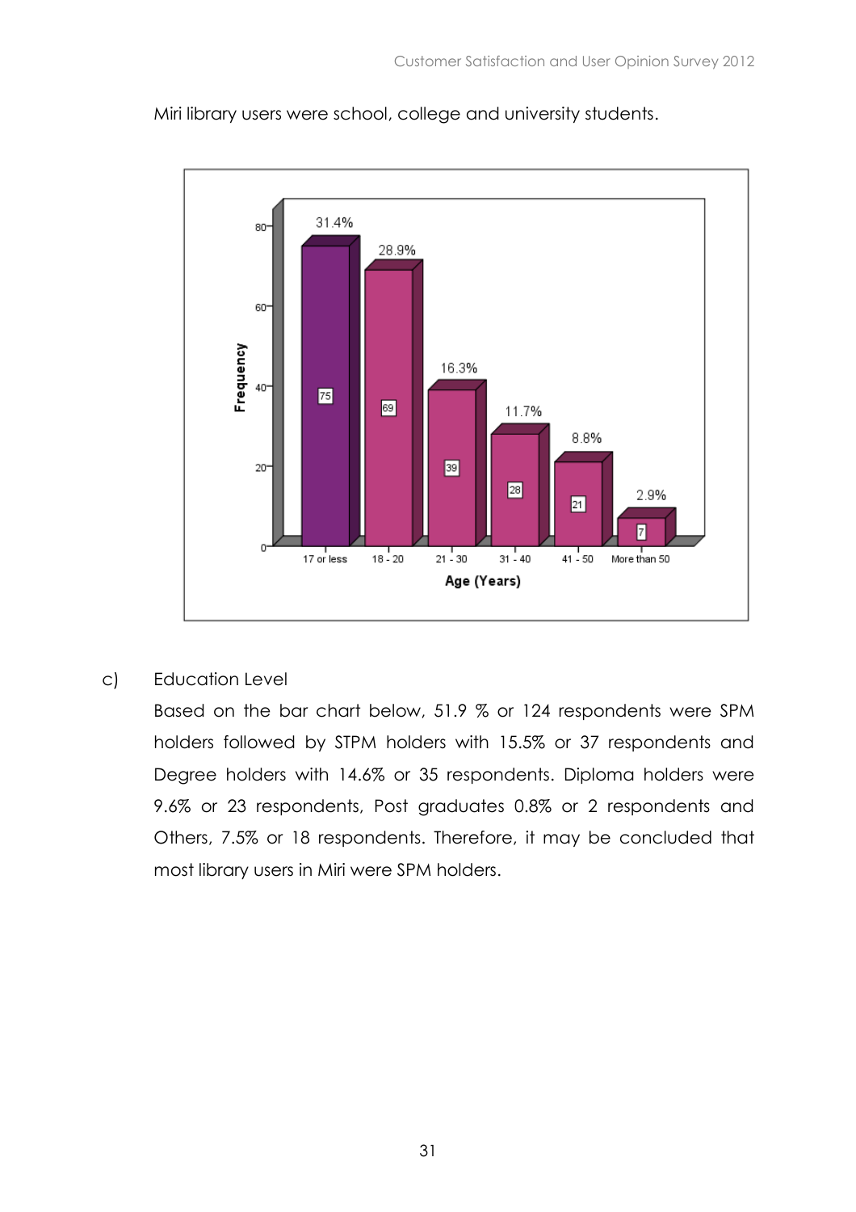Miri library users were school, college and university students.

| Age (Years) | Frequency | Percentage |
|---|---|---|
| 17 or less | 75 | 31.4% |
| 18 - 20 | 69 | 28.9% |
| 21 - 30 | 39 | 16.3% |
| 31 - 40 | 28 | 11.7% |
| 41 - 50 | 21 | 8.8% |
| More than 50 | 7 | 2.9% |

c) Education Level

Based on the bar chart below, 51.9 % or 124 respondents were SPM holders followed by STPM holders with 15.5% or 37 respondents and Degree holders with 14.6% or 35 respondents. Diploma holders were 9.6% or 23 respondents, Post graduates 0.8% or 2 respondents and Others, 7.5% or 18 respondents. Therefore, it may be concluded that most library users in Miri were SPM holders.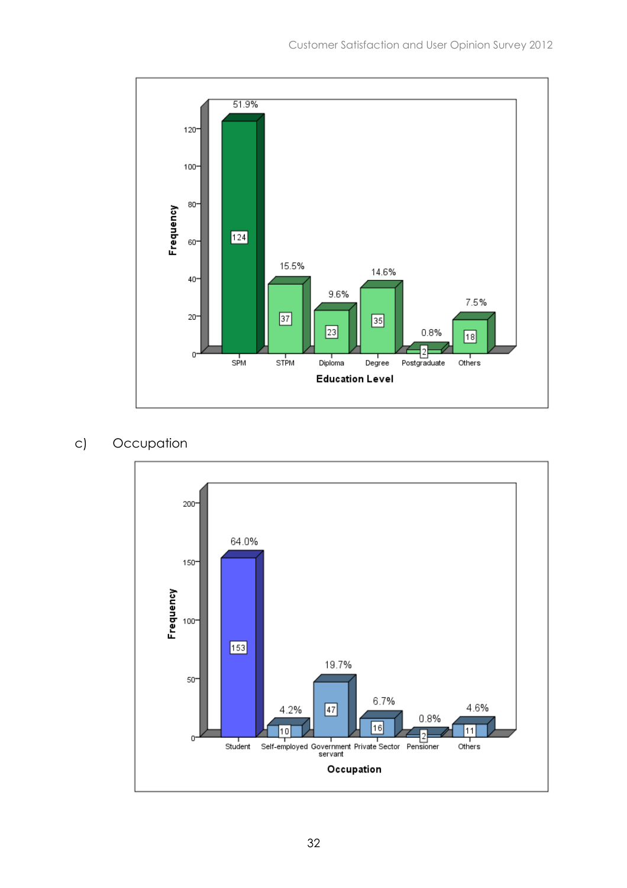| Education Level | Frequency | Percentage |
|---|---|---|
| SPM | 124 | 51.9% |
| STPM | 37 | 15.5% |
| Diploma | 23 | 9.6% |
| Degree | 35 | 14.6% |
| Postgraduate | 2 | 0.8% |
| Others | 18 | 7.5% |

c) Occupation

| Occupation | Frequency | Percentage |
|---|---|---|
| Student | 153 | 64.0% |
| Self-employed | 10 | 4.2% |
| Government servant | 47 | 19.7% |
| Private Sector | 16 | 6.7% |
| Pensioner | 2 | 0.8% |
| Others | 11 | 4.6% |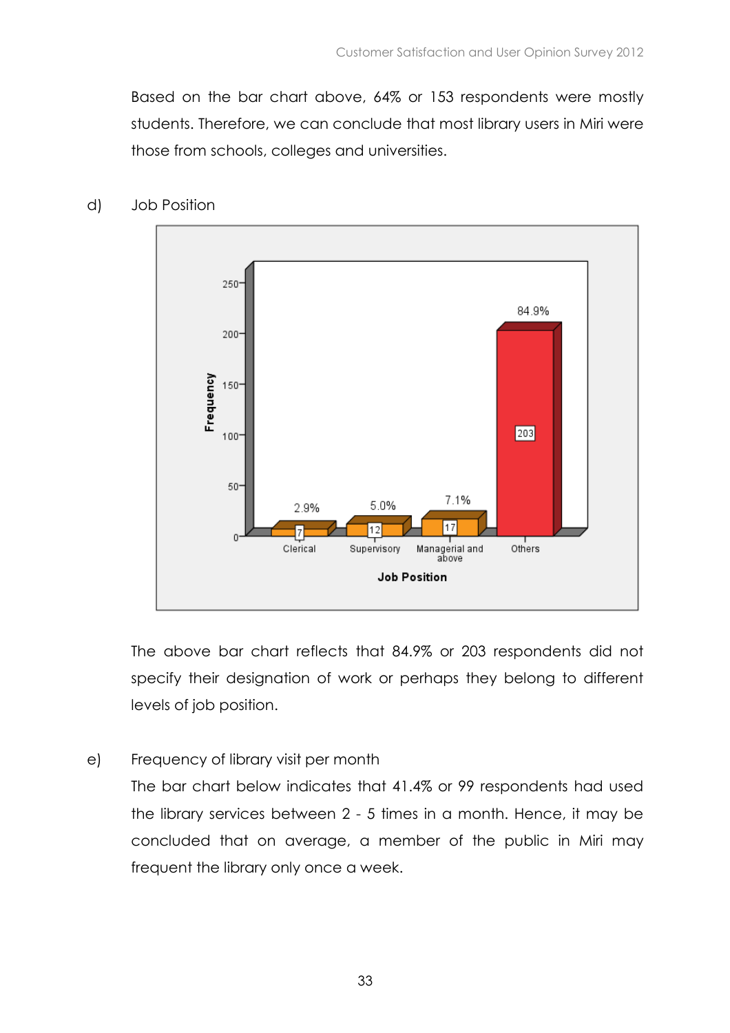Based on the bar chart above, 64% or 153 respondents were mostly students. Therefore, we can conclude that most library users in Miri were those from schools, colleges and universities.

d) Job Position

The above bar chart reflects that 84.9% or 203 respondents did not specify their designation of work or perhaps they belong to different levels of job position.

e) Frequency of library visit per month

The bar chart below indicates that 41.4% or 99 respondents had used the library services between 2 - 5 times in a month. Hence, it may be concluded that on average, a member of the public in Miri may frequent the library only once a week.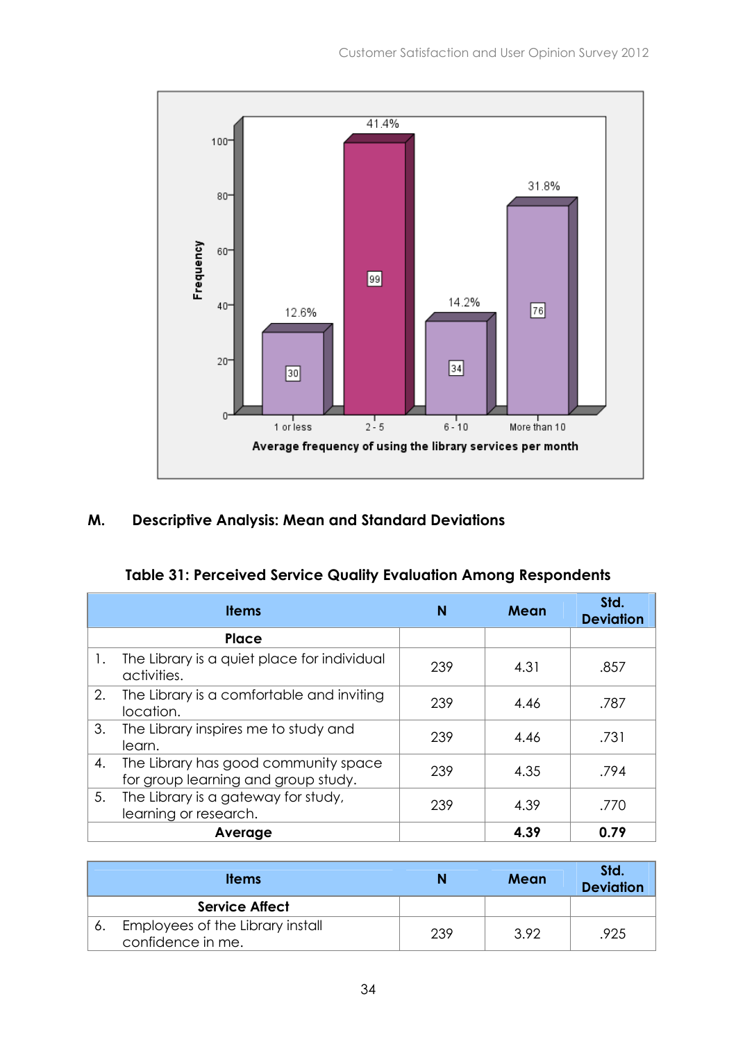Frequency

| Average frequency of using the library services per month | Frequency | Percent |
|---|---|---|
| 1 or less | 30 | 12.6% |
| 2 - 5 | 99 | 41.4% |
| 6 - 10 | 34 | 14.2% |
| More than 10 | 76 | 31.8% |

## M. Descriptive Analysis: Mean and Standard Deviations

**Table 31: Perceived Service Quality Evaluation Among Respondents**

| Items | N | Mean | Std. Deviation |
|---|---|---|---|
| **Place** | | | |
| 1. The Library is a quiet place for individual activities. | 239 | 4.31 | .857 |
| 2. The Library is a comfortable and inviting location. | 239 | 4.46 | .787 |
| 3. The Library inspires me to study and learn. | 239 | 4.46 | .731 |
| 4. The Library has good community space for group learning and group study. | 239 | 4.35 | .794 |
| 5. The Library is a gateway for study, learning or research. | 239 | 4.39 | .770 |
| **Average** | | **4.39** | **0.79** |

| Items | N | Mean | Std. Deviation |
|---|---|---|---|
| **Service Affect** | | | |
| 6. Employees of the Library install confidence in me. | 239 | 3.92 | .925 |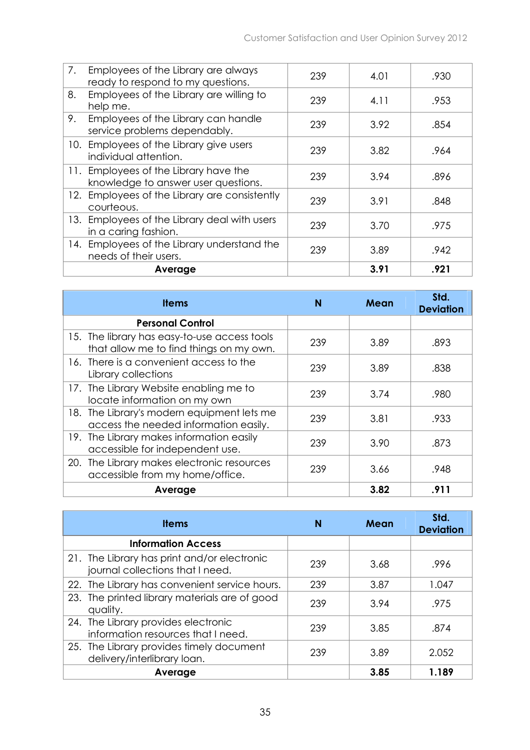| | N | Mean | Std. Deviation |
|---|---|---|---|
| 7. Employees of the Library are always ready to respond to my questions. | 239 | 4.01 | .930 |
| 8. Employees of the Library are willing to help me. | 239 | 4.11 | .953 |
| 9. Employees of the Library can handle service problems dependably. | 239 | 3.92 | .854 |
| 10. Employees of the Library give users individual attention. | 239 | 3.82 | .964 |
| 11. Employees of the Library have the knowledge to answer user questions. | 239 | 3.94 | .896 |
| 12. Employees of the Library are consistently courteous. | 239 | 3.91 | .848 |
| 13. Employees of the Library deal with users in a caring fashion. | 239 | 3.70 | .975 |
| 14. Employees of the Library understand the needs of their users. | 239 | 3.89 | .942 |
| **Average** | | **3.91** | **.921** |

| Items | N | Mean | Std. Deviation |
|---|---|---|---|
| **Personal Control** | | | |
| 15. The library has easy-to-use access tools that allow me to find things on my own. | 239 | 3.89 | .893 |
| 16. There is a convenient access to the Library collections | 239 | 3.89 | .838 |
| 17. The Library Website enabling me to locate information on my own | 239 | 3.74 | .980 |
| 18. The Library's modern equipment lets me access the needed information easily. | 239 | 3.81 | .933 |
| 19. The Library makes information easily accessible for independent use. | 239 | 3.90 | .873 |
| 20. The Library makes electronic resources accessible from my home/office. | 239 | 3.66 | .948 |
| **Average** | | **3.82** | **.911** |

| Items | N | Mean | Std. Deviation |
|---|---|---|---|
| **Information Access** | | | |
| 21. The Library has print and/or electronic journal collections that I need. | 239 | 3.68 | .996 |
| 22. The Library has convenient service hours. | 239 | 3.87 | 1.047 |
| 23. The printed library materials are of good quality. | 239 | 3.94 | .975 |
| 24. The Library provides electronic information resources that I need. | 239 | 3.85 | .874 |
| 25. The Library provides timely document delivery/interlibrary loan. | 239 | 3.89 | 2.052 |
| **Average** | | **3.85** | **1.189** |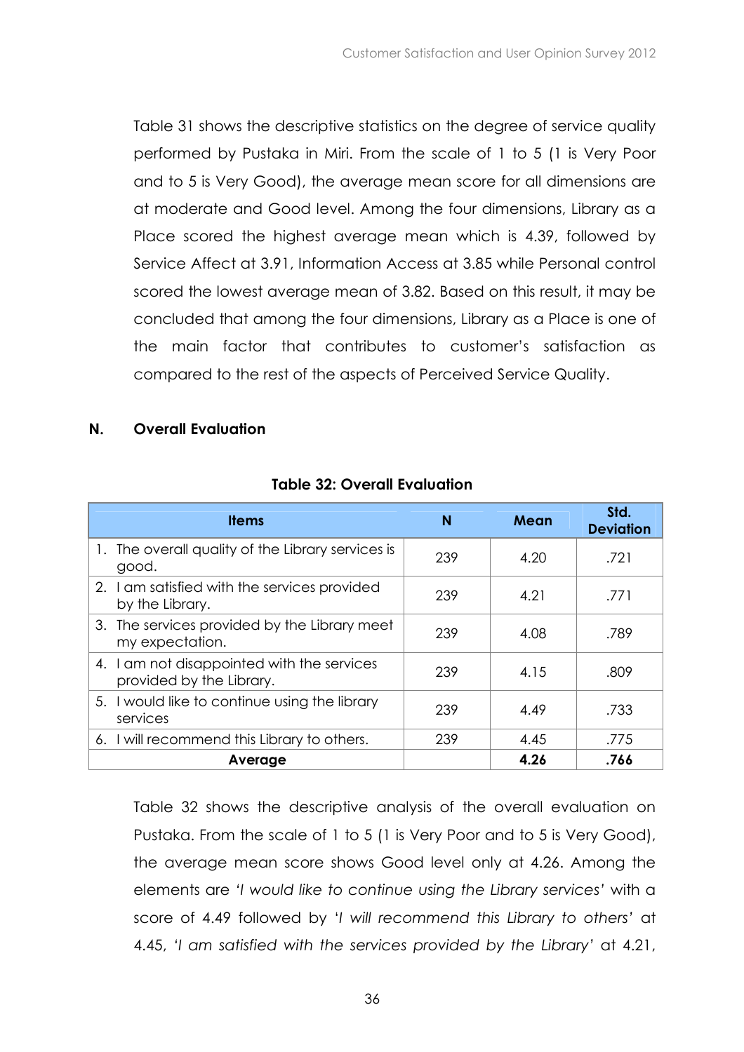Table 31 shows the descriptive statistics on the degree of service quality performed by Pustaka in Miri. From the scale of 1 to 5 (1 is Very Poor and to 5 is Very Good), the average mean score for all dimensions are at moderate and Good level. Among the four dimensions, Library as a Place scored the highest average mean which is 4.39, followed by Service Affect at 3.91, Information Access at 3.85 while Personal control scored the lowest average mean of 3.82. Based on this result, it may be concluded that among the four dimensions, Library as a Place is one of the main factor that contributes to customer's satisfaction as compared to the rest of the aspects of Perceived Service Quality.

## N. Overall Evaluation

**Table 32: Overall Evaluation**

| Items | N | Mean | Std. Deviation |
|---|---|---|---|
| 1. The overall quality of the Library services is good. | 239 | 4.20 | .721 |
| 2. I am satisfied with the services provided by the Library. | 239 | 4.21 | .771 |
| 3. The services provided by the Library meet my expectation. | 239 | 4.08 | .789 |
| 4. I am not disappointed with the services provided by the Library. | 239 | 4.15 | .809 |
| 5. I would like to continue using the library services | 239 | 4.49 | .733 |
| 6. I will recommend this Library to others. | 239 | 4.45 | .775 |
| **Average** | | **4.26** | **.766** |

Table 32 shows the descriptive analysis of the overall evaluation on Pustaka. From the scale of 1 to 5 (1 is Very Poor and to 5 is Very Good), the average mean score shows Good level only at 4.26. Among the elements are *'I would like to continue using the Library services'* with a score of 4.49 followed by *'I will recommend this Library to others'* at 4.45, *'I am satisfied with the services provided by the Library'* at 4.21,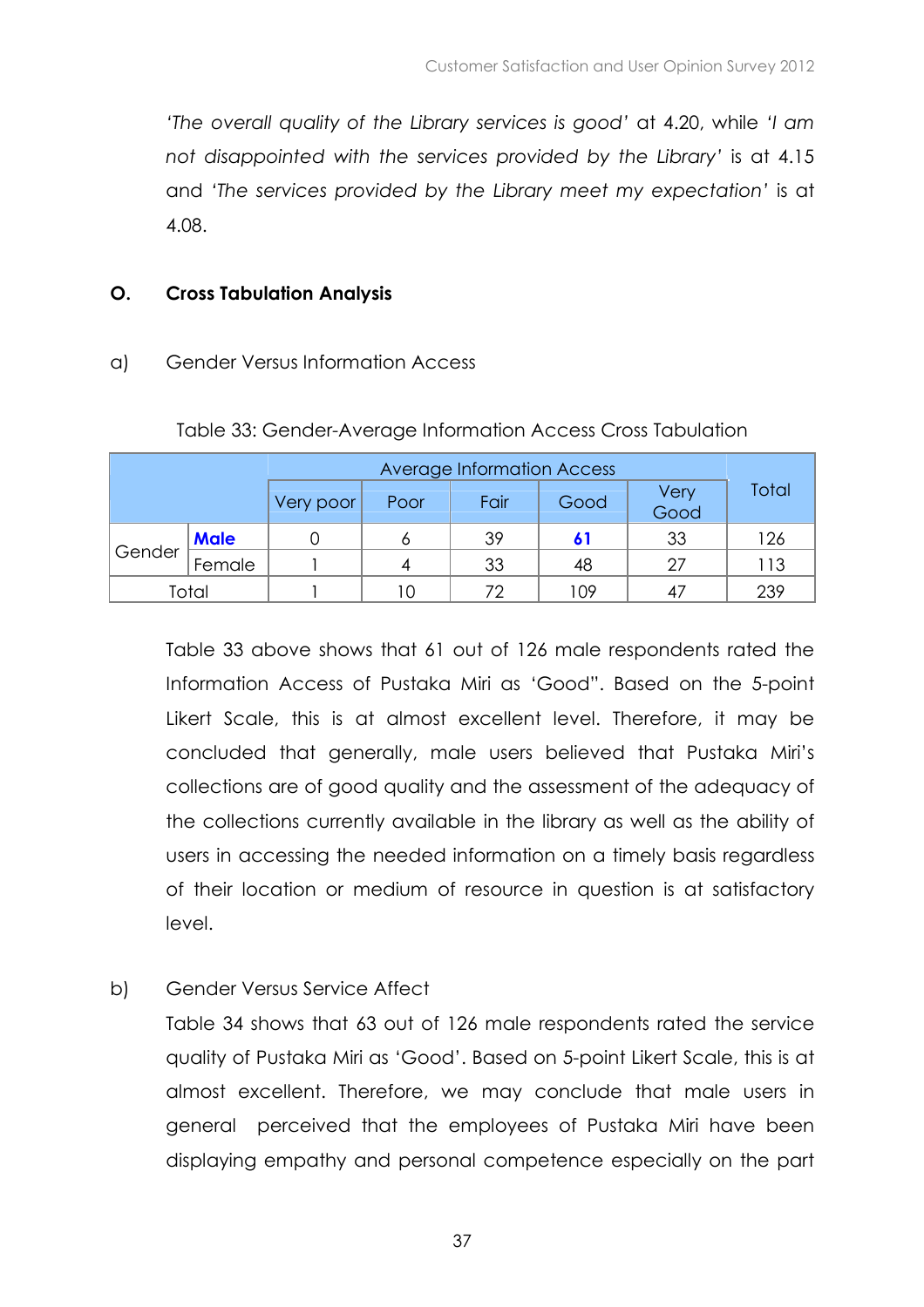*'The overall quality of the Library services is good'* at 4.20, while *'I am not disappointed with the services provided by the Library'* is at 4.15 and *'The services provided by the Library meet my expectation'* is at 4.08.

## O. Cross Tabulation Analysis

a) Gender Versus Information Access

Table 33: Gender-Average Information Access Cross Tabulation

| | | Average Information Access | | | | | Total |
|---|---|---|---|---|---|---|---|
| | | Very poor | Poor | Fair | Good | Very Good | |
| Gender | **Male** | 0 | 6 | 39 | **61** | 33 | 126 |
| | Female | 1 | 4 | 33 | 48 | 27 | 113 |
| Total | | 1 | 10 | 72 | 109 | 47 | 239 |

Table 33 above shows that 61 out of 126 male respondents rated the Information Access of Pustaka Miri as 'Good". Based on the 5-point Likert Scale, this is at almost excellent level. Therefore, it may be concluded that generally, male users believed that Pustaka Miri's collections are of good quality and the assessment of the adequacy of the collections currently available in the library as well as the ability of users in accessing the needed information on a timely basis regardless of their location or medium of resource in question is at satisfactory level.

b) Gender Versus Service Affect

Table 34 shows that 63 out of 126 male respondents rated the service quality of Pustaka Miri as 'Good'. Based on 5-point Likert Scale, this is at almost excellent. Therefore, we may conclude that male users in general perceived that the employees of Pustaka Miri have been displaying empathy and personal competence especially on the part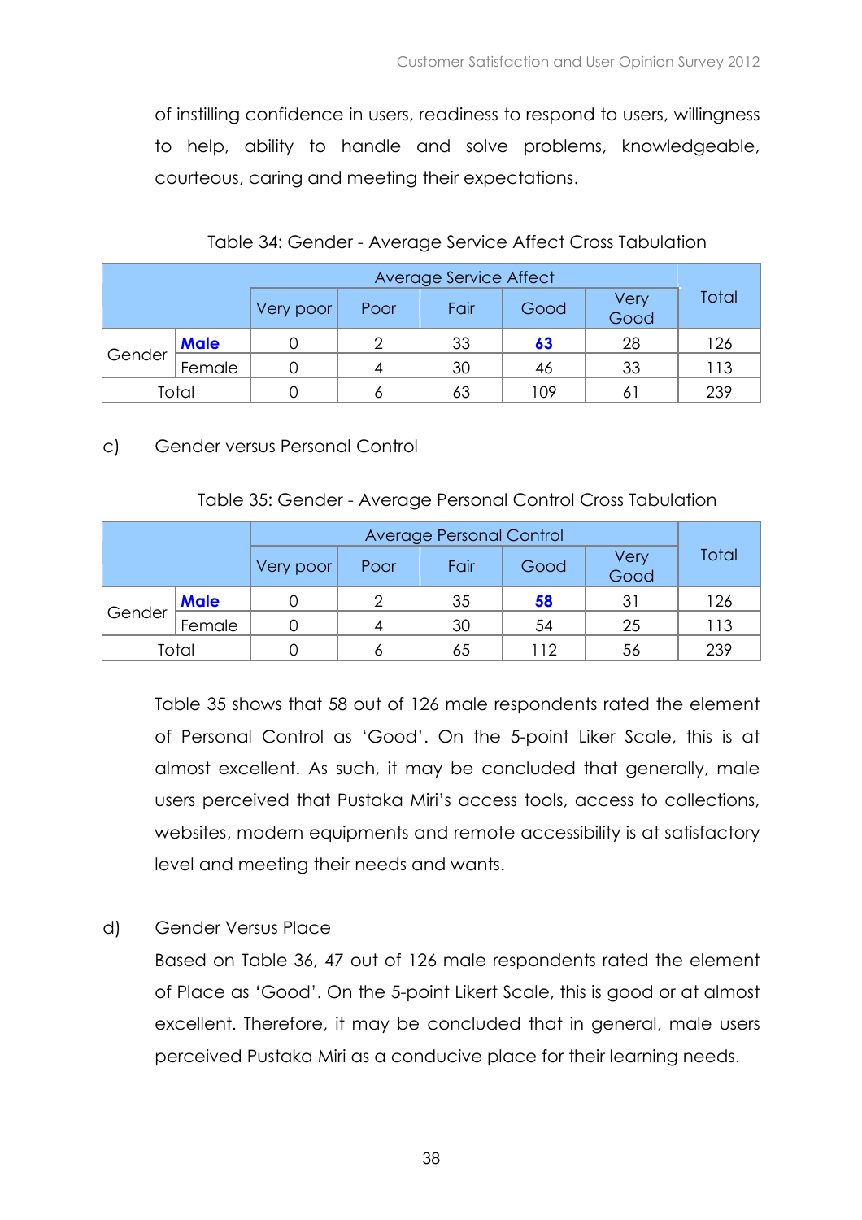of instilling confidence in users, readiness to respond to users, willingness to help, ability to handle and solve problems, knowledgeable, courteous, caring and meeting their expectations.

Table 34: Gender - Average Service Affect Cross Tabulation

| | | Average Service Affect | | | | | Total |
|---|---|---|---|---|---|---|---|
| | | Very poor | Poor | Fair | Good | Very Good | |
| Gender | **Male** | 0 | 2 | 33 | **63** | 28 | 126 |
| | Female | 0 | 4 | 30 | 46 | 33 | 113 |
| Total | | 0 | 6 | 63 | 109 | 61 | 239 |

c) Gender versus Personal Control

Table 35: Gender - Average Personal Control Cross Tabulation

| | | Average Personal Control | | | | | Total |
|---|---|---|---|---|---|---|---|
| | | Very poor | Poor | Fair | Good | Very Good | |
| Gender | **Male** | 0 | 2 | 35 | **58** | 31 | 126 |
| | Female | 0 | 4 | 30 | 54 | 25 | 113 |
| Total | | 0 | 6 | 65 | 112 | 56 | 239 |

Table 35 shows that 58 out of 126 male respondents rated the element of Personal Control as 'Good'. On the 5-point Liker Scale, this is at almost excellent. As such, it may be concluded that generally, male users perceived that Pustaka Miri's access tools, access to collections, websites, modern equipments and remote accessibility is at satisfactory level and meeting their needs and wants.

d) Gender Versus Place

Based on Table 36, 47 out of 126 male respondents rated the element of Place as 'Good'. On the 5-point Likert Scale, this is good or at almost excellent. Therefore, it may be concluded that in general, male users perceived Pustaka Miri as a conducive place for their learning needs.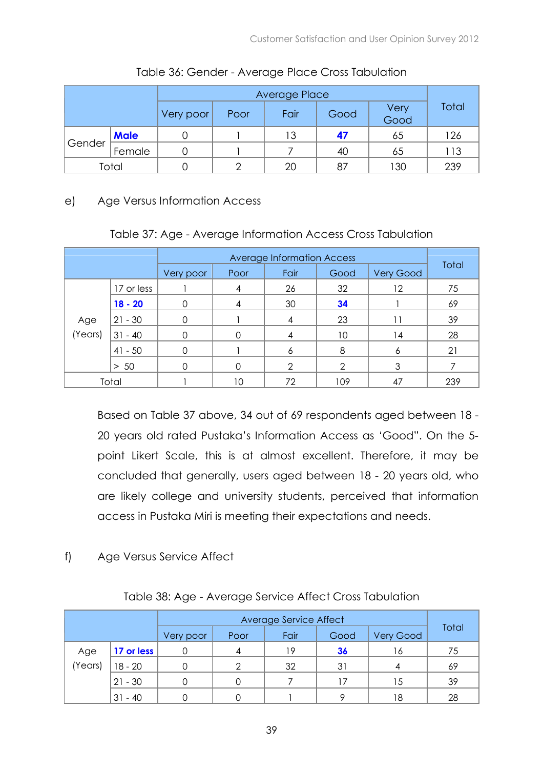Table 36: Gender - Average Place Cross Tabulation

| | | Average Place | | | | | Total |
|---|---|---|---|---|---|---|---|
| | | Very poor | Poor | Fair | Good | Very Good | |
| Gender | **Male** | 0 | 1 | 13 | **47** | 65 | 126 |
| | Female | 0 | 1 | 7 | 40 | 65 | 113 |
| Total | | 0 | 2 | 20 | 87 | 130 | 239 |

e) Age Versus Information Access

Table 37: Age - Average Information Access Cross Tabulation

| | | Average Information Access | | | | | Total |
|---|---|---|---|---|---|---|---|
| | | Very poor | Poor | Fair | Good | Very Good | |
| Age (Years) | 17 or less | 1 | 4 | 26 | 32 | 12 | 75 |
| | **18 - 20** | 0 | 4 | 30 | **34** | 1 | 69 |
| | 21 - 30 | 0 | 1 | 4 | 23 | 11 | 39 |
| | 31 - 40 | 0 | 0 | 4 | 10 | 14 | 28 |
| | 41 - 50 | 0 | 1 | 6 | 8 | 6 | 21 |
| | > 50 | 0 | 0 | 2 | 2 | 3 | 7 |
| Total | | 1 | 10 | 72 | 109 | 47 | 239 |

Based on Table 37 above, 34 out of 69 respondents aged between 18 - 20 years old rated Pustaka's Information Access as 'Good". On the 5-point Likert Scale, this is at almost excellent. Therefore, it may be concluded that generally, users aged between 18 - 20 years old, who are likely college and university students, perceived that information access in Pustaka Miri is meeting their expectations and needs.

f) Age Versus Service Affect

Table 38: Age - Average Service Affect Cross Tabulation

| | | Average Service Affect | | | | | Total |
|---|---|---|---|---|---|---|---|
| | | Very poor | Poor | Fair | Good | Very Good | |
| Age (Years) | **17 or less** | 0 | 4 | 19 | **36** | 16 | 75 |
| | 18 - 20 | 0 | 2 | 32 | 31 | 4 | 69 |
| | 21 - 30 | 0 | 0 | 7 | 17 | 15 | 39 |
| | 31 - 40 | 0 | 0 | 1 | 9 | 18 | 28 |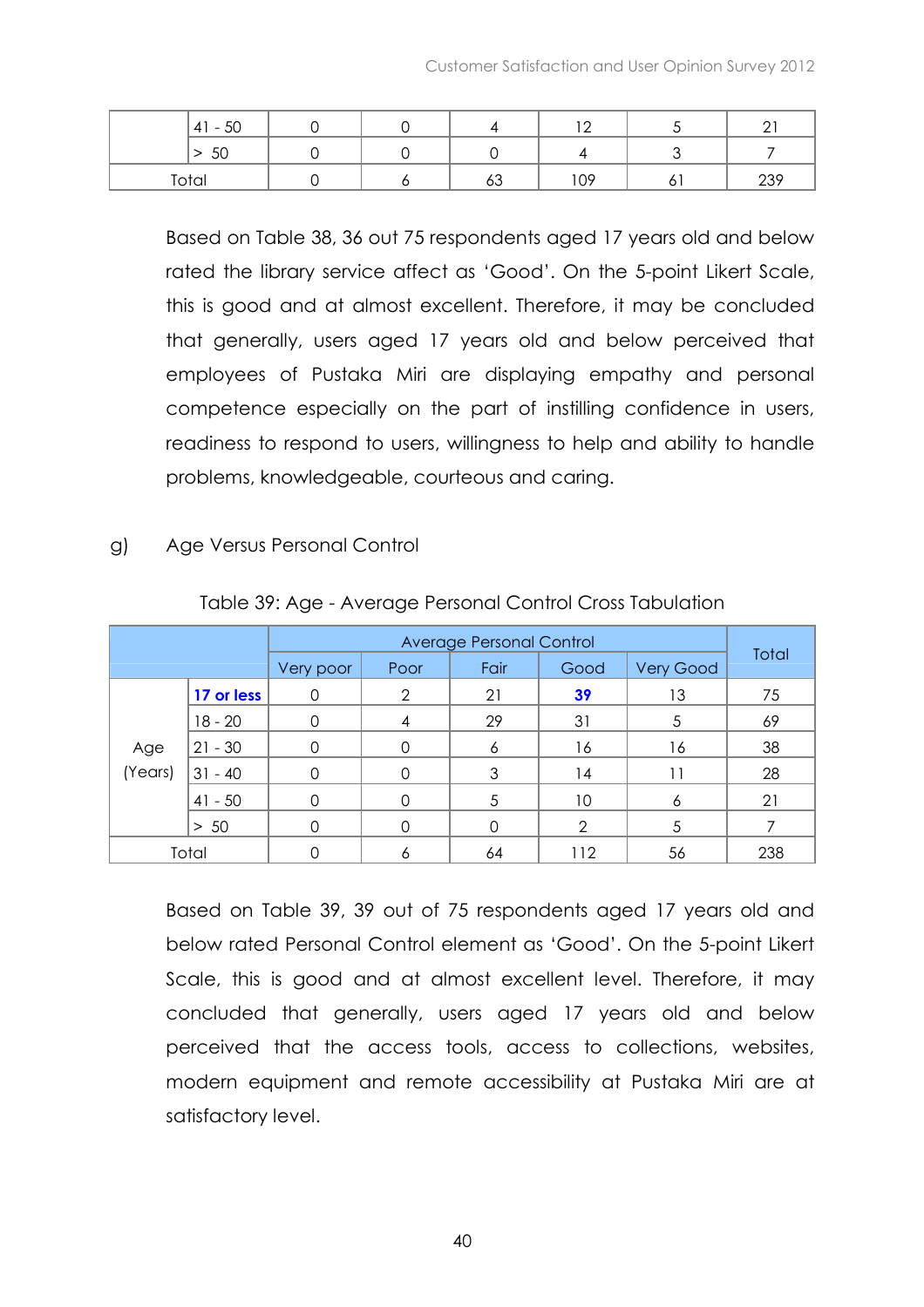| | | | | | | | |
|---|---|---|---|---|---|---|---|
| | 41 - 50 | 0 | 0 | 4 | 12 | 5 | 21 |
| | > 50 | 0 | 0 | 0 | 4 | 3 | 7 |
| Total | | 0 | 6 | 63 | 109 | 61 | 239 |

Based on Table 38, 36 out 75 respondents aged 17 years old and below rated the library service affect as 'Good'. On the 5-point Likert Scale, this is good and at almost excellent. Therefore, it may be concluded that generally, users aged 17 years old and below perceived that employees of Pustaka Miri are displaying empathy and personal competence especially on the part of instilling confidence in users, readiness to respond to users, willingness to help and ability to handle problems, knowledgeable, courteous and caring.

g) Age Versus Personal Control

Table 39: Age - Average Personal Control Cross Tabulation

| | | Average Personal Control | | | | | Total |
|---|---|---|---|---|---|---|---|
| | | Very poor | Poor | Fair | Good | Very Good | |
| Age (Years) | **17 or less** | 0 | 2 | 21 | **39** | 13 | 75 |
| | 18 - 20 | 0 | 4 | 29 | 31 | 5 | 69 |
| | 21 - 30 | 0 | 0 | 6 | 16 | 16 | 38 |
| | 31 - 40 | 0 | 0 | 3 | 14 | 11 | 28 |
| | 41 - 50 | 0 | 0 | 5 | 10 | 6 | 21 |
| | > 50 | 0 | 0 | 0 | 2 | 5 | 7 |
| Total | | 0 | 6 | 64 | 112 | 56 | 238 |

Based on Table 39, 39 out of 75 respondents aged 17 years old and below rated Personal Control element as 'Good'. On the 5-point Likert Scale, this is good and at almost excellent level. Therefore, it may concluded that generally, users aged 17 years old and below perceived that the access tools, access to collections, websites, modern equipment and remote accessibility at Pustaka Miri are at satisfactory level.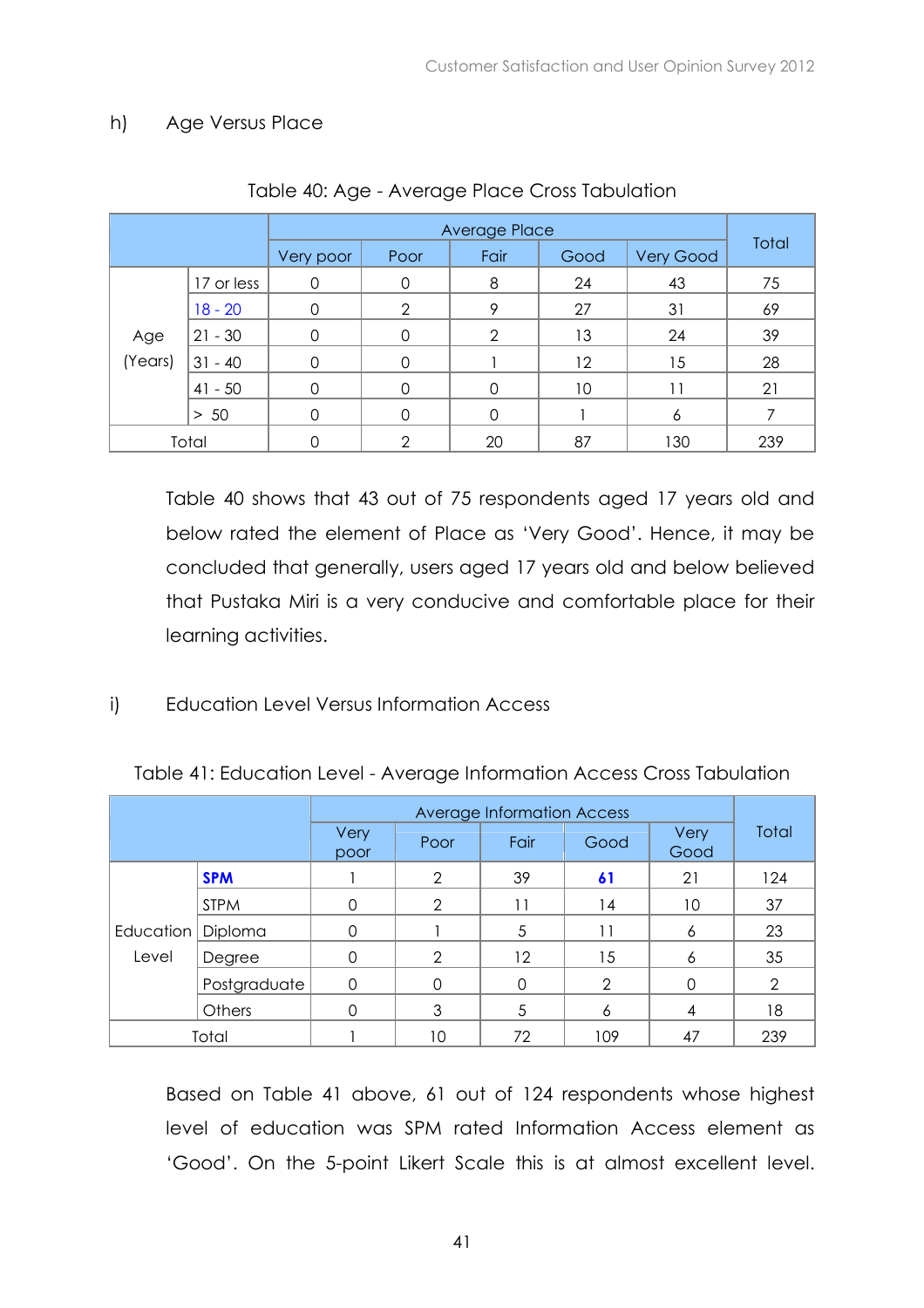h) Age Versus Place

Table 40: Age - Average Place Cross Tabulation

| | | Average Place | | | | | Total |
|---|---|---|---|---|---|---|---|
| | | Very poor | Poor | Fair | Good | Very Good | |
| Age (Years) | 17 or less | 0 | 0 | 8 | 24 | 43 | 75 |
| | 18 - 20 | 0 | 2 | 9 | 27 | 31 | 69 |
| | 21 - 30 | 0 | 0 | 2 | 13 | 24 | 39 |
| | 31 - 40 | 0 | 0 | 1 | 12 | 15 | 28 |
| | 41 - 50 | 0 | 0 | 0 | 10 | 11 | 21 |
| | > 50 | 0 | 0 | 0 | 1 | 6 | 7 |
| Total | | 0 | 2 | 20 | 87 | 130 | 239 |

Table 40 shows that 43 out of 75 respondents aged 17 years old and below rated the element of Place as 'Very Good'. Hence, it may be concluded that generally, users aged 17 years old and below believed that Pustaka Miri is a very conducive and comfortable place for their learning activities.

i) Education Level Versus Information Access

Table 41: Education Level - Average Information Access Cross Tabulation

| | | Average Information Access | | | | | Total |
|---|---|---|---|---|---|---|---|
| | | Very poor | Poor | Fair | Good | Very Good | |
| Education Level | **SPM** | 1 | 2 | 39 | **61** | 21 | 124 |
| | STPM | 0 | 2 | 11 | 14 | 10 | 37 |
| | Diploma | 0 | 1 | 5 | 11 | 6 | 23 |
| | Degree | 0 | 2 | 12 | 15 | 6 | 35 |
| | Postgraduate | 0 | 0 | 0 | 2 | 0 | 2 |
| | Others | 0 | 3 | 5 | 6 | 4 | 18 |
| Total | | 1 | 10 | 72 | 109 | 47 | 239 |

Based on Table 41 above, 61 out of 124 respondents whose highest level of education was SPM rated Information Access element as 'Good'. On the 5-point Likert Scale this is at almost excellent level.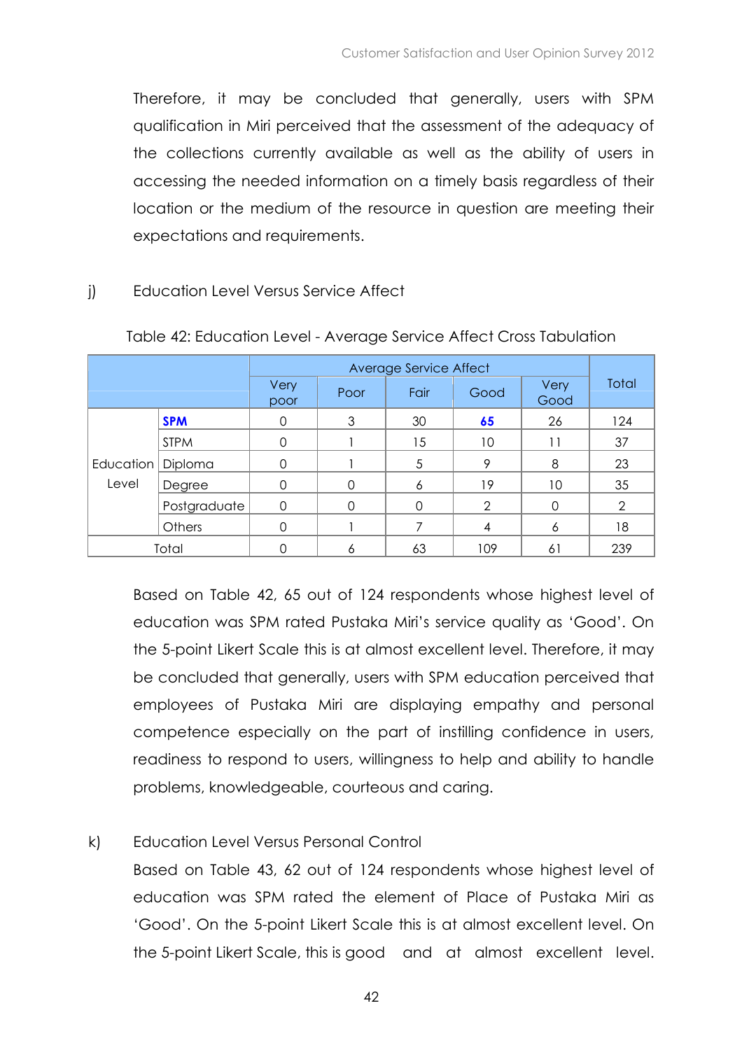Therefore, it may be concluded that generally, users with SPM qualification in Miri perceived that the assessment of the adequacy of the collections currently available as well as the ability of users in accessing the needed information on a timely basis regardless of their location or the medium of the resource in question are meeting their expectations and requirements.

j) Education Level Versus Service Affect

Table 42: Education Level - Average Service Affect Cross Tabulation

| | | Average Service Affect | | | | | Total |
|---|---|---|---|---|---|---|---|
| | | Very poor | Poor | Fair | Good | Very Good | |
| Education Level | **SPM** | 0 | 3 | 30 | **65** | 26 | 124 |
| | STPM | 0 | 1 | 15 | 10 | 11 | 37 |
| | Diploma | 0 | 1 | 5 | 9 | 8 | 23 |
| | Degree | 0 | 0 | 6 | 19 | 10 | 35 |
| | Postgraduate | 0 | 0 | 0 | 2 | 0 | 2 |
| | Others | 0 | 1 | 7 | 4 | 6 | 18 |
| Total | | 0 | 6 | 63 | 109 | 61 | 239 |

Based on Table 42, 65 out of 124 respondents whose highest level of education was SPM rated Pustaka Miri's service quality as 'Good'. On the 5-point Likert Scale this is at almost excellent level. Therefore, it may be concluded that generally, users with SPM education perceived that employees of Pustaka Miri are displaying empathy and personal competence especially on the part of instilling confidence in users, readiness to respond to users, willingness to help and ability to handle problems, knowledgeable, courteous and caring.

k) Education Level Versus Personal Control

Based on Table 43, 62 out of 124 respondents whose highest level of education was SPM rated the element of Place of Pustaka Miri as 'Good'. On the 5-point Likert Scale this is at almost excellent level. On the 5-point Likert Scale, this is good and at almost excellent level.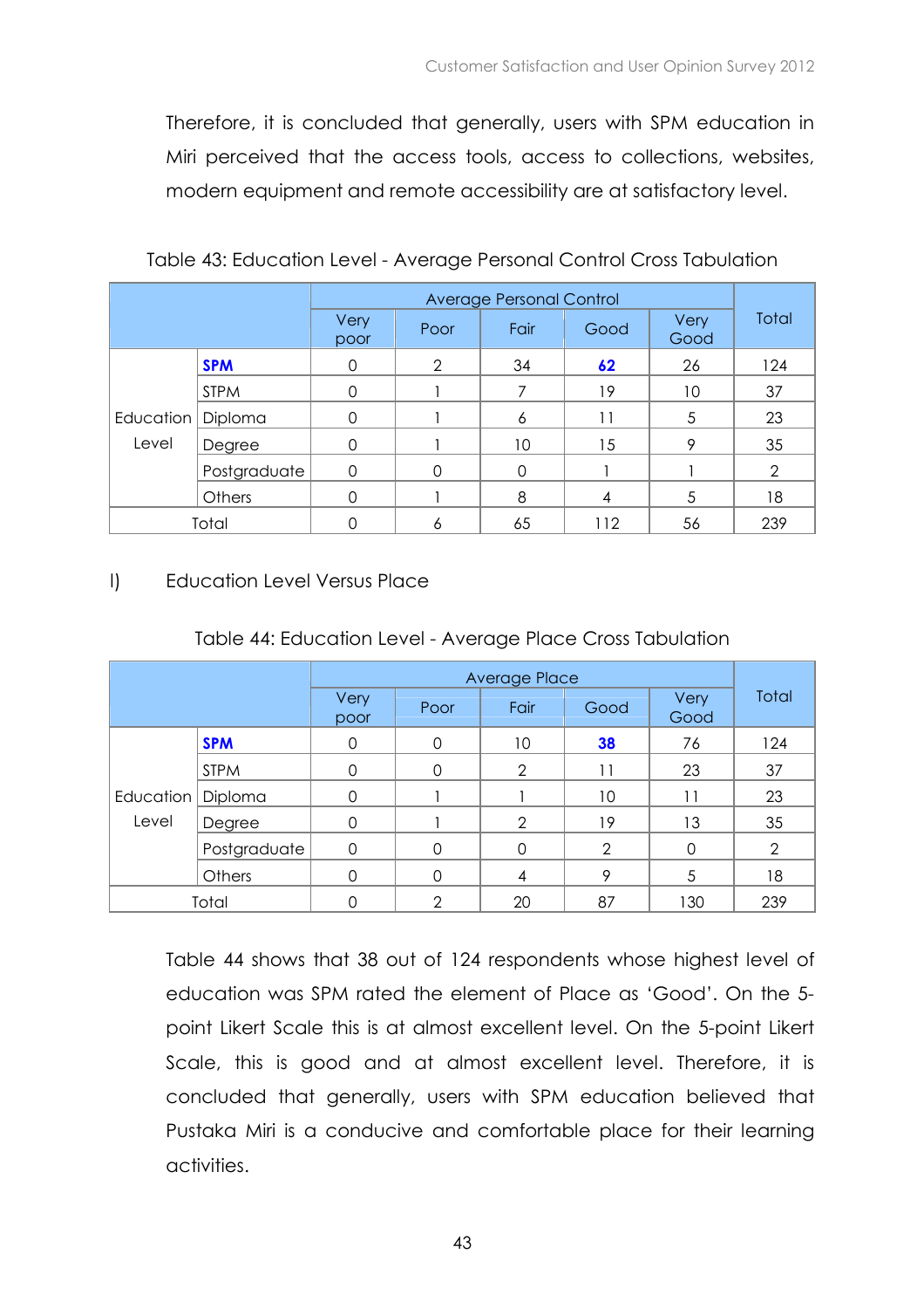Therefore, it is concluded that generally, users with SPM education in Miri perceived that the access tools, access to collections, websites, modern equipment and remote accessibility are at satisfactory level.

Table 43: Education Level - Average Personal Control Cross Tabulation

| | | Average Personal Control | | | | | Total |
|---|---|---|---|---|---|---|---|
| | | Very poor | Poor | Fair | Good | Very Good | |
| Education Level | **SPM** | 0 | 2 | 34 | **62** | 26 | 124 |
| | STPM | 0 | 1 | 7 | 19 | 10 | 37 |
| | Diploma | 0 | 1 | 6 | 11 | 5 | 23 |
| | Degree | 0 | 1 | 10 | 15 | 9 | 35 |
| | Postgraduate | 0 | 0 | 0 | 1 | 1 | 2 |
| | Others | 0 | 1 | 8 | 4 | 5 | 18 |
| Total | | 0 | 6 | 65 | 112 | 56 | 239 |

l) Education Level Versus Place

Table 44: Education Level - Average Place Cross Tabulation

| | | Average Place | | | | | Total |
|---|---|---|---|---|---|---|---|
| | | Very poor | Poor | Fair | Good | Very Good | |
| Education Level | **SPM** | 0 | 0 | 10 | **38** | 76 | 124 |
| | STPM | 0 | 0 | 2 | 11 | 23 | 37 |
| | Diploma | 0 | 1 | 1 | 10 | 11 | 23 |
| | Degree | 0 | 1 | 2 | 19 | 13 | 35 |
| | Postgraduate | 0 | 0 | 0 | 2 | 0 | 2 |
| | Others | 0 | 0 | 4 | 9 | 5 | 18 |
| Total | | 0 | 2 | 20 | 87 | 130 | 239 |

Table 44 shows that 38 out of 124 respondents whose highest level of education was SPM rated the element of Place as 'Good'. On the 5-point Likert Scale this is at almost excellent level. On the 5-point Likert Scale, this is good and at almost excellent level. Therefore, it is concluded that generally, users with SPM education believed that Pustaka Miri is a conducive and comfortable place for their learning activities.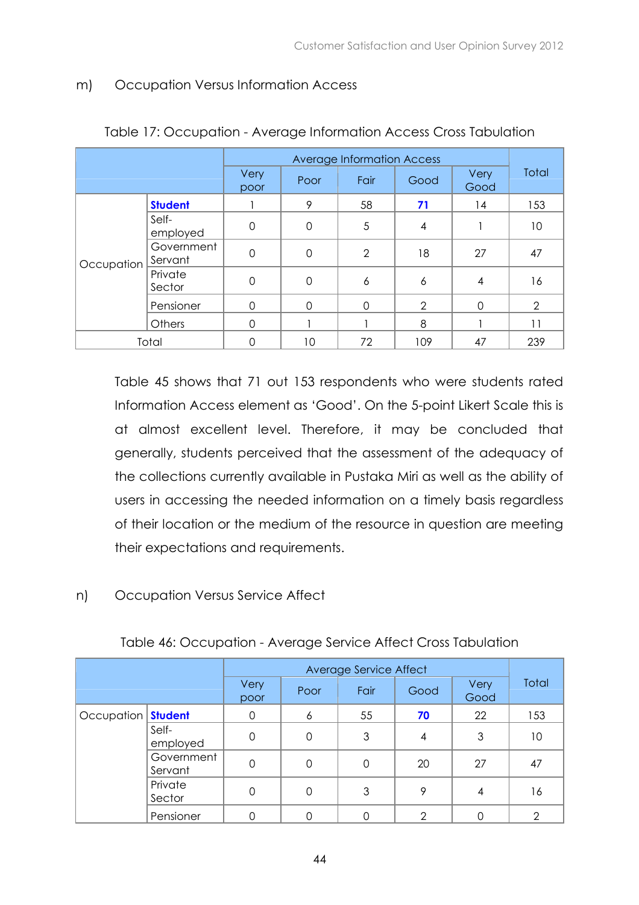m) Occupation Versus Information Access

Table 17: Occupation - Average Information Access Cross Tabulation

| | | Average Information Access | | | | | Total |
|---|---|---|---|---|---|---|---|
| | | Very poor | Poor | Fair | Good | Very Good | |
| Occupation | **Student** | 1 | 9 | 58 | **71** | 14 | 153 |
| | Self-employed | 0 | 0 | 5 | 4 | 1 | 10 |
| | Government Servant | 0 | 0 | 2 | 18 | 27 | 47 |
| | Private Sector | 0 | 0 | 6 | 6 | 4 | 16 |
| | Pensioner | 0 | 0 | 0 | 2 | 0 | 2 |
| | Others | 0 | 1 | 1 | 8 | 1 | 11 |
| Total | | 0 | 10 | 72 | 109 | 47 | 239 |

Table 45 shows that 71 out 153 respondents who were students rated Information Access element as 'Good'. On the 5-point Likert Scale this is at almost excellent level. Therefore, it may be concluded that generally, students perceived that the assessment of the adequacy of the collections currently available in Pustaka Miri as well as the ability of users in accessing the needed information on a timely basis regardless of their location or the medium of the resource in question are meeting their expectations and requirements.

n) Occupation Versus Service Affect

Table 46: Occupation - Average Service Affect Cross Tabulation

| | | Average Service Affect | | | | | Total |
|---|---|---|---|---|---|---|---|
| | | Very poor | Poor | Fair | Good | Very Good | |
| Occupation | **Student** | 0 | 6 | 55 | **70** | 22 | 153 |
| | Self-employed | 0 | 0 | 3 | 4 | 3 | 10 |
| | Government Servant | 0 | 0 | 0 | 20 | 27 | 47 |
| | Private Sector | 0 | 0 | 3 | 9 | 4 | 16 |
| | Pensioner | 0 | 0 | 0 | 2 | 0 | 2 |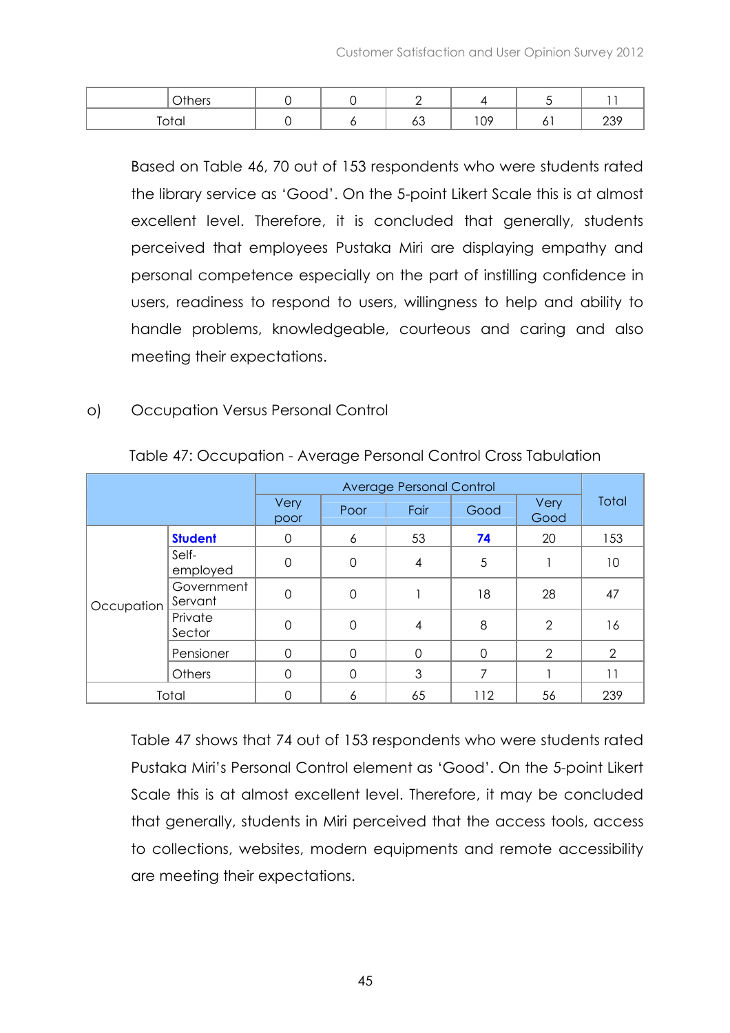| | | | | | | |
|---|---|---|---|---|---|---|
| | Others | 0 | 0 | 2 | 4 | 5 | 11 |
| Total | | 0 | 6 | 63 | 109 | 61 | 239 |

Based on Table 46, 70 out of 153 respondents who were students rated the library service as 'Good'. On the 5-point Likert Scale this is at almost excellent level. Therefore, it is concluded that generally, students perceived that employees Pustaka Miri are displaying empathy and personal competence especially on the part of instilling confidence in users, readiness to respond to users, willingness to help and ability to handle problems, knowledgeable, courteous and caring and also meeting their expectations.

o) Occupation Versus Personal Control

Table 47: Occupation - Average Personal Control Cross Tabulation

| | | Average Personal Control | | | | | Total |
|---|---|---|---|---|---|---|---|
| | | Very poor | Poor | Fair | Good | Very Good | |
| Occupation | **Student** | 0 | 6 | 53 | **74** | 20 | 153 |
| | Self-employed | 0 | 0 | 4 | 5 | 1 | 10 |
| | Government Servant | 0 | 0 | 1 | 18 | 28 | 47 |
| | Private Sector | 0 | 0 | 4 | 8 | 2 | 16 |
| | Pensioner | 0 | 0 | 0 | 0 | 2 | 2 |
| | Others | 0 | 0 | 3 | 7 | 1 | 11 |
| Total | | 0 | 6 | 65 | 112 | 56 | 239 |

Table 47 shows that 74 out of 153 respondents who were students rated Pustaka Miri's Personal Control element as 'Good'. On the 5-point Likert Scale this is at almost excellent level. Therefore, it may be concluded that generally, students in Miri perceived that the access tools, access to collections, websites, modern equipments and remote accessibility are meeting their expectations.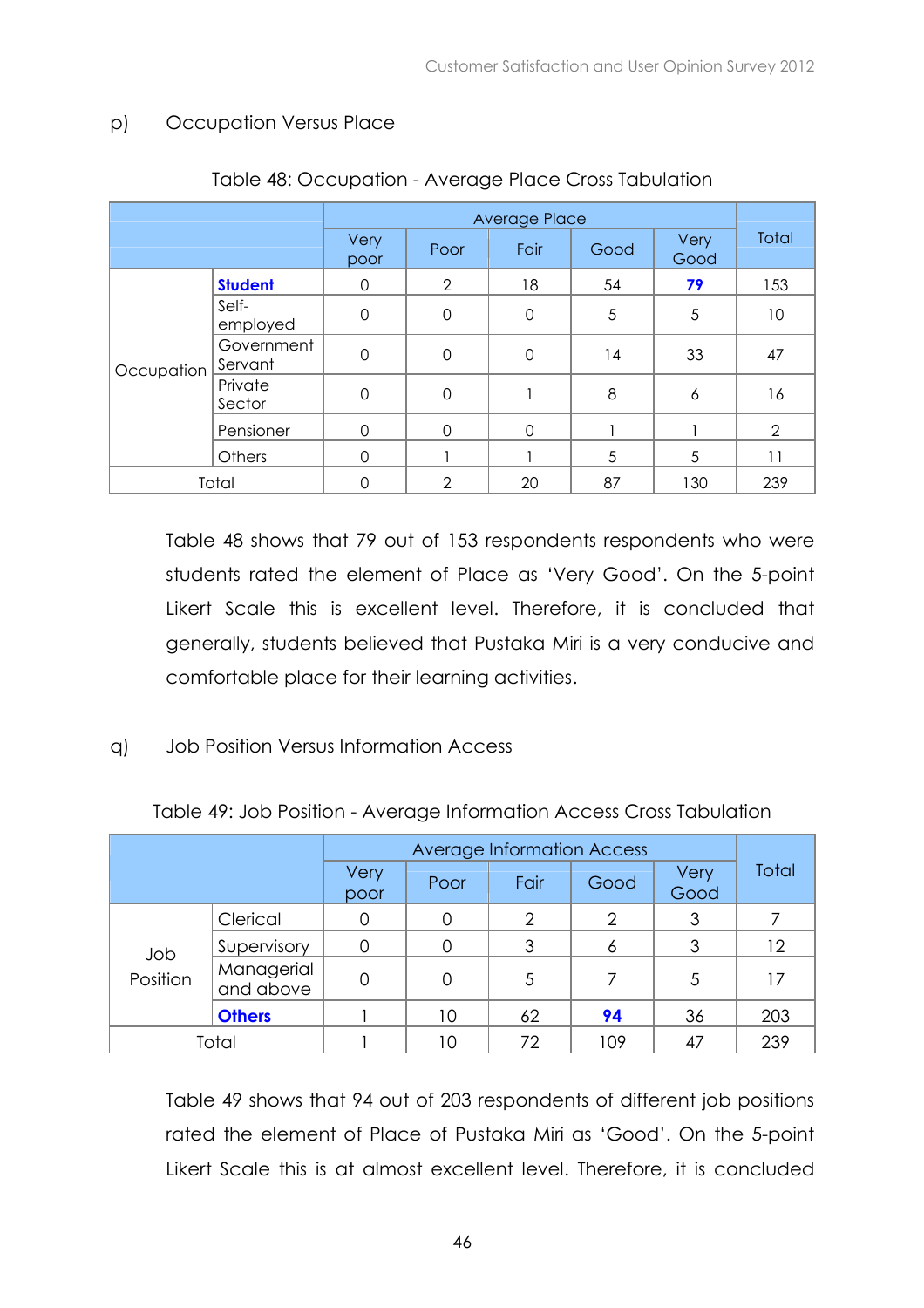p) Occupation Versus Place

Table 48: Occupation - Average Place Cross Tabulation

| | | Average Place | | | | | Total |
|---|---|---|---|---|---|---|---|
| | | Very poor | Poor | Fair | Good | Very Good | |
| Occupation | **Student** | 0 | 2 | 18 | 54 | **79** | 153 |
| | Self-employed | 0 | 0 | 0 | 5 | 5 | 10 |
| | Government Servant | 0 | 0 | 0 | 14 | 33 | 47 |
| | Private Sector | 0 | 0 | 1 | 8 | 6 | 16 |
| | Pensioner | 0 | 0 | 0 | 1 | 1 | 2 |
| | Others | 0 | 1 | 1 | 5 | 5 | 11 |
| Total | | 0 | 2 | 20 | 87 | 130 | 239 |

Table 48 shows that 79 out of 153 respondents respondents who were students rated the element of Place as 'Very Good'. On the 5-point Likert Scale this is excellent level. Therefore, it is concluded that generally, students believed that Pustaka Miri is a very conducive and comfortable place for their learning activities.

q) Job Position Versus Information Access

Table 49: Job Position - Average Information Access Cross Tabulation

| | | Average Information Access | | | | | Total |
|---|---|---|---|---|---|---|---|
| | | Very poor | Poor | Fair | Good | Very Good | |
| Job Position | Clerical | 0 | 0 | 2 | 2 | 3 | 7 |
| | Supervisory | 0 | 0 | 3 | 6 | 3 | 12 |
| | Managerial and above | 0 | 0 | 5 | 7 | 5 | 17 |
| | **Others** | 1 | 10 | 62 | **94** | 36 | 203 |
| Total | | 1 | 10 | 72 | 109 | 47 | 239 |

Table 49 shows that 94 out of 203 respondents of different job positions rated the element of Place of Pustaka Miri as 'Good'. On the 5-point Likert Scale this is at almost excellent level. Therefore, it is concluded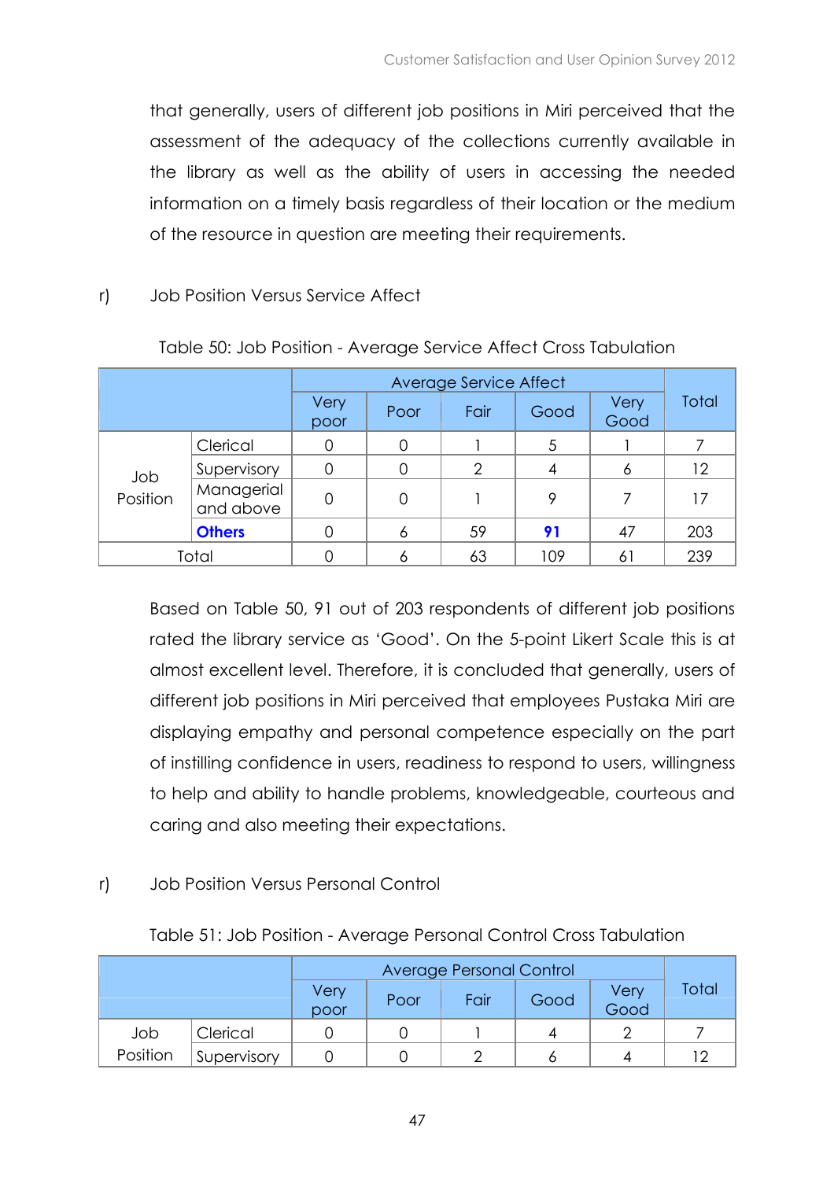that generally, users of different job positions in Miri perceived that the assessment of the adequacy of the collections currently available in the library as well as the ability of users in accessing the needed information on a timely basis regardless of their location or the medium of the resource in question are meeting their requirements.

r) Job Position Versus Service Affect

Table 50: Job Position - Average Service Affect Cross Tabulation

| | | Average Service Affect | | | | | Total |
|---|---|---|---|---|---|---|---|
| | | Very poor | Poor | Fair | Good | Very Good | |
| Job Position | Clerical | 0 | 0 | 1 | 5 | 1 | 7 |
| | Supervisory | 0 | 0 | 2 | 4 | 6 | 12 |
| | Managerial and above | 0 | 0 | 1 | 9 | 7 | 17 |
| | **Others** | 0 | 6 | 59 | **91** | 47 | 203 |
| Total | | 0 | 6 | 63 | 109 | 61 | 239 |

Based on Table 50, 91 out of 203 respondents of different job positions rated the library service as 'Good'. On the 5-point Likert Scale this is at almost excellent level. Therefore, it is concluded that generally, users of different job positions in Miri perceived that employees Pustaka Miri are displaying empathy and personal competence especially on the part of instilling confidence in users, readiness to respond to users, willingness to help and ability to handle problems, knowledgeable, courteous and caring and also meeting their expectations.

r) Job Position Versus Personal Control

Table 51: Job Position - Average Personal Control Cross Tabulation

| | | Average Personal Control | | | | | Total |
|---|---|---|---|---|---|---|---|
| | | Very poor | Poor | Fair | Good | Very Good | |
| Job Position | Clerical | 0 | 0 | 1 | 4 | 2 | 7 |
| | Supervisory | 0 | 0 | 2 | 6 | 4 | 12 |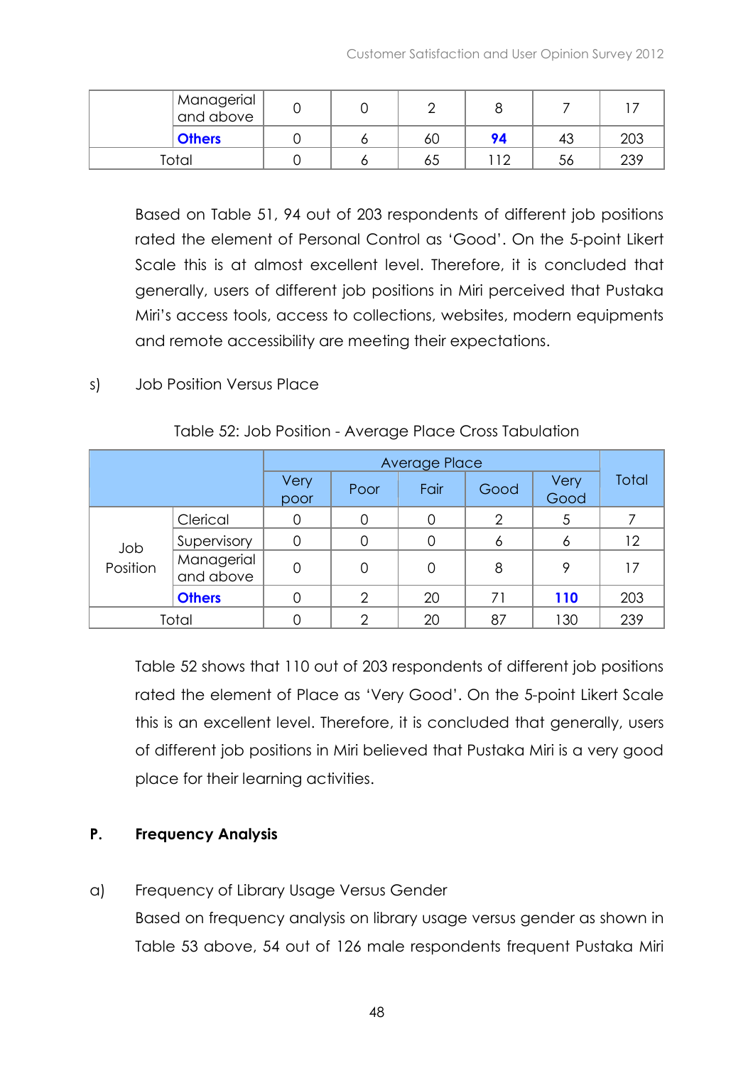| | | | | | | | |
|---|---|---|---|---|---|---|---|
| | Managerial and above | 0 | 0 | 2 | 8 | 7 | 17 |
| | **Others** | 0 | 6 | 60 | **94** | 43 | 203 |
| Total | | 0 | 6 | 65 | 112 | 56 | 239 |

Based on Table 51, 94 out of 203 respondents of different job positions rated the element of Personal Control as 'Good'. On the 5-point Likert Scale this is at almost excellent level. Therefore, it is concluded that generally, users of different job positions in Miri perceived that Pustaka Miri's access tools, access to collections, websites, modern equipments and remote accessibility are meeting their expectations.

s) Job Position Versus Place

Table 52: Job Position - Average Place Cross Tabulation

| | | Average Place | | | | | Total |
|---|---|---|---|---|---|---|---|
| | | Very poor | Poor | Fair | Good | Very Good | |
| Job Position | Clerical | 0 | 0 | 0 | 2 | 5 | 7 |
| | Supervisory | 0 | 0 | 0 | 6 | 6 | 12 |
| | Managerial and above | 0 | 0 | 0 | 8 | 9 | 17 |
| | **Others** | 0 | 2 | 20 | 71 | **110** | 203 |
| Total | | 0 | 2 | 20 | 87 | 130 | 239 |

Table 52 shows that 110 out of 203 respondents of different job positions rated the element of Place as 'Very Good'. On the 5-point Likert Scale this is an excellent level. Therefore, it is concluded that generally, users of different job positions in Miri believed that Pustaka Miri is a very good place for their learning activities.

## P. Frequency Analysis

a) Frequency of Library Usage Versus Gender

Based on frequency analysis on library usage versus gender as shown in Table 53 above, 54 out of 126 male respondents frequent Pustaka Miri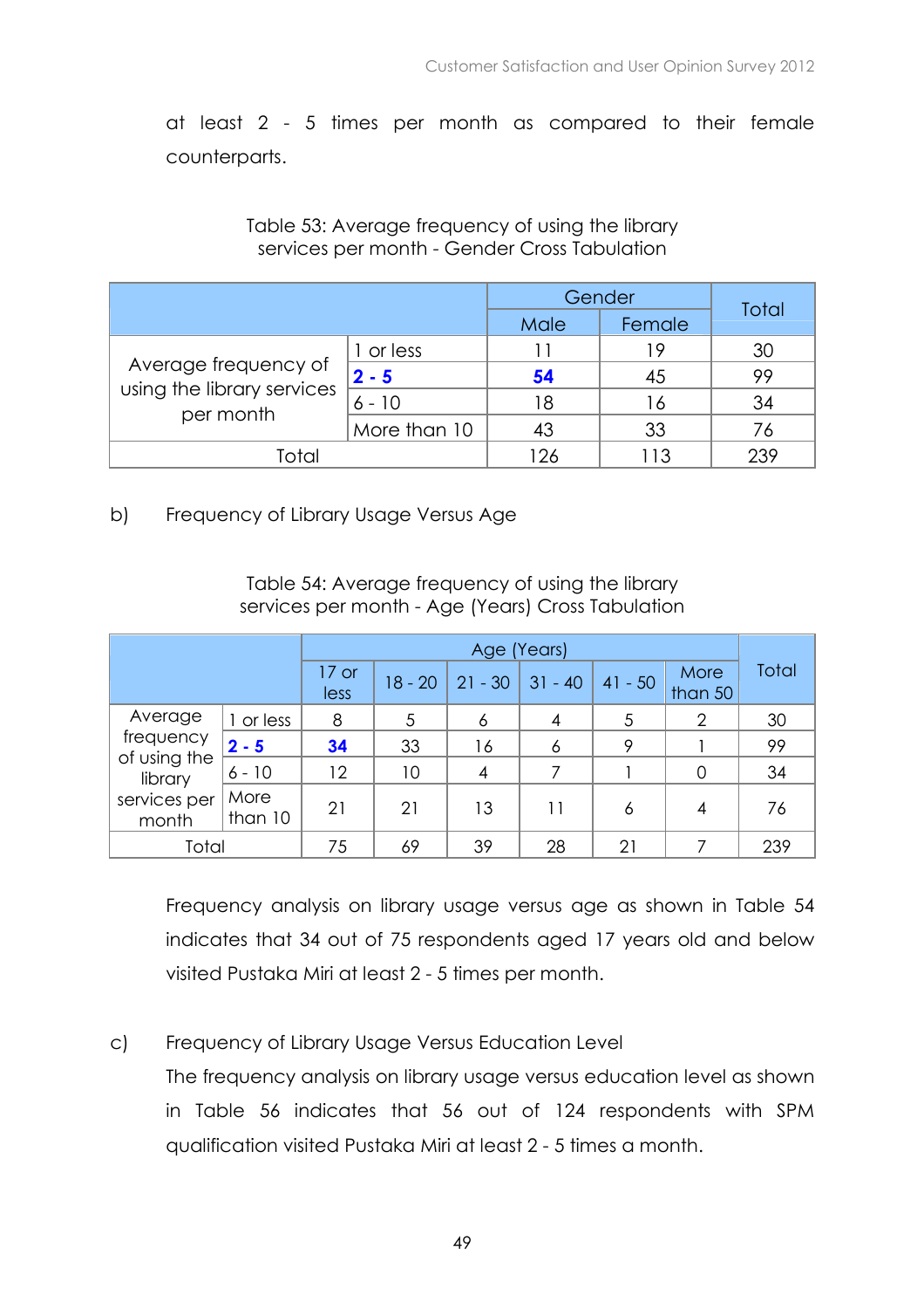at least 2 - 5 times per month as compared to their female counterparts.

Table 53: Average frequency of using the library services per month - Gender Cross Tabulation

| | | Gender | | Total |
|---|---|---|---|---|
| | | Male | Female | |
| Average frequency of using the library services per month | 1 or less | 11 | 19 | 30 |
| | **2 - 5** | **54** | 45 | 99 |
| | 6 - 10 | 18 | 16 | 34 |
| | More than 10 | 43 | 33 | 76 |
| Total | | 126 | 113 | 239 |

b) Frequency of Library Usage Versus Age

Table 54: Average frequency of using the library services per month - Age (Years) Cross Tabulation

| | | Age (Years) | | | | | | Total |
|---|---|---|---|---|---|---|---|---|
| | | 17 or less | 18 - 20 | 21 - 30 | 31 - 40 | 41 - 50 | More than 50 | |
| Average frequency of using the library services per month | 1 or less | 8 | 5 | 6 | 4 | 5 | 2 | 30 |
| | **2 - 5** | **34** | 33 | 16 | 6 | 9 | 1 | 99 |
| | 6 - 10 | 12 | 10 | 4 | 7 | 1 | 0 | 34 |
| | More than 10 | 21 | 21 | 13 | 11 | 6 | 4 | 76 |
| Total | | 75 | 69 | 39 | 28 | 21 | 7 | 239 |

Frequency analysis on library usage versus age as shown in Table 54 indicates that 34 out of 75 respondents aged 17 years old and below visited Pustaka Miri at least 2 - 5 times per month.

c) Frequency of Library Usage Versus Education Level

The frequency analysis on library usage versus education level as shown in Table 56 indicates that 56 out of 124 respondents with SPM qualification visited Pustaka Miri at least 2 - 5 times a month.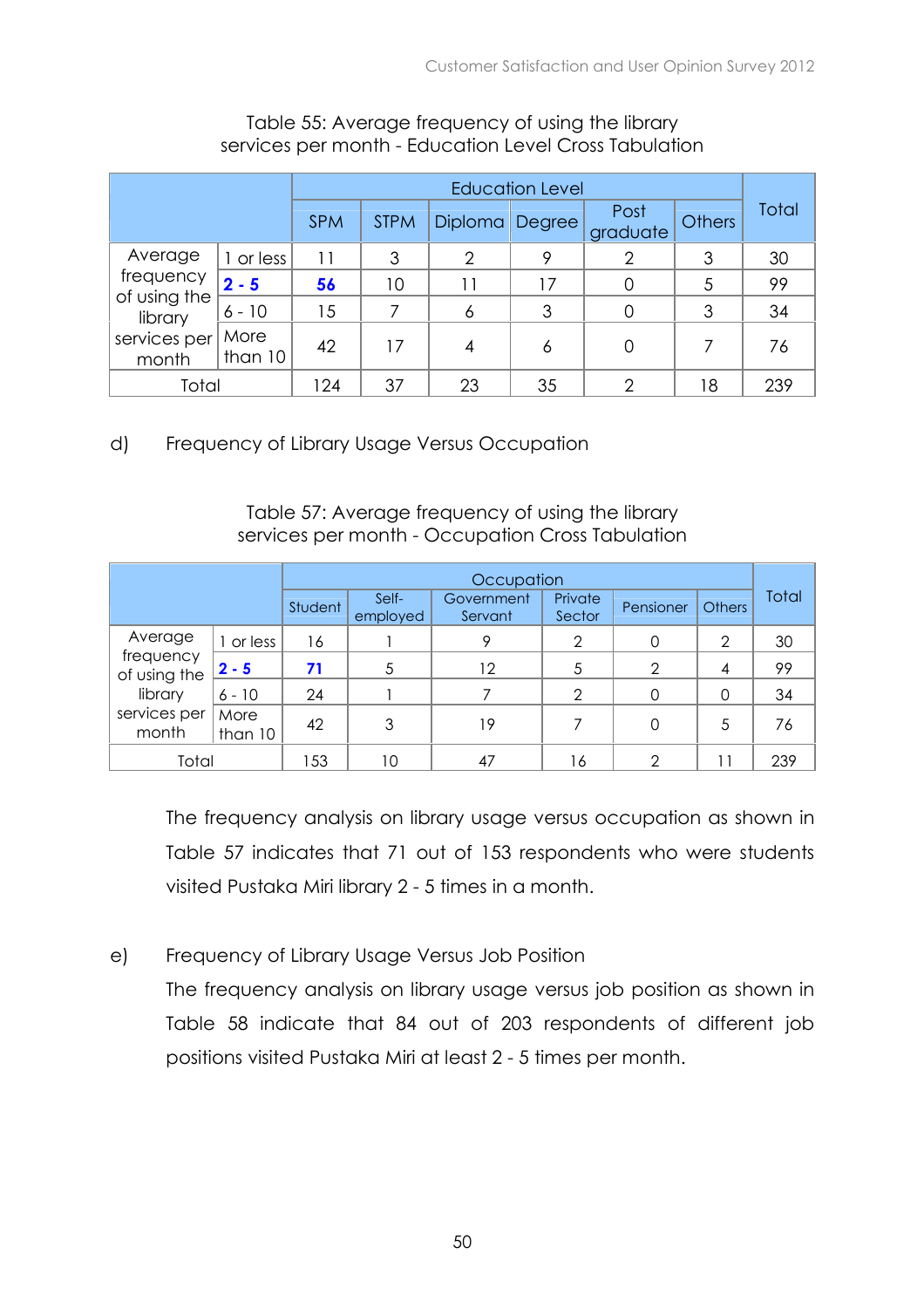Table 55: Average frequency of using the library services per month - Education Level Cross Tabulation

| | | Education Level | | | | | | Total |
|---|---|---|---|---|---|---|---|---|
| | | SPM | STPM | Diploma | Degree | Post graduate | Others | |
| Average frequency of using the library services per month | 1 or less | 11 | 3 | 2 | 9 | 2 | 3 | 30 |
| | **2 - 5** | **56** | 10 | 11 | 17 | 0 | 5 | 99 |
| | 6 - 10 | 15 | 7 | 6 | 3 | 0 | 3 | 34 |
| | More than 10 | 42 | 17 | 4 | 6 | 0 | 7 | 76 |
| Total | | 124 | 37 | 23 | 35 | 2 | 18 | 239 |

d) Frequency of Library Usage Versus Occupation

Table 57: Average frequency of using the library services per month - Occupation Cross Tabulation

| | | Occupation | | | | | | Total |
|---|---|---|---|---|---|---|---|---|
| | | Student | Self-employed | Government Servant | Private Sector | Pensioner | Others | |
| Average frequency of using the library services per month | 1 or less | 16 | 1 | 9 | 2 | 0 | 2 | 30 |
| | **2 - 5** | **71** | 5 | 12 | 5 | 2 | 4 | 99 |
| | 6 - 10 | 24 | 1 | 7 | 2 | 0 | 0 | 34 |
| | More than 10 | 42 | 3 | 19 | 7 | 0 | 5 | 76 |
| Total | | 153 | 10 | 47 | 16 | 2 | 11 | 239 |

The frequency analysis on library usage versus occupation as shown in Table 57 indicates that 71 out of 153 respondents who were students visited Pustaka Miri library 2 - 5 times in a month.

e) Frequency of Library Usage Versus Job Position

The frequency analysis on library usage versus job position as shown in Table 58 indicate that 84 out of 203 respondents of different job positions visited Pustaka Miri at least 2 - 5 times per month.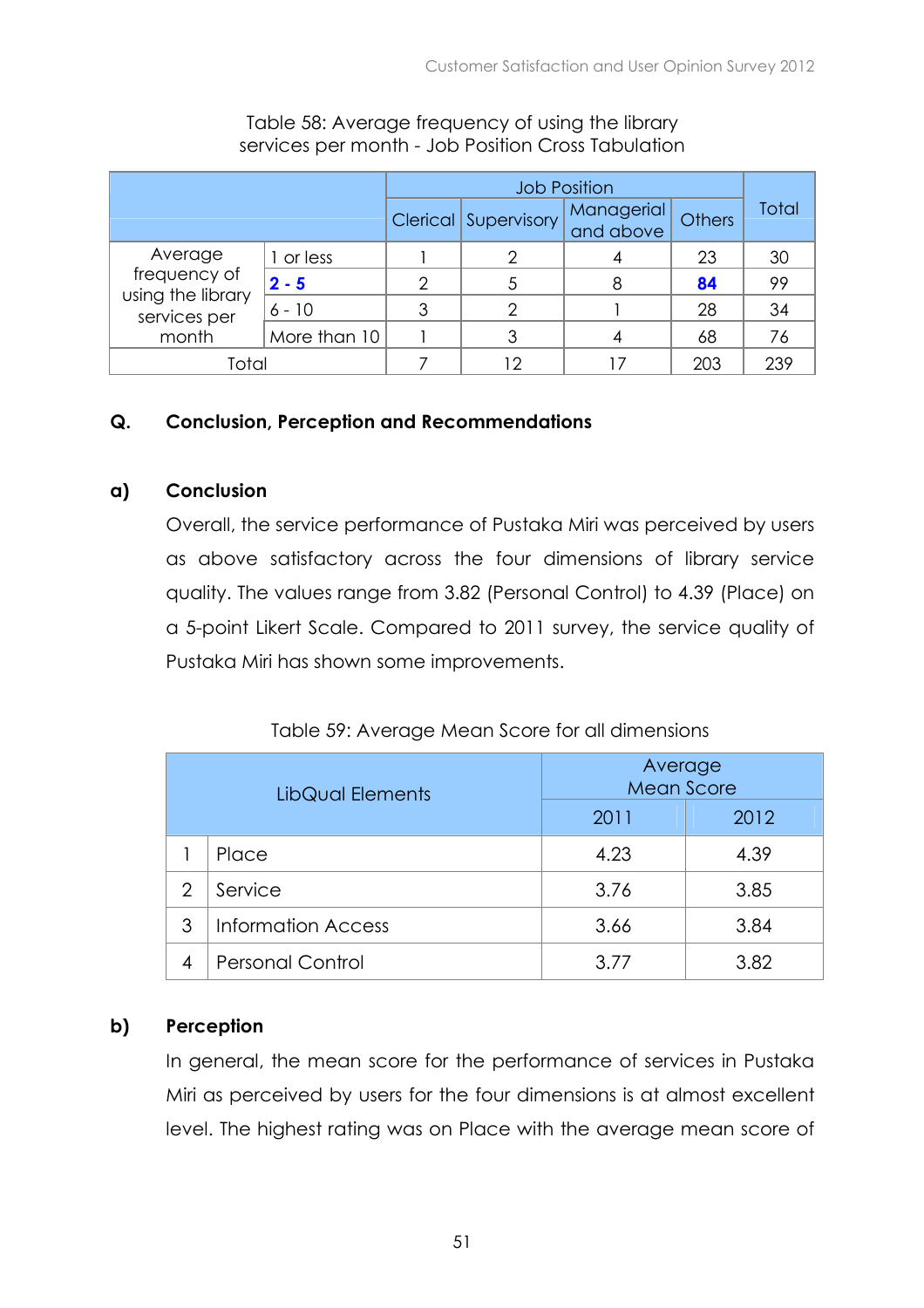Table 58: Average frequency of using the library services per month - Job Position Cross Tabulation

| | | Job Position | | | | Total |
|---|---|---|---|---|---|---|
| | | Clerical | Supervisory | Managerial and above | Others | |
| Average frequency of using the library services per month | 1 or less | 1 | 2 | 4 | 23 | 30 |
| | **2 - 5** | 2 | 5 | 8 | **84** | 99 |
| | 6 - 10 | 3 | 2 | 1 | 28 | 34 |
| | More than 10 | 1 | 3 | 4 | 68 | 76 |
| Total | | 7 | 12 | 17 | 203 | 239 |

## Q. Conclusion, Perception and Recommendations

### a) Conclusion

Overall, the service performance of Pustaka Miri was perceived by users as above satisfactory across the four dimensions of library service quality. The values range from 3.82 (Personal Control) to 4.39 (Place) on a 5-point Likert Scale. Compared to 2011 survey, the service quality of Pustaka Miri has shown some improvements.

Table 59: Average Mean Score for all dimensions

| LibQual Elements | | Average Mean Score | |
|---|---|---|---|
| | | 2011 | 2012 |
| 1 | Place | 4.23 | 4.39 |
| 2 | Service | 3.76 | 3.85 |
| 3 | Information Access | 3.66 | 3.84 |
| 4 | Personal Control | 3.77 | 3.82 |

### b) Perception

In general, the mean score for the performance of services in Pustaka Miri as perceived by users for the four dimensions is at almost excellent level. The highest rating was on Place with the average mean score of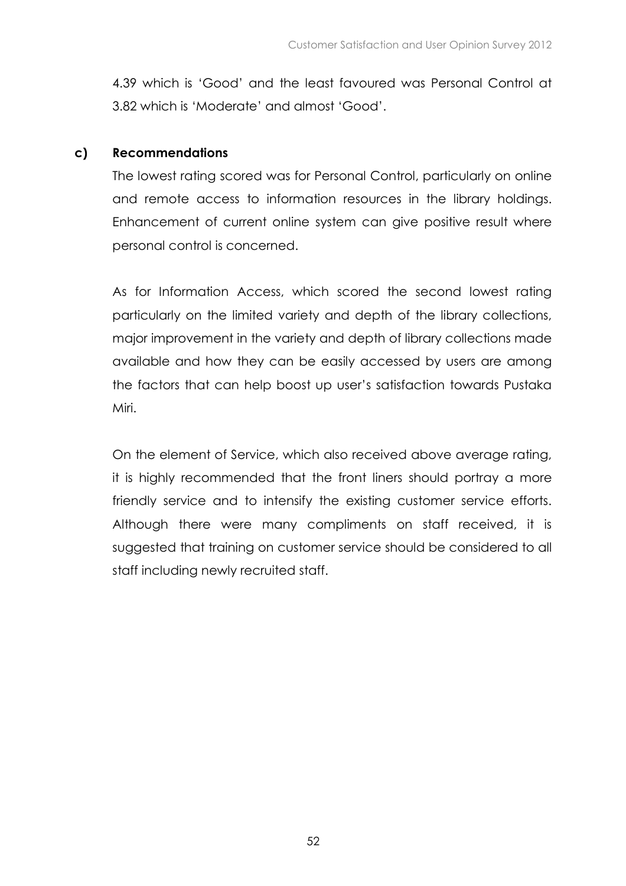4.39 which is 'Good' and the least favoured was Personal Control at 3.82 which is 'Moderate' and almost 'Good'.

**c) Recommendations**

The lowest rating scored was for Personal Control, particularly on online and remote access to information resources in the library holdings. Enhancement of current online system can give positive result where personal control is concerned.

As for Information Access, which scored the second lowest rating particularly on the limited variety and depth of the library collections, major improvement in the variety and depth of library collections made available and how they can be easily accessed by users are among the factors that can help boost up user's satisfaction towards Pustaka Miri.

On the element of Service, which also received above average rating, it is highly recommended that the front liners should portray a more friendly service and to intensify the existing customer service efforts. Although there were many compliments on staff received, it is suggested that training on customer service should be considered to all staff including newly recruited staff.